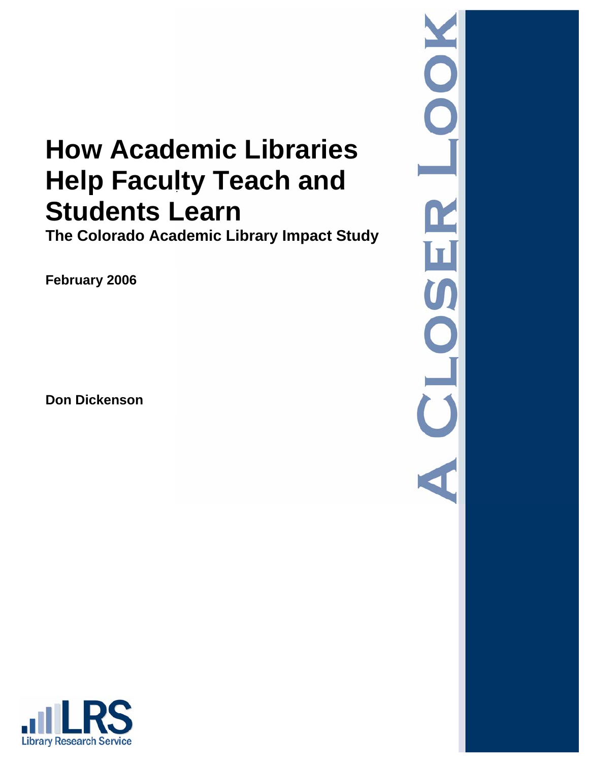# How Academic Libraries Help Faculty Teach and Students Learn

**The Colorado Academic Library Impact Study**

**February 2006**

**Don Dickenson**

A CLOSER LOOK

LRS Library Research Service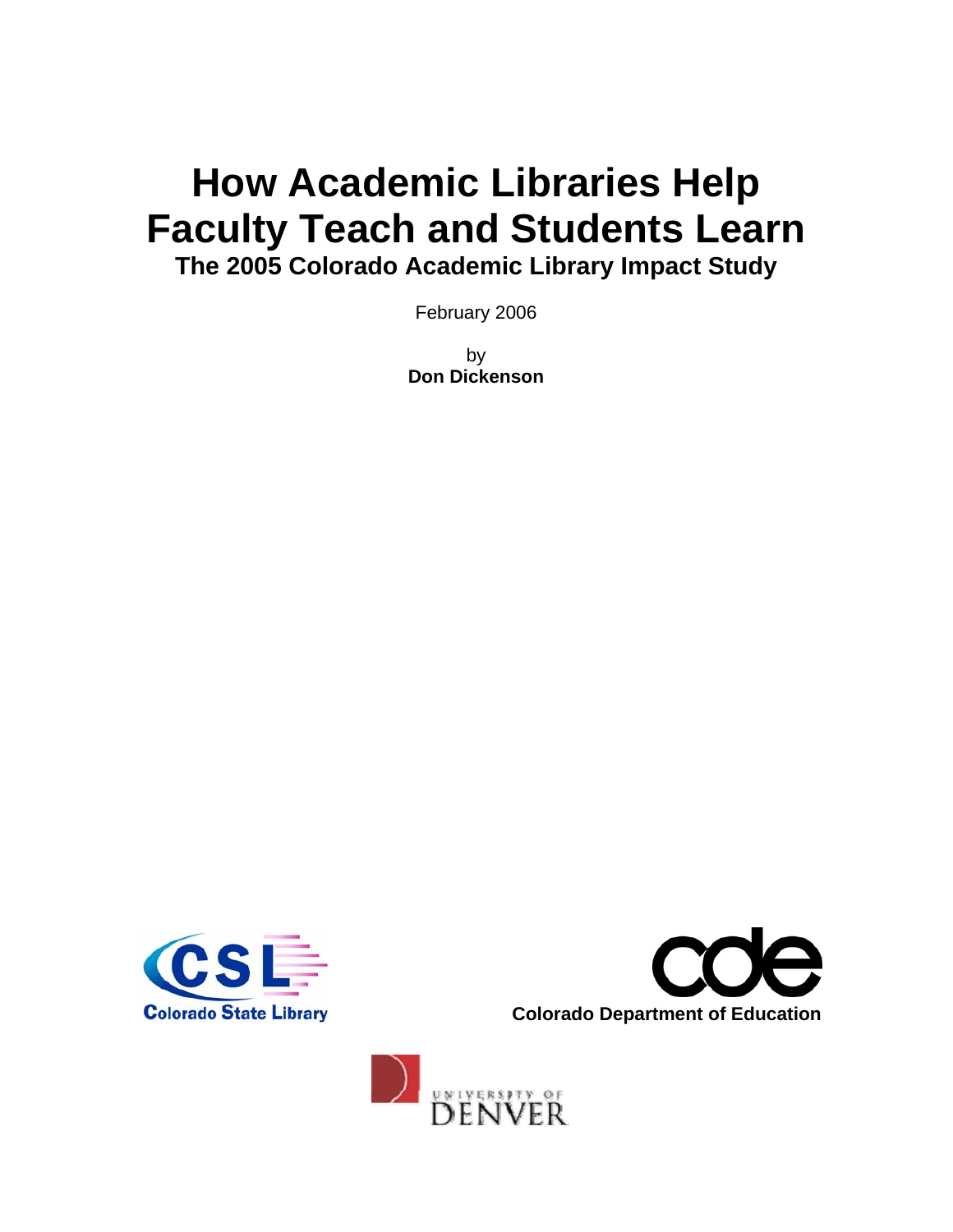# How Academic Libraries Help Faculty Teach and Students Learn

## The 2005 Colorado Academic Library Impact Study

February 2006

by
**Don Dickenson**

Colorado State Library

Colorado Department of Education

University of Denver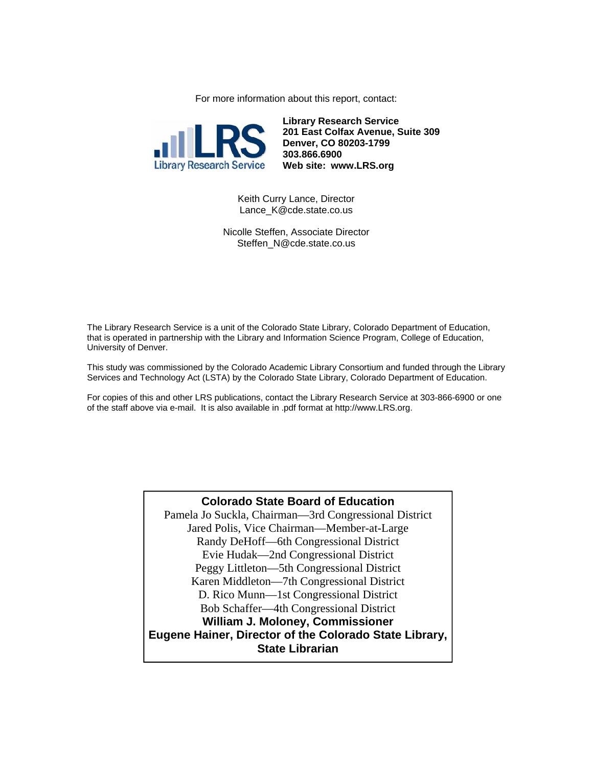For more information about this report, contact:

**Library Research Service**
**201 East Colfax Avenue, Suite 309**
**Denver, CO 80203-1799**
**303.866.6900**
**Web site: www.LRS.org**

Keith Curry Lance, Director
Lance_K@cde.state.co.us

Nicolle Steffen, Associate Director
Steffen_N@cde.state.co.us

The Library Research Service is a unit of the Colorado State Library, Colorado Department of Education, that is operated in partnership with the Library and Information Science Program, College of Education, University of Denver.

This study was commissioned by the Colorado Academic Library Consortium and funded through the Library Services and Technology Act (LSTA) by the Colorado State Library, Colorado Department of Education.

For copies of this and other LRS publications, contact the Library Research Service at 303-866-6900 or one of the staff above via e-mail. It is also available in .pdf format at http://www.LRS.org.

**Colorado State Board of Education**
Pamela Jo Suckla, Chairman—3rd Congressional District
Jared Polis, Vice Chairman—Member-at-Large
Randy DeHoff—6th Congressional District
Evie Hudak—2nd Congressional District
Peggy Littleton—5th Congressional District
Karen Middleton—7th Congressional District
D. Rico Munn—1st Congressional District
Bob Schaffer—4th Congressional District
**William J. Moloney, Commissioner**
**Eugene Hainer, Director of the Colorado State Library, State Librarian**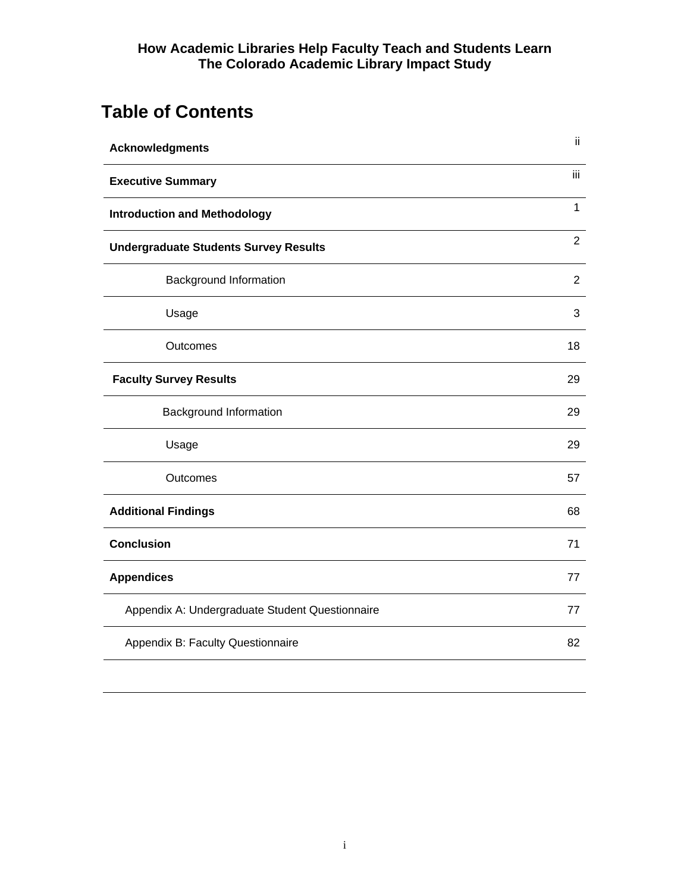**How Academic Libraries Help Faculty Teach and Students Learn**
**The Colorado Academic Library Impact Study**

# Table of Contents

| | |
|---|---|
| **Acknowledgments** | ii |
| **Executive Summary** | iii |
| **Introduction and Methodology** | 1 |
| **Undergraduate Students Survey Results** | 2 |
| Background Information | 2 |
| Usage | 3 |
| Outcomes | 18 |
| **Faculty Survey Results** | 29 |
| Background Information | 29 |
| Usage | 29 |
| Outcomes | 57 |
| **Additional Findings** | 68 |
| **Conclusion** | 71 |
| **Appendices** | 77 |
| Appendix A: Undergraduate Student Questionnaire | 77 |
| Appendix B: Faculty Questionnaire | 82 |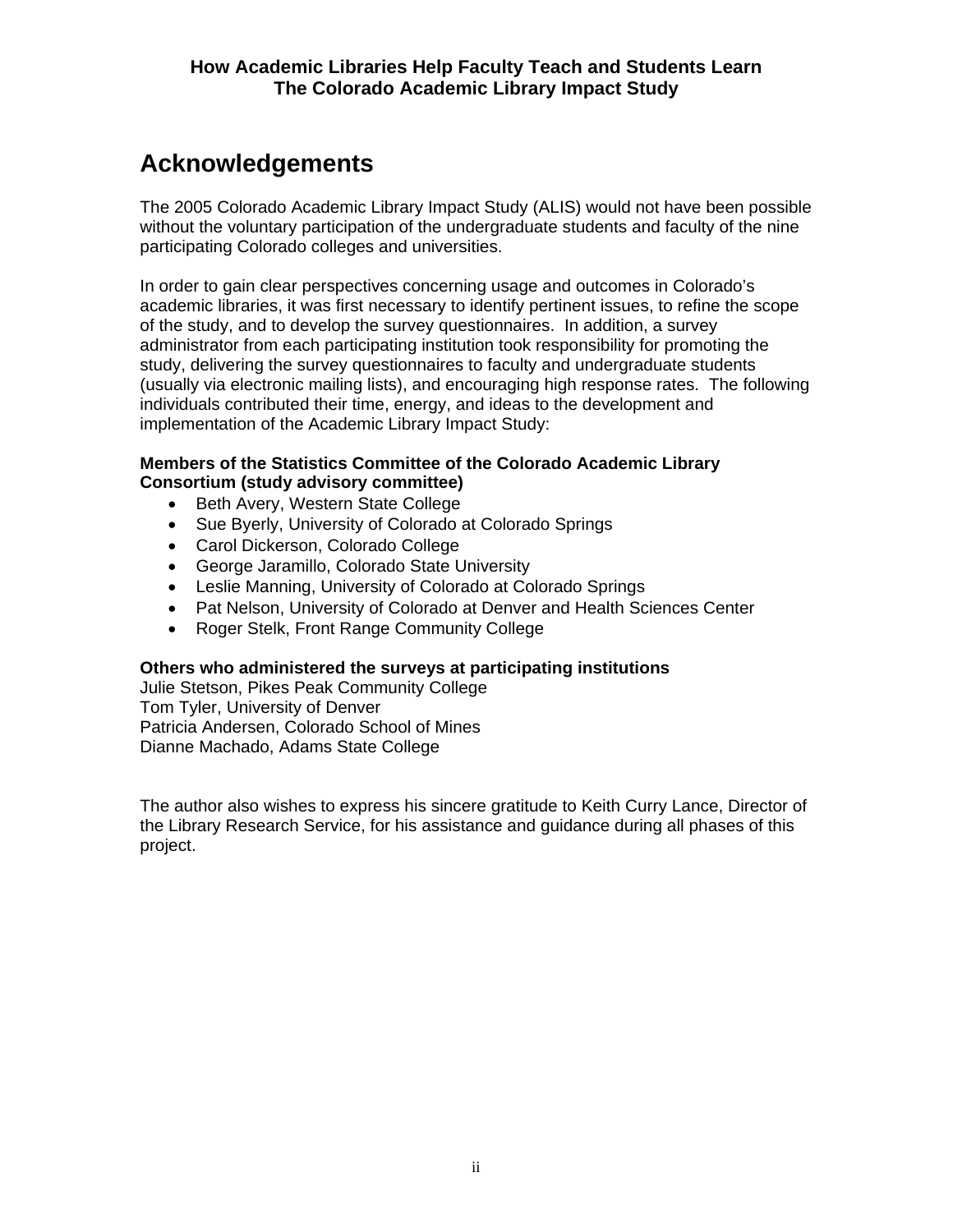# Acknowledgements

The 2005 Colorado Academic Library Impact Study (ALIS) would not have been possible without the voluntary participation of the undergraduate students and faculty of the nine participating Colorado colleges and universities.

In order to gain clear perspectives concerning usage and outcomes in Colorado's academic libraries, it was first necessary to identify pertinent issues, to refine the scope of the study, and to develop the survey questionnaires. In addition, a survey administrator from each participating institution took responsibility for promoting the study, delivering the survey questionnaires to faculty and undergraduate students (usually via electronic mailing lists), and encouraging high response rates. The following individuals contributed their time, energy, and ideas to the development and implementation of the Academic Library Impact Study:

**Members of the Statistics Committee of the Colorado Academic Library Consortium (study advisory committee)**

- Beth Avery, Western State College
- Sue Byerly, University of Colorado at Colorado Springs
- Carol Dickerson, Colorado College
- George Jaramillo, Colorado State University
- Leslie Manning, University of Colorado at Colorado Springs
- Pat Nelson, University of Colorado at Denver and Health Sciences Center
- Roger Stelk, Front Range Community College

**Others who administered the surveys at participating institutions**

Julie Stetson, Pikes Peak Community College
Tom Tyler, University of Denver
Patricia Andersen, Colorado School of Mines
Dianne Machado, Adams State College

The author also wishes to express his sincere gratitude to Keith Curry Lance, Director of the Library Research Service, for his assistance and guidance during all phases of this project.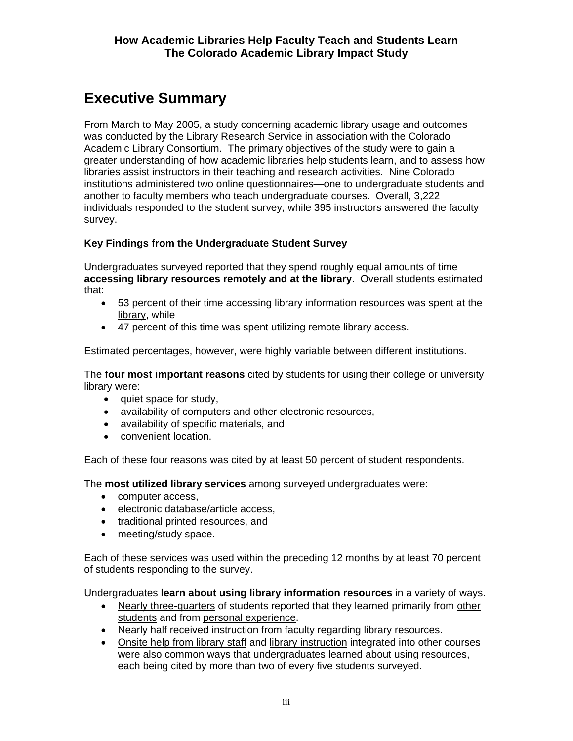**How Academic Libraries Help Faculty Teach and Students Learn**
**The Colorado Academic Library Impact Study**

# Executive Summary

From March to May 2005, a study concerning academic library usage and outcomes was conducted by the Library Research Service in association with the Colorado Academic Library Consortium. The primary objectives of the study were to gain a greater understanding of how academic libraries help students learn, and to assess how libraries assist instructors in their teaching and research activities. Nine Colorado institutions administered two online questionnaires—one to undergraduate students and another to faculty members who teach undergraduate courses. Overall, 3,222 individuals responded to the student survey, while 395 instructors answered the faculty survey.

### Key Findings from the Undergraduate Student Survey

Undergraduates surveyed reported that they spend roughly equal amounts of time **accessing library resources remotely and at the library**. Overall students estimated that:

- 53 percent of their time accessing library information resources was spent at the library, while
- 47 percent of this time was spent utilizing remote library access.

Estimated percentages, however, were highly variable between different institutions.

The **four most important reasons** cited by students for using their college or university library were:

- quiet space for study,
- availability of computers and other electronic resources,
- availability of specific materials, and
- convenient location.

Each of these four reasons was cited by at least 50 percent of student respondents.

The **most utilized library services** among surveyed undergraduates were:

- computer access,
- electronic database/article access,
- traditional printed resources, and
- meeting/study space.

Each of these services was used within the preceding 12 months by at least 70 percent of students responding to the survey.

Undergraduates **learn about using library information resources** in a variety of ways.

- Nearly three-quarters of students reported that they learned primarily from other students and from personal experience.
- Nearly half received instruction from faculty regarding library resources.
- Onsite help from library staff and library instruction integrated into other courses were also common ways that undergraduates learned about using resources, each being cited by more than two of every five students surveyed.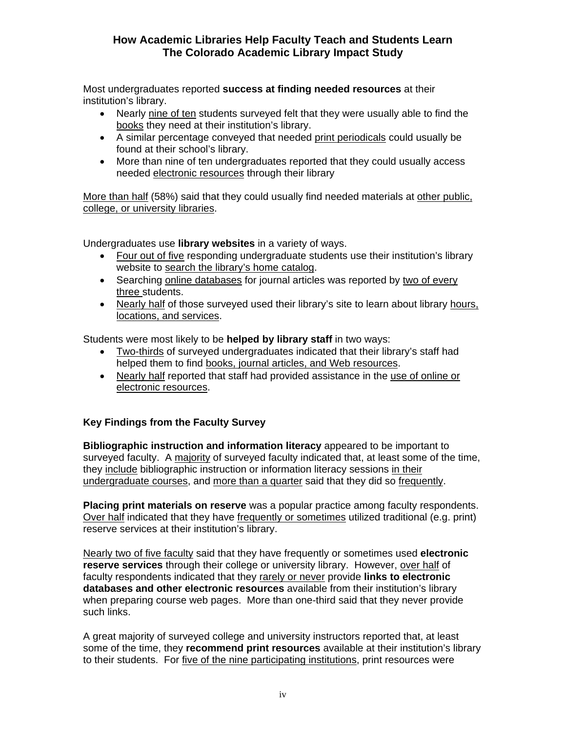Most undergraduates reported **success at finding needed resources** at their institution's library.

- Nearly <u>nine of ten</u> students surveyed felt that they were usually able to find the <u>books</u> they need at their institution's library.
- A similar percentage conveyed that needed <u>print periodicals</u> could usually be found at their school's library.
- More than nine of ten undergraduates reported that they could usually access needed <u>electronic resources</u> through their library

<u>More than half</u> (58%) said that they could usually find needed materials at <u>other public, college, or university libraries</u>.

Undergraduates use **library websites** in a variety of ways.

- <u>Four out of five</u> responding undergraduate students use their institution's library website to <u>search the library's home catalog</u>.
- Searching <u>online databases</u> for journal articles was reported by <u>two of every three</u> students.
- <u>Nearly half</u> of those surveyed used their library's site to learn about library <u>hours, locations, and services</u>.

Students were most likely to be **helped by library staff** in two ways:

- <u>Two-thirds</u> of surveyed undergraduates indicated that their library's staff had helped them to find <u>books, journal articles, and Web resources</u>.
- <u>Nearly half</u> reported that staff had provided assistance in the <u>use of online or electronic resources</u>.

### Key Findings from the Faculty Survey

**Bibliographic instruction and information literacy** appeared to be important to surveyed faculty. A <u>majority</u> of surveyed faculty indicated that, at least some of the time, they <u>include</u> bibliographic instruction or information literacy sessions <u>in their undergraduate courses</u>, and <u>more than a quarter</u> said that they did so <u>frequently</u>.

**Placing print materials on reserve** was a popular practice among faculty respondents. <u>Over half</u> indicated that they have <u>frequently or sometimes</u> utilized traditional (e.g. print) reserve services at their institution's library.

<u>Nearly two of five faculty</u> said that they have frequently or sometimes used **electronic reserve services** through their college or university library. However, <u>over half</u> of faculty respondents indicated that they <u>rarely or never</u> provide **links to electronic databases and other electronic resources** available from their institution's library when preparing course web pages. More than one-third said that they never provide such links.

A great majority of surveyed college and university instructors reported that, at least some of the time, they **recommend print resources** available at their institution's library to their students. For <u>five of the nine participating institutions</u>, print resources were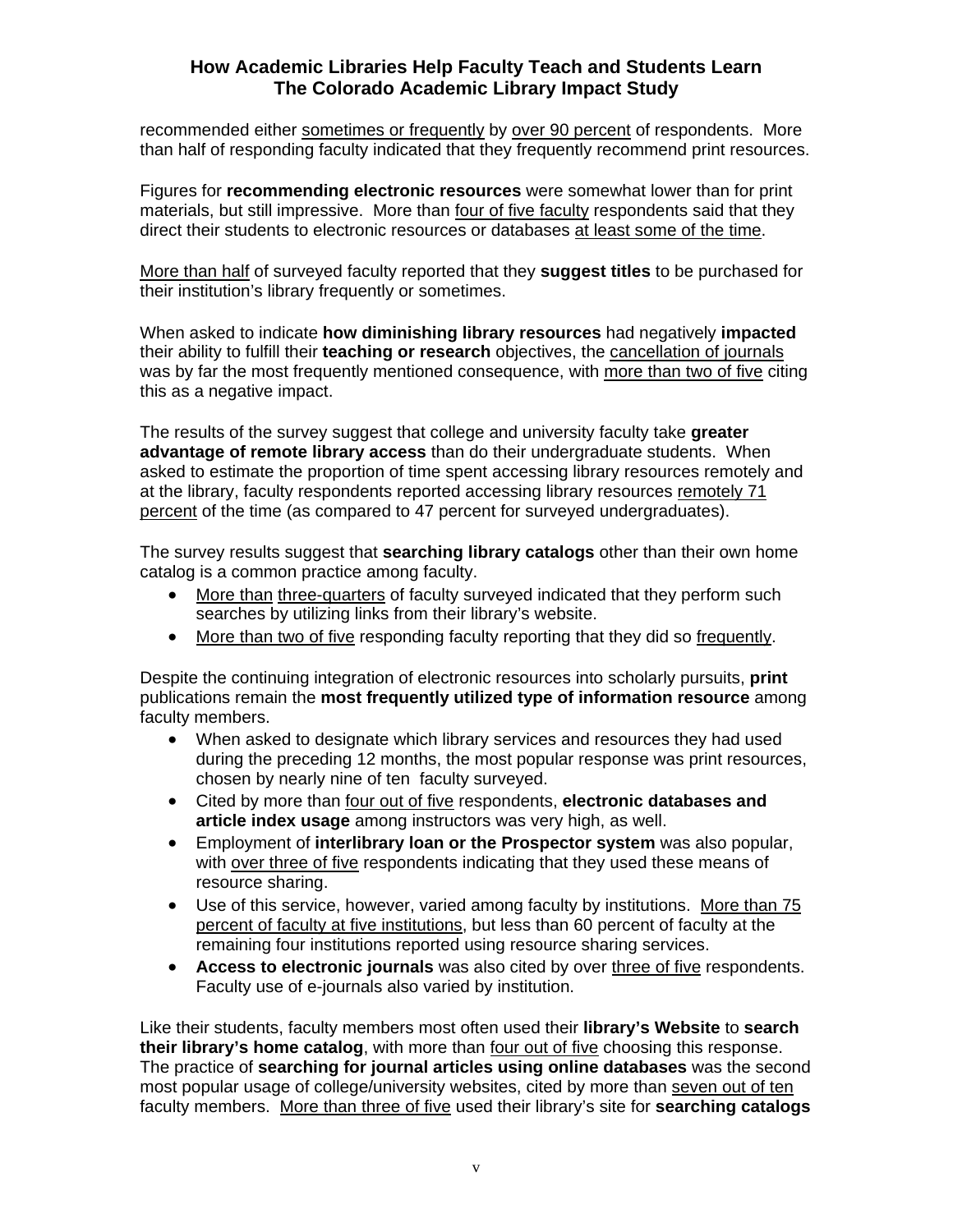recommended either sometimes or frequently by over 90 percent of respondents. More than half of responding faculty indicated that they frequently recommend print resources.

Figures for **recommending electronic resources** were somewhat lower than for print materials, but still impressive. More than four of five faculty respondents said that they direct their students to electronic resources or databases at least some of the time.

More than half of surveyed faculty reported that they **suggest titles** to be purchased for their institution's library frequently or sometimes.

When asked to indicate **how diminishing library resources** had negatively **impacted** their ability to fulfill their **teaching or research** objectives, the cancellation of journals was by far the most frequently mentioned consequence, with more than two of five citing this as a negative impact.

The results of the survey suggest that college and university faculty take **greater advantage of remote library access** than do their undergraduate students. When asked to estimate the proportion of time spent accessing library resources remotely and at the library, faculty respondents reported accessing library resources remotely 71 percent of the time (as compared to 47 percent for surveyed undergraduates).

The survey results suggest that **searching library catalogs** other than their own home catalog is a common practice among faculty.

- More than three-quarters of faculty surveyed indicated that they perform such searches by utilizing links from their library's website.
- More than two of five responding faculty reporting that they did so frequently.

Despite the continuing integration of electronic resources into scholarly pursuits, **print** publications remain the **most frequently utilized type of information resource** among faculty members.

- When asked to designate which library services and resources they had used during the preceding 12 months, the most popular response was print resources, chosen by nearly nine of ten faculty surveyed.
- Cited by more than four out of five respondents, **electronic databases and article index usage** among instructors was very high, as well.
- Employment of **interlibrary loan or the Prospector system** was also popular, with over three of five respondents indicating that they used these means of resource sharing.
- Use of this service, however, varied among faculty by institutions. More than 75 percent of faculty at five institutions, but less than 60 percent of faculty at the remaining four institutions reported using resource sharing services.
- **Access to electronic journals** was also cited by over three of five respondents. Faculty use of e-journals also varied by institution.

Like their students, faculty members most often used their **library's Website** to **search their library's home catalog**, with more than four out of five choosing this response. The practice of **searching for journal articles using online databases** was the second most popular usage of college/university websites, cited by more than seven out of ten faculty members. More than three of five used their library's site for **searching catalogs**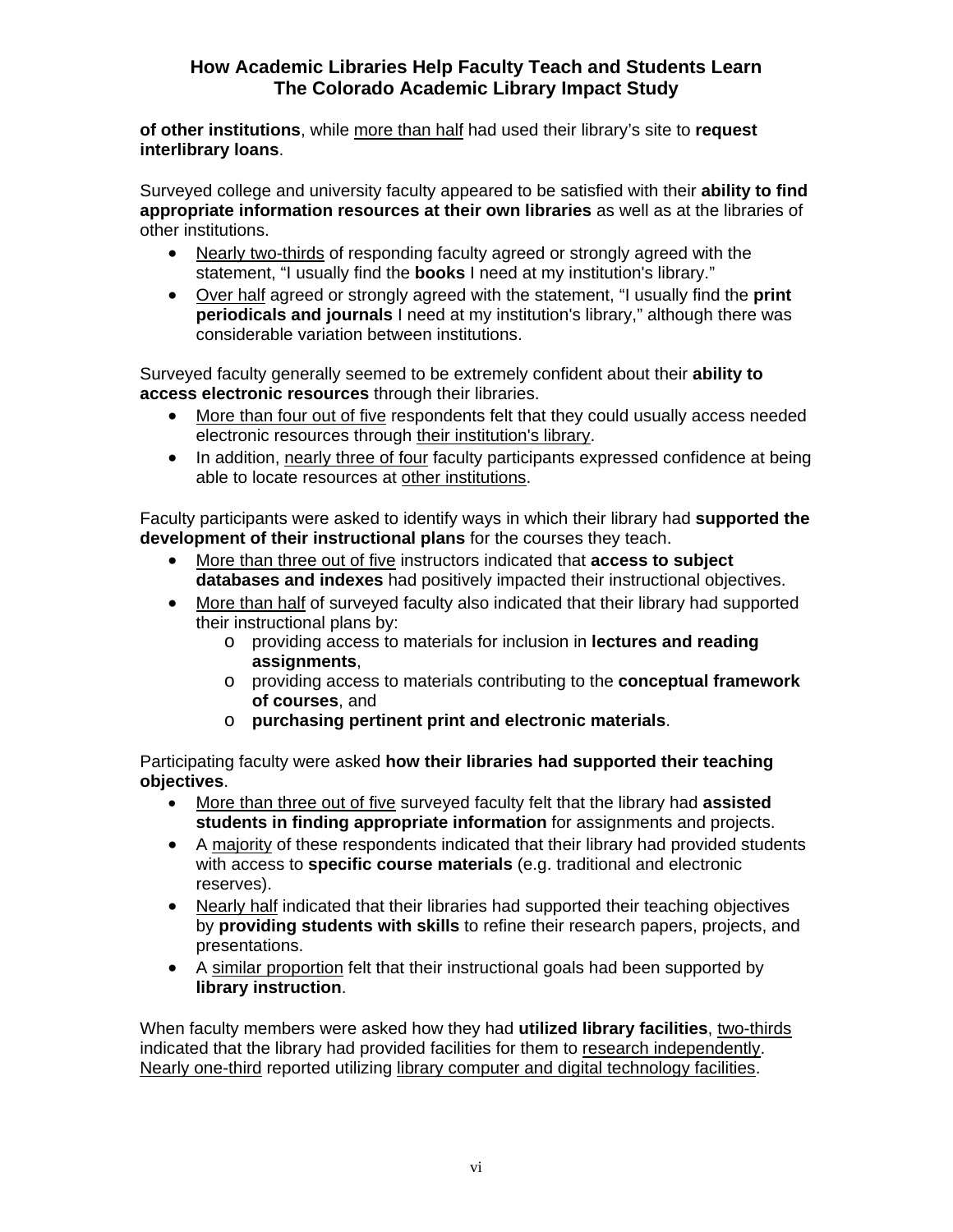**of other institutions**, while more than half had used their library's site to **request interlibrary loans**.

Surveyed college and university faculty appeared to be satisfied with their **ability to find appropriate information resources at their own libraries** as well as at the libraries of other institutions.

- Nearly two-thirds of responding faculty agreed or strongly agreed with the statement, "I usually find the **books** I need at my institution's library."
- Over half agreed or strongly agreed with the statement, "I usually find the **print periodicals and journals** I need at my institution's library," although there was considerable variation between institutions.

Surveyed faculty generally seemed to be extremely confident about their **ability to access electronic resources** through their libraries.

- More than four out of five respondents felt that they could usually access needed electronic resources through their institution's library.
- In addition, nearly three of four faculty participants expressed confidence at being able to locate resources at other institutions.

Faculty participants were asked to identify ways in which their library had **supported the development of their instructional plans** for the courses they teach.

- More than three out of five instructors indicated that **access to subject databases and indexes** had positively impacted their instructional objectives.
- More than half of surveyed faculty also indicated that their library had supported their instructional plans by:
  - providing access to materials for inclusion in **lectures and reading assignments**,
  - providing access to materials contributing to the **conceptual framework of courses**, and
  - **purchasing pertinent print and electronic materials**.

Participating faculty were asked **how their libraries had supported their teaching objectives**.

- More than three out of five surveyed faculty felt that the library had **assisted students in finding appropriate information** for assignments and projects.
- A majority of these respondents indicated that their library had provided students with access to **specific course materials** (e.g. traditional and electronic reserves).
- Nearly half indicated that their libraries had supported their teaching objectives by **providing students with skills** to refine their research papers, projects, and presentations.
- A similar proportion felt that their instructional goals had been supported by **library instruction**.

When faculty members were asked how they had **utilized library facilities**, two-thirds indicated that the library had provided facilities for them to research independently. Nearly one-third reported utilizing library computer and digital technology facilities.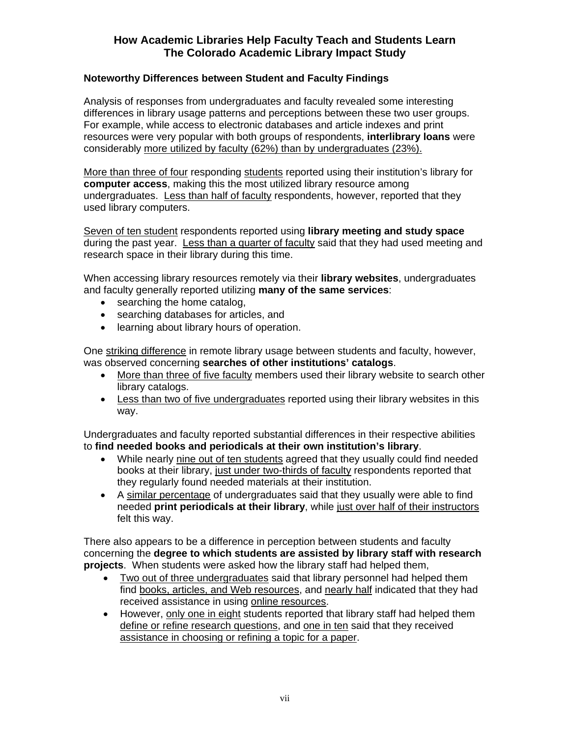# How Academic Libraries Help Faculty Teach and Students Learn
# The Colorado Academic Library Impact Study

### Noteworthy Differences between Student and Faculty Findings

Analysis of responses from undergraduates and faculty revealed some interesting differences in library usage patterns and perceptions between these two user groups. For example, while access to electronic databases and article indexes and print resources were very popular with both groups of respondents, **interlibrary loans** were considerably more utilized by faculty (62%) than by undergraduates (23%).

More than three of four responding students reported using their institution's library for **computer access**, making this the most utilized library resource among undergraduates. Less than half of faculty respondents, however, reported that they used library computers.

Seven of ten student respondents reported using **library meeting and study space** during the past year. Less than a quarter of faculty said that they had used meeting and research space in their library during this time.

When accessing library resources remotely via their **library websites**, undergraduates and faculty generally reported utilizing **many of the same services**:

- searching the home catalog,
- searching databases for articles, and
- learning about library hours of operation.

One striking difference in remote library usage between students and faculty, however, was observed concerning **searches of other institutions' catalogs**.

- More than three of five faculty members used their library website to search other library catalogs.
- Less than two of five undergraduates reported using their library websites in this way.

Undergraduates and faculty reported substantial differences in their respective abilities to **find needed books and periodicals at their own institution's library**.

- While nearly nine out of ten students agreed that they usually could find needed books at their library, just under two-thirds of faculty respondents reported that they regularly found needed materials at their institution.
- A similar percentage of undergraduates said that they usually were able to find needed **print periodicals at their library**, while just over half of their instructors felt this way.

There also appears to be a difference in perception between students and faculty concerning the **degree to which students are assisted by library staff with research projects**. When students were asked how the library staff had helped them,

- Two out of three undergraduates said that library personnel had helped them find books, articles, and Web resources, and nearly half indicated that they had received assistance in using online resources.
- However, only one in eight students reported that library staff had helped them define or refine research questions, and one in ten said that they received assistance in choosing or refining a topic for a paper.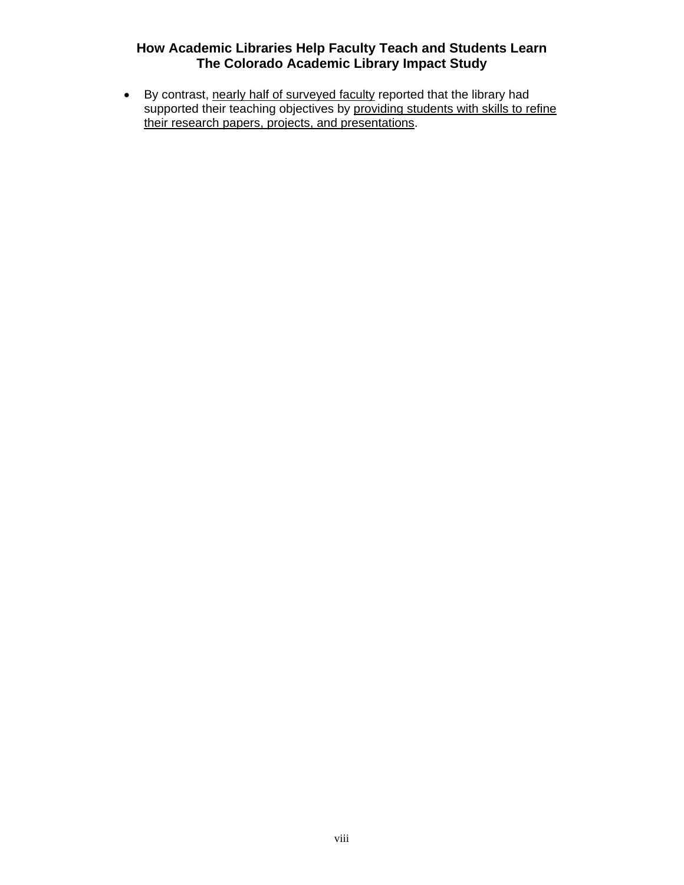- By contrast, <u>nearly half of surveyed faculty</u> reported that the library had supported their teaching objectives by <u>providing students with skills to refine their research papers, projects, and presentations</u>.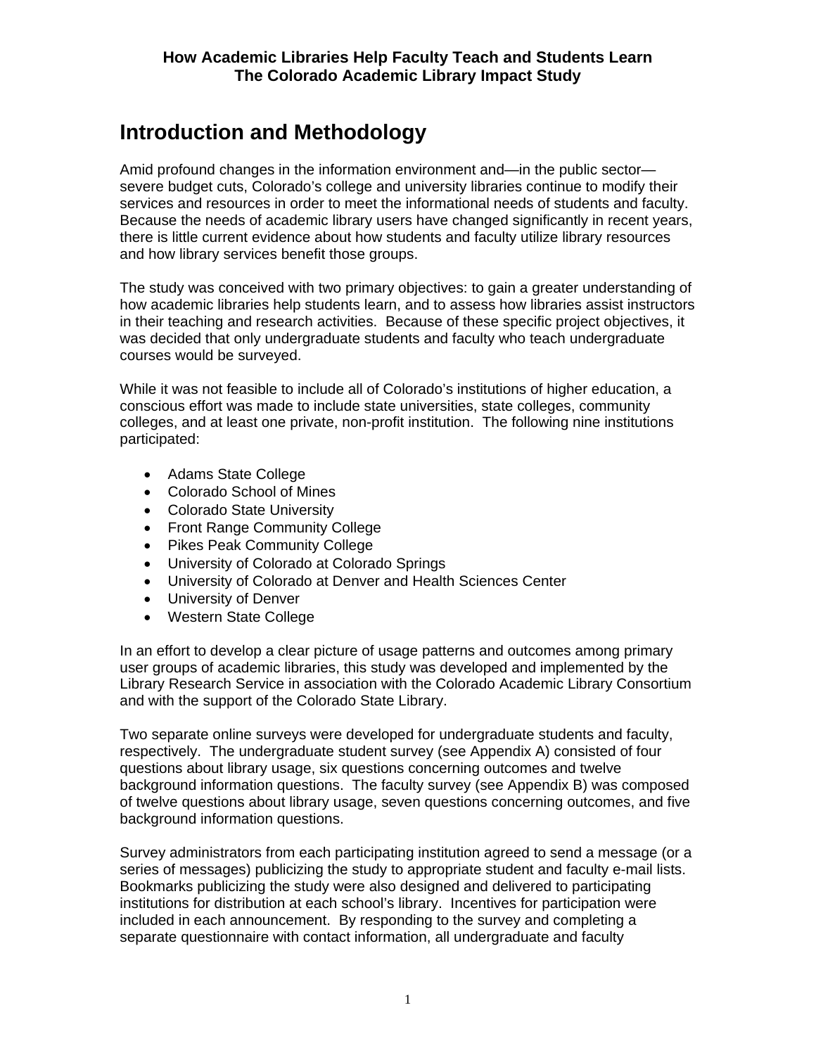**How Academic Libraries Help Faculty Teach and Students Learn**
**The Colorado Academic Library Impact Study**

# Introduction and Methodology

Amid profound changes in the information environment and—in the public sector—severe budget cuts, Colorado's college and university libraries continue to modify their services and resources in order to meet the informational needs of students and faculty. Because the needs of academic library users have changed significantly in recent years, there is little current evidence about how students and faculty utilize library resources and how library services benefit those groups.

The study was conceived with two primary objectives: to gain a greater understanding of how academic libraries help students learn, and to assess how libraries assist instructors in their teaching and research activities. Because of these specific project objectives, it was decided that only undergraduate students and faculty who teach undergraduate courses would be surveyed.

While it was not feasible to include all of Colorado's institutions of higher education, a conscious effort was made to include state universities, state colleges, community colleges, and at least one private, non-profit institution. The following nine institutions participated:

- Adams State College
- Colorado School of Mines
- Colorado State University
- Front Range Community College
- Pikes Peak Community College
- University of Colorado at Colorado Springs
- University of Colorado at Denver and Health Sciences Center
- University of Denver
- Western State College

In an effort to develop a clear picture of usage patterns and outcomes among primary user groups of academic libraries, this study was developed and implemented by the Library Research Service in association with the Colorado Academic Library Consortium and with the support of the Colorado State Library.

Two separate online surveys were developed for undergraduate students and faculty, respectively. The undergraduate student survey (see Appendix A) consisted of four questions about library usage, six questions concerning outcomes and twelve background information questions. The faculty survey (see Appendix B) was composed of twelve questions about library usage, seven questions concerning outcomes, and five background information questions.

Survey administrators from each participating institution agreed to send a message (or a series of messages) publicizing the study to appropriate student and faculty e-mail lists. Bookmarks publicizing the study were also designed and delivered to participating institutions for distribution at each school's library. Incentives for participation were included in each announcement. By responding to the survey and completing a separate questionnaire with contact information, all undergraduate and faculty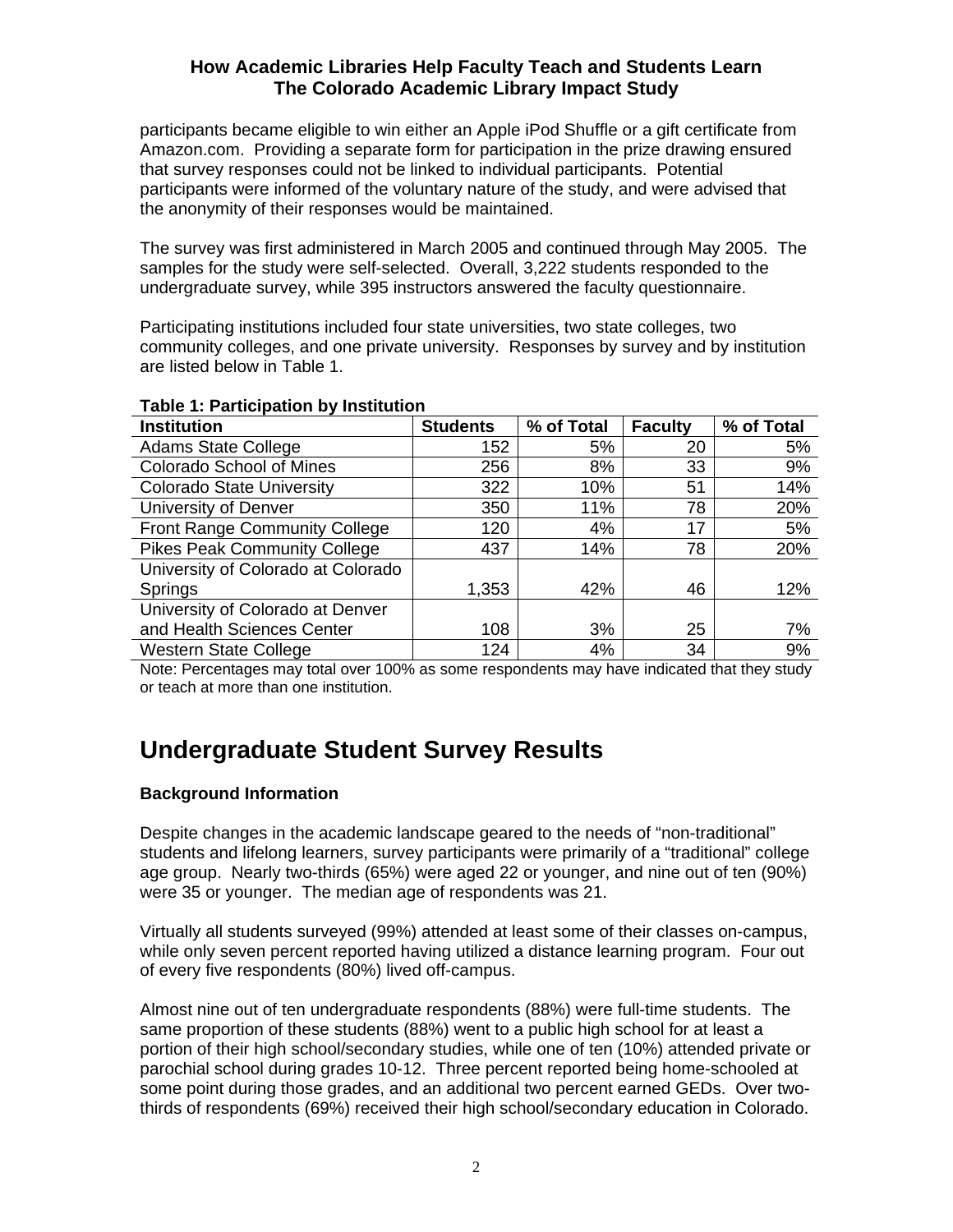participants became eligible to win either an Apple iPod Shuffle or a gift certificate from Amazon.com. Providing a separate form for participation in the prize drawing ensured that survey responses could not be linked to individual participants. Potential participants were informed of the voluntary nature of the study, and were advised that the anonymity of their responses would be maintained.

The survey was first administered in March 2005 and continued through May 2005. The samples for the study were self-selected. Overall, 3,222 students responded to the undergraduate survey, while 395 instructors answered the faculty questionnaire.

Participating institutions included four state universities, two state colleges, two community colleges, and one private university. Responses by survey and by institution are listed below in Table 1.

**Table 1: Participation by Institution**

| Institution | Students | % of Total | Faculty | % of Total |
|---|---|---|---|---|
| Adams State College | 152 | 5% | 20 | 5% |
| Colorado School of Mines | 256 | 8% | 33 | 9% |
| Colorado State University | 322 | 10% | 51 | 14% |
| University of Denver | 350 | 11% | 78 | 20% |
| Front Range Community College | 120 | 4% | 17 | 5% |
| Pikes Peak Community College | 437 | 14% | 78 | 20% |
| University of Colorado at Colorado Springs | 1,353 | 42% | 46 | 12% |
| University of Colorado at Denver and Health Sciences Center | 108 | 3% | 25 | 7% |
| Western State College | 124 | 4% | 34 | 9% |

Note: Percentages may total over 100% as some respondents may have indicated that they study or teach at more than one institution.

# Undergraduate Student Survey Results

### Background Information

Despite changes in the academic landscape geared to the needs of "non-traditional" students and lifelong learners, survey participants were primarily of a "traditional" college age group. Nearly two-thirds (65%) were aged 22 or younger, and nine out of ten (90%) were 35 or younger. The median age of respondents was 21.

Virtually all students surveyed (99%) attended at least some of their classes on-campus, while only seven percent reported having utilized a distance learning program. Four out of every five respondents (80%) lived off-campus.

Almost nine out of ten undergraduate respondents (88%) were full-time students. The same proportion of these students (88%) went to a public high school for at least a portion of their high school/secondary studies, while one of ten (10%) attended private or parochial school during grades 10-12. Three percent reported being home-schooled at some point during those grades, and an additional two percent earned GEDs. Over two-thirds of respondents (69%) received their high school/secondary education in Colorado.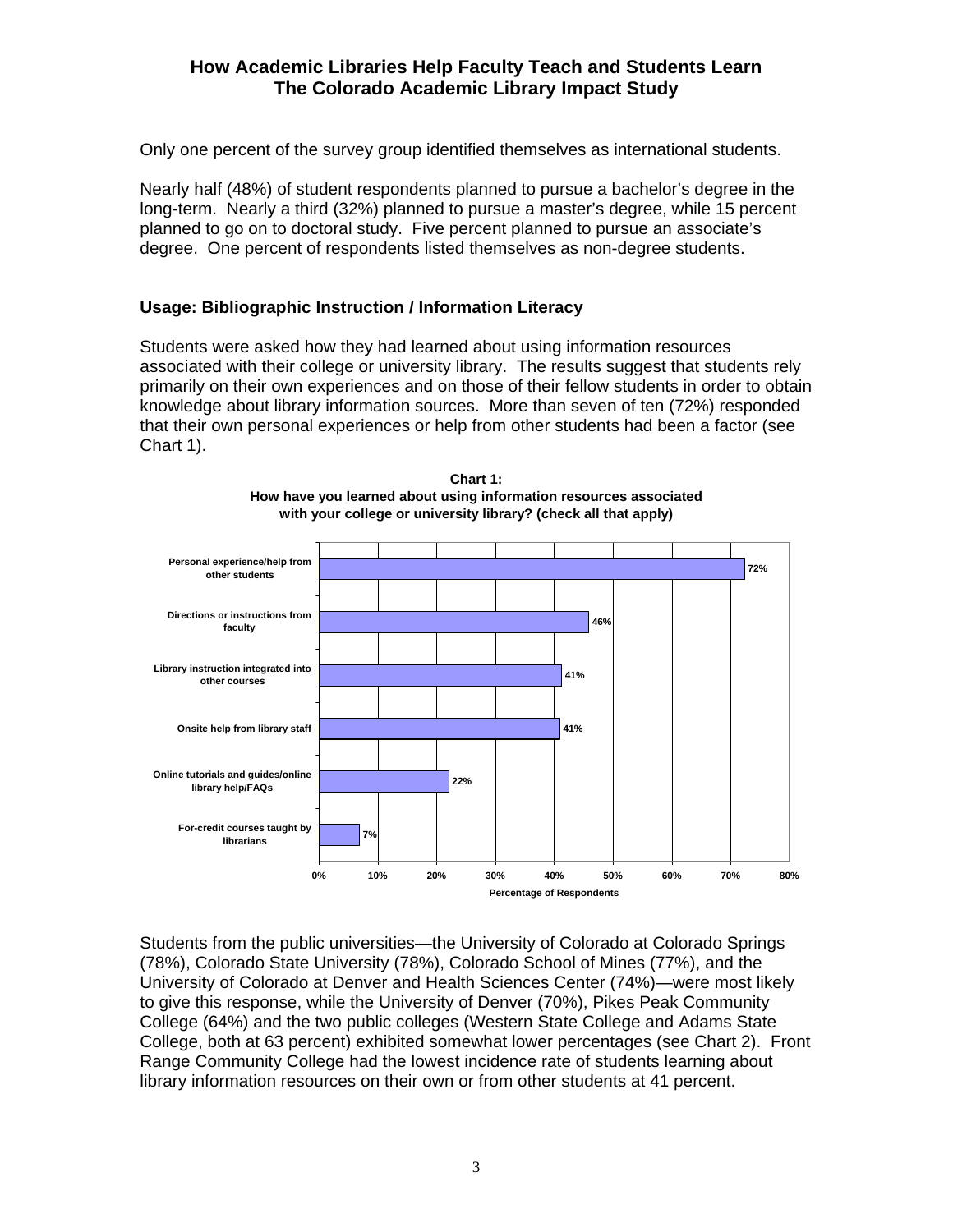Only one percent of the survey group identified themselves as international students.

Nearly half (48%) of student respondents planned to pursue a bachelor's degree in the long-term. Nearly a third (32%) planned to pursue a master's degree, while 15 percent planned to go on to doctoral study. Five percent planned to pursue an associate's degree. One percent of respondents listed themselves as non-degree students.

### Usage: Bibliographic Instruction / Information Literacy

Students were asked how they had learned about using information resources associated with their college or university library. The results suggest that students rely primarily on their own experiences and on those of their fellow students in order to obtain knowledge about library information sources. More than seven of ten (72%) responded that their own personal experiences or help from other students had been a factor (see Chart 1).

**Chart 1:**
**How have you learned about using information resources associated with your college or university library? (check all that apply)**

| Response | Percentage of Respondents |
| --- | --- |
| Personal experience/help from other students | 72% |
| Directions or instructions from faculty | 46% |
| Library instruction integrated into other courses | 41% |
| Onsite help from library staff | 41% |
| Online tutorials and guides/online library help/FAQs | 22% |
| For-credit courses taught by librarians | 7% |

Students from the public universities—the University of Colorado at Colorado Springs (78%), Colorado State University (78%), Colorado School of Mines (77%), and the University of Colorado at Denver and Health Sciences Center (74%)—were most likely to give this response, while the University of Denver (70%), Pikes Peak Community College (64%) and the two public colleges (Western State College and Adams State College, both at 63 percent) exhibited somewhat lower percentages (see Chart 2). Front Range Community College had the lowest incidence rate of students learning about library information resources on their own or from other students at 41 percent.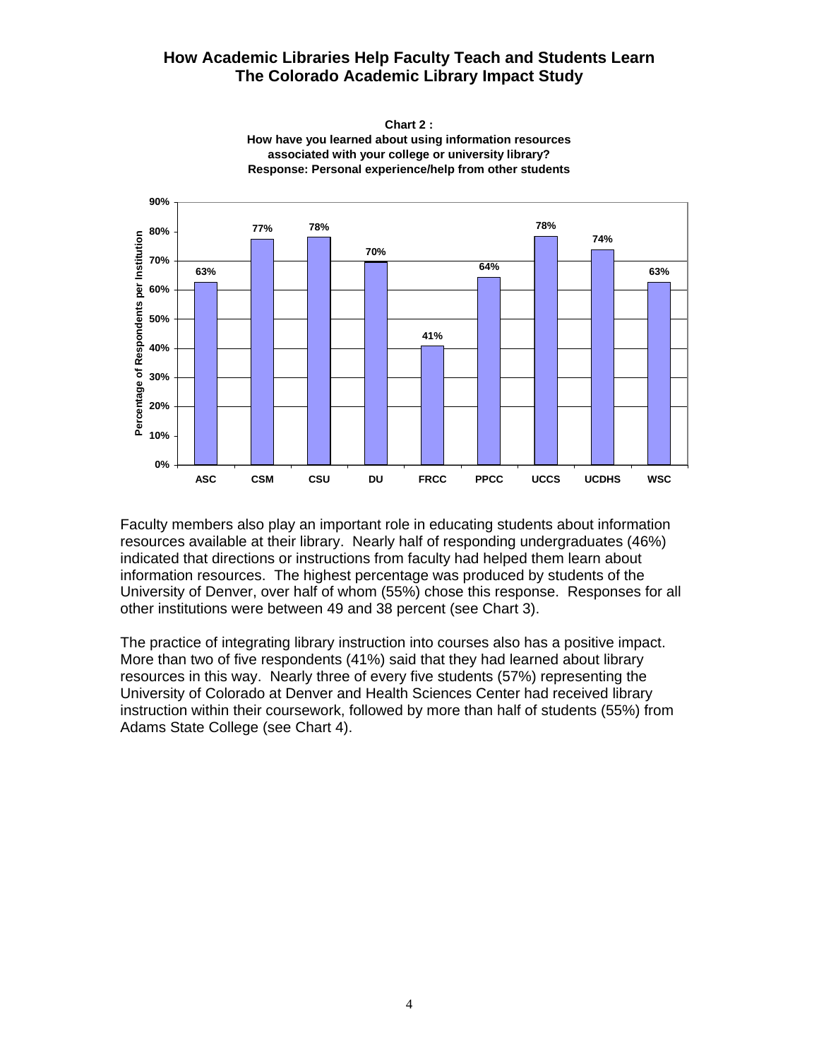**Chart 2 :**
**How have you learned about using information resources associated with your college or university library?**
**Response: Personal experience/help from other students**

| Institution | Percentage of Respondents per Institution |
|---|---|
| ASC | 63% |
| CSM | 77% |
| CSU | 78% |
| DU | 70% |
| FRCC | 41% |
| PPCC | 64% |
| UCCS | 78% |
| UCDHS | 74% |
| WSC | 63% |

Faculty members also play an important role in educating students about information resources available at their library. Nearly half of responding undergraduates (46%) indicated that directions or instructions from faculty had helped them learn about information resources. The highest percentage was produced by students of the University of Denver, over half of whom (55%) chose this response. Responses for all other institutions were between 49 and 38 percent (see Chart 3).

The practice of integrating library instruction into courses also has a positive impact. More than two of five respondents (41%) said that they had learned about library resources in this way. Nearly three of every five students (57%) representing the University of Colorado at Denver and Health Sciences Center had received library instruction within their coursework, followed by more than half of students (55%) from Adams State College (see Chart 4).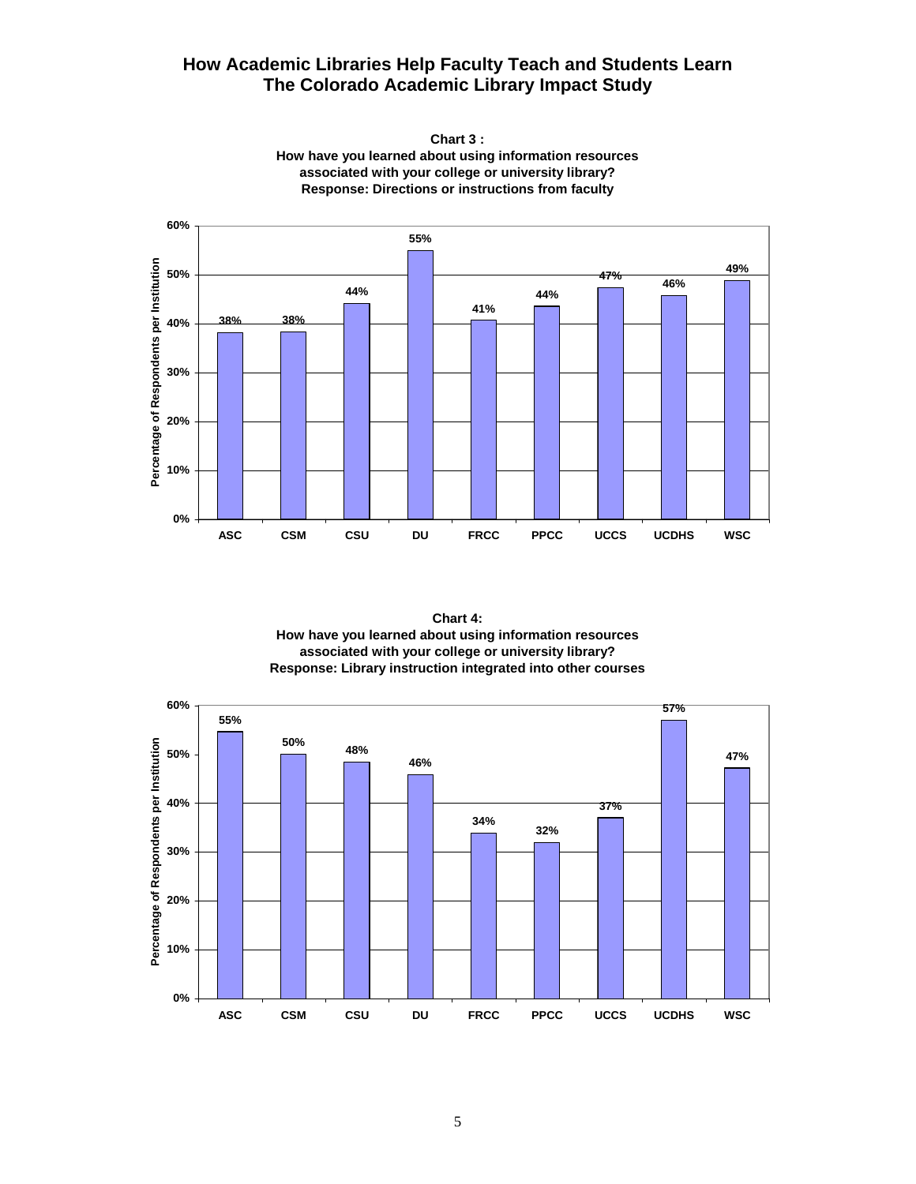## Chart 3 :
**How have you learned about using information resources associated with your college or university library?**
**Response: Directions or instructions from faculty**

| Institution | Percentage of Respondents per Institution |
|---|---|
| ASC | 38% |
| CSM | 38% |
| CSU | 44% |
| DU | 55% |
| FRCC | 41% |
| PPCC | 44% |
| UCCS | 47% |
| UCDHS | 46% |
| WSC | 49% |

## Chart 4:
**How have you learned about using information resources associated with your college or university library?**
**Response: Library instruction integrated into other courses**

| Institution | Percentage of Respondents per Institution |
|---|---|
| ASC | 55% |
| CSM | 50% |
| CSU | 48% |
| DU | 46% |
| FRCC | 34% |
| PPCC | 32% |
| UCCS | 37% |
| UCDHS | 57% |
| WSC | 47% |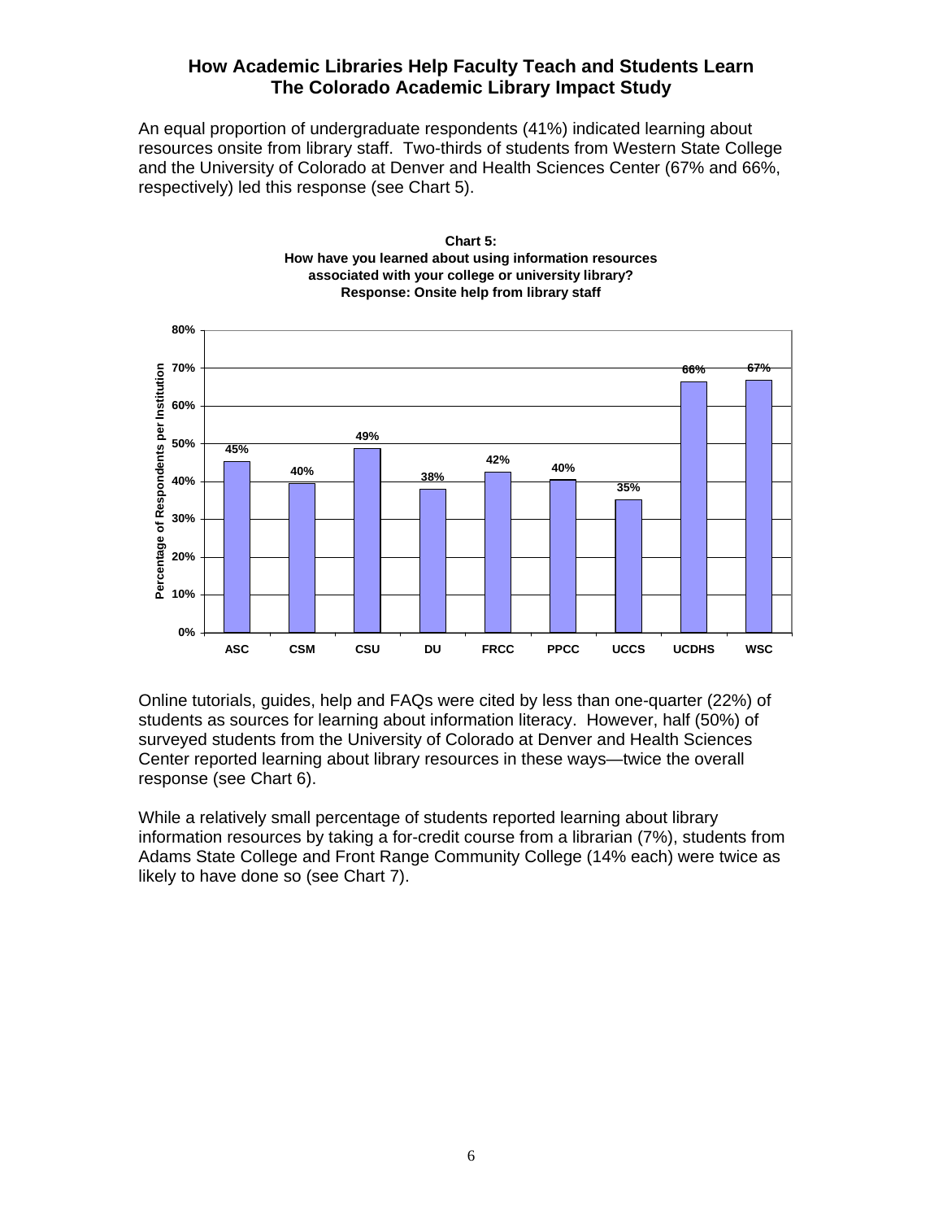An equal proportion of undergraduate respondents (41%) indicated learning about resources onsite from library staff. Two-thirds of students from Western State College and the University of Colorado at Denver and Health Sciences Center (67% and 66%, respectively) led this response (see Chart 5).

**Chart 5:**
**How have you learned about using information resources associated with your college or university library?**
**Response: Onsite help from library staff**

| Institution | Percentage of Respondents per Institution |
|---|---|
| ASC | 45% |
| CSM | 40% |
| CSU | 49% |
| DU | 38% |
| FRCC | 42% |
| PPCC | 40% |
| UCCS | 35% |
| UCDHS | 66% |
| WSC | 67% |

Online tutorials, guides, help and FAQs were cited by less than one-quarter (22%) of students as sources for learning about information literacy. However, half (50%) of surveyed students from the University of Colorado at Denver and Health Sciences Center reported learning about library resources in these ways—twice the overall response (see Chart 6).

While a relatively small percentage of students reported learning about library information resources by taking a for-credit course from a librarian (7%), students from Adams State College and Front Range Community College (14% each) were twice as likely to have done so (see Chart 7).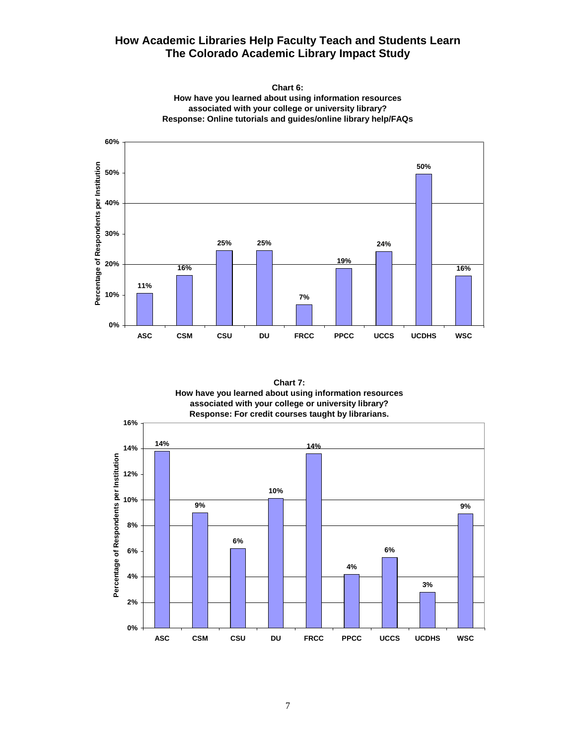# How Academic Libraries Help Faculty Teach and Students Learn
# The Colorado Academic Library Impact Study

**Chart 6:**
**How have you learned about using information resources associated with your college or university library?**
**Response: Online tutorials and guides/online library help/FAQs**

| Institution | Percentage of Respondents per Institution |
| --- | --- |
| ASC | 11% |
| CSM | 16% |
| CSU | 25% |
| DU | 25% |
| FRCC | 7% |
| PPCC | 19% |
| UCCS | 24% |
| UCDHS | 50% |
| WSC | 16% |

**Chart 7:**
**How have you learned about using information resources associated with your college or university library?**
**Response: For credit courses taught by librarians.**

| Institution | Percentage of Respondents per Institution |
| --- | --- |
| ASC | 14% |
| CSM | 9% |
| CSU | 6% |
| DU | 10% |
| FRCC | 14% |
| PPCC | 4% |
| UCCS | 6% |
| UCDHS | 3% |
| WSC | 9% |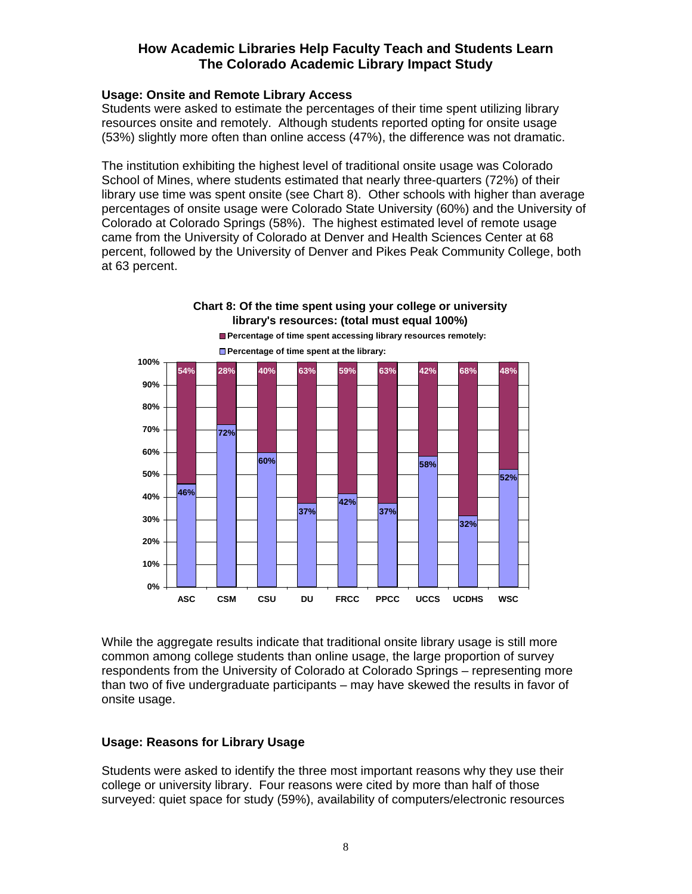## Usage: Onsite and Remote Library Access

Students were asked to estimate the percentages of their time spent utilizing library resources onsite and remotely. Although students reported opting for onsite usage (53%) slightly more often than online access (47%), the difference was not dramatic.

The institution exhibiting the highest level of traditional onsite usage was Colorado School of Mines, where students estimated that nearly three-quarters (72%) of their library use time was spent onsite (see Chart 8). Other schools with higher than average percentages of onsite usage were Colorado State University (60%) and the University of Colorado at Colorado Springs (58%). The highest estimated level of remote usage came from the University of Colorado at Denver and Health Sciences Center at 68 percent, followed by the University of Denver and Pikes Peak Community College, both at 63 percent.

**Chart 8: Of the time spent using your college or university library's resources: (total must equal 100%)**

| | ASC | CSM | CSU | DU | FRCC | PPCC | UCCS | UCDHS | WSC |
|---|---|---|---|---|---|---|---|---|---|
| Percentage of time spent accessing library resources remotely: | 54% | 28% | 40% | 63% | 59% | 63% | 42% | 68% | 48% |
| Percentage of time spent at the library: | 46% | 72% | 60% | 37% | 42% | 37% | 58% | 32% | 52% |

While the aggregate results indicate that traditional onsite library usage is still more common among college students than online usage, the large proportion of survey respondents from the University of Colorado at Colorado Springs – representing more than two of five undergraduate participants – may have skewed the results in favor of onsite usage.

## Usage: Reasons for Library Usage

Students were asked to identify the three most important reasons why they use their college or university library. Four reasons were cited by more than half of those surveyed: quiet space for study (59%), availability of computers/electronic resources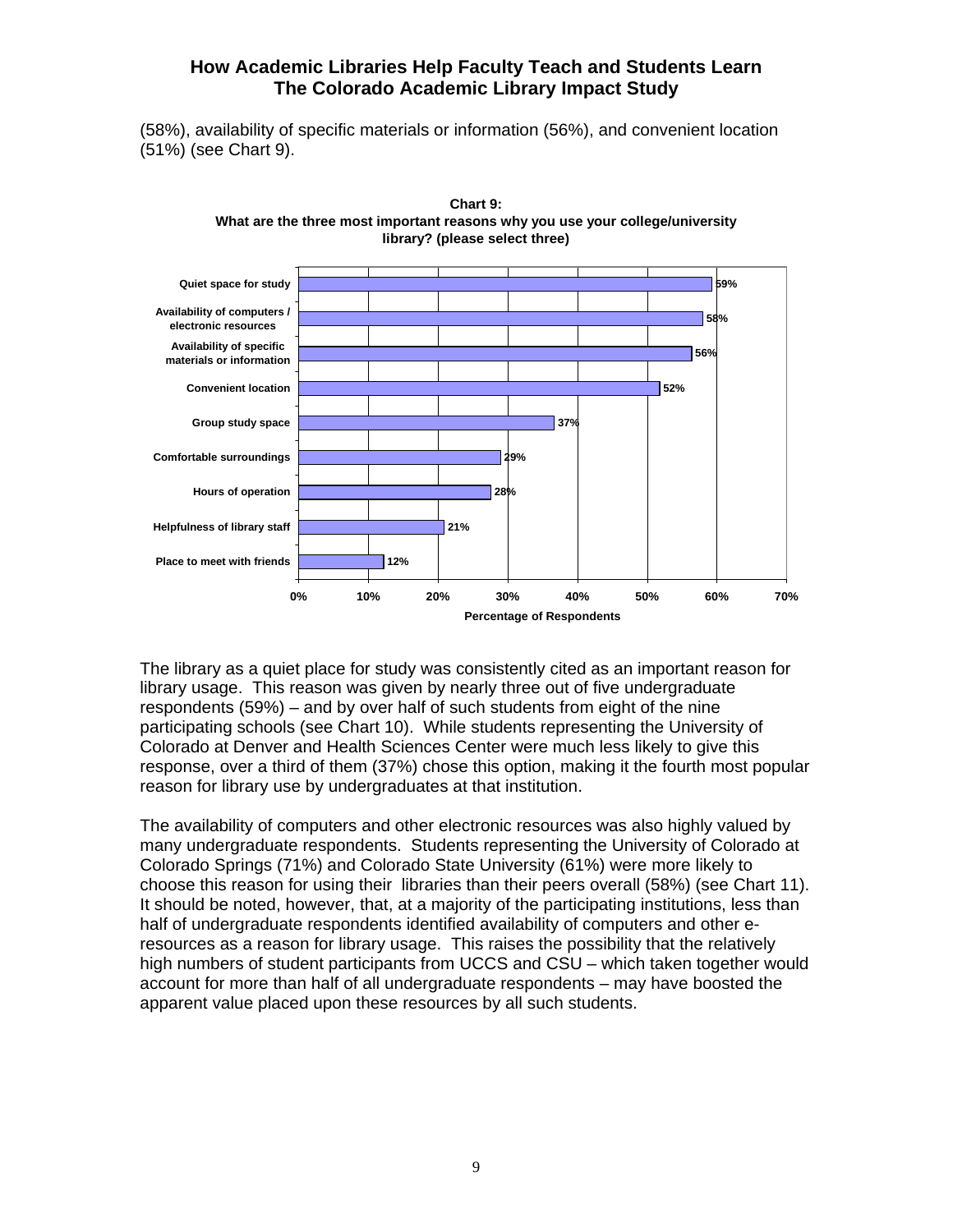(58%), availability of specific materials or information (56%), and convenient location (51%) (see Chart 9).

**Chart 9:**
**What are the three most important reasons why you use your college/university library? (please select three)**

| Reason | Percentage of Respondents |
|---|---|
| Quiet space for study | 59% |
| Availability of computers / electronic resources | 58% |
| Availability of specific materials or information | 56% |
| Convenient location | 52% |
| Group study space | 37% |
| Comfortable surroundings | 29% |
| Hours of operation | 28% |
| Helpfulness of library staff | 21% |
| Place to meet with friends | 12% |

The library as a quiet place for study was consistently cited as an important reason for library usage. This reason was given by nearly three out of five undergraduate respondents (59%) – and by over half of such students from eight of the nine participating schools (see Chart 10). While students representing the University of Colorado at Denver and Health Sciences Center were much less likely to give this response, over a third of them (37%) chose this option, making it the fourth most popular reason for library use by undergraduates at that institution.

The availability of computers and other electronic resources was also highly valued by many undergraduate respondents. Students representing the University of Colorado at Colorado Springs (71%) and Colorado State University (61%) were more likely to choose this reason for using their libraries than their peers overall (58%) (see Chart 11). It should be noted, however, that, at a majority of the participating institutions, less than half of undergraduate respondents identified availability of computers and other e-resources as a reason for library usage. This raises the possibility that the relatively high numbers of student participants from UCCS and CSU – which taken together would account for more than half of all undergraduate respondents – may have boosted the apparent value placed upon these resources by all such students.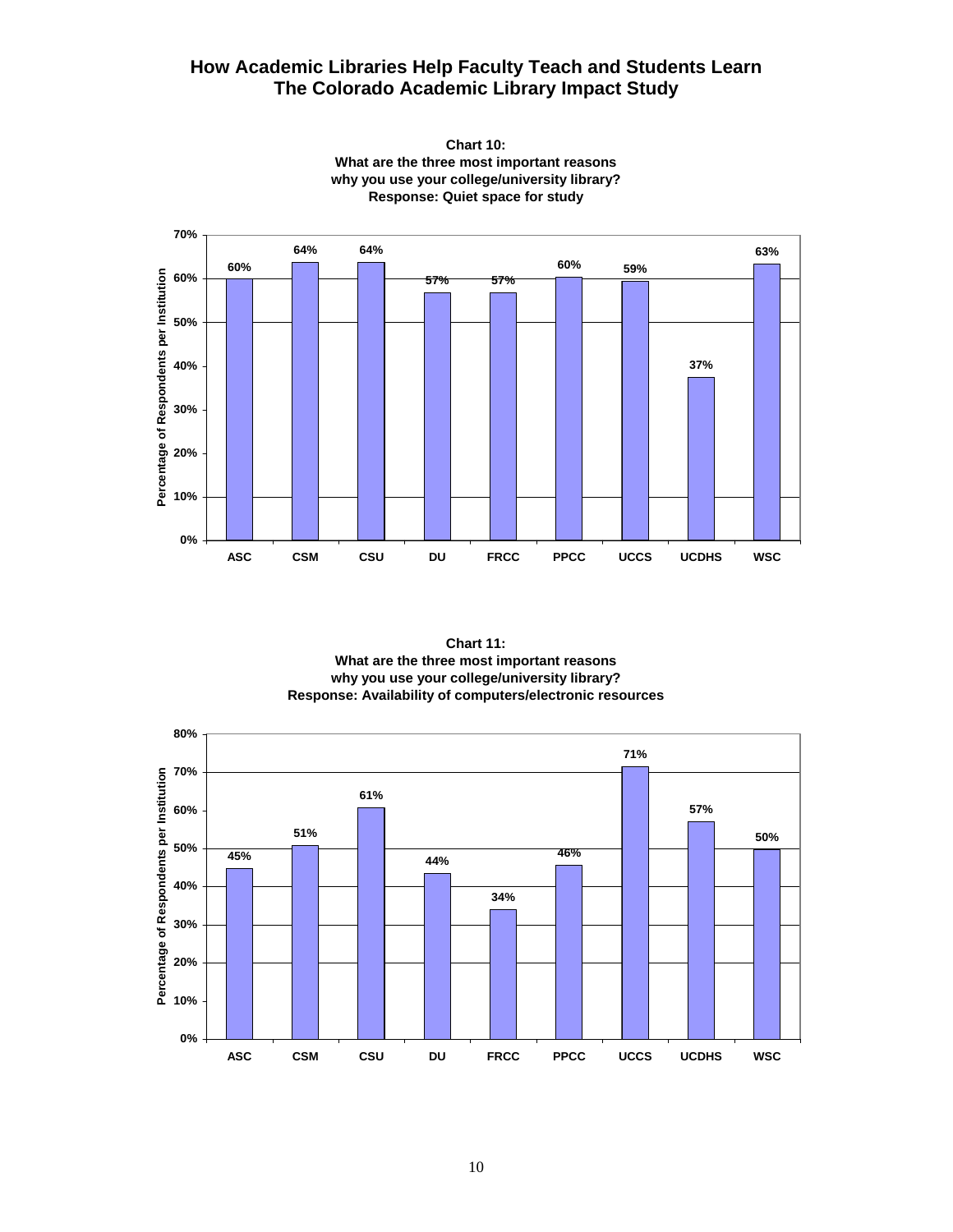**Chart 10:**
**What are the three most important reasons why you use your college/university library?**
**Response: Quiet space for study**

| Institution | Percentage of Respondents per Institution |
|---|---|
| ASC | 60% |
| CSM | 64% |
| CSU | 64% |
| DU | 57% |
| FRCC | 57% |
| PPCC | 60% |
| UCCS | 59% |
| UCDHS | 37% |
| WSC | 63% |

**Chart 11:**
**What are the three most important reasons why you use your college/university library?**
**Response: Availability of computers/electronic resources**

| Institution | Percentage of Respondents per Institution |
|---|---|
| ASC | 45% |
| CSM | 51% |
| CSU | 61% |
| DU | 44% |
| FRCC | 34% |
| PPCC | 46% |
| UCCS | 71% |
| UCDHS | 57% |
| WSC | 50% |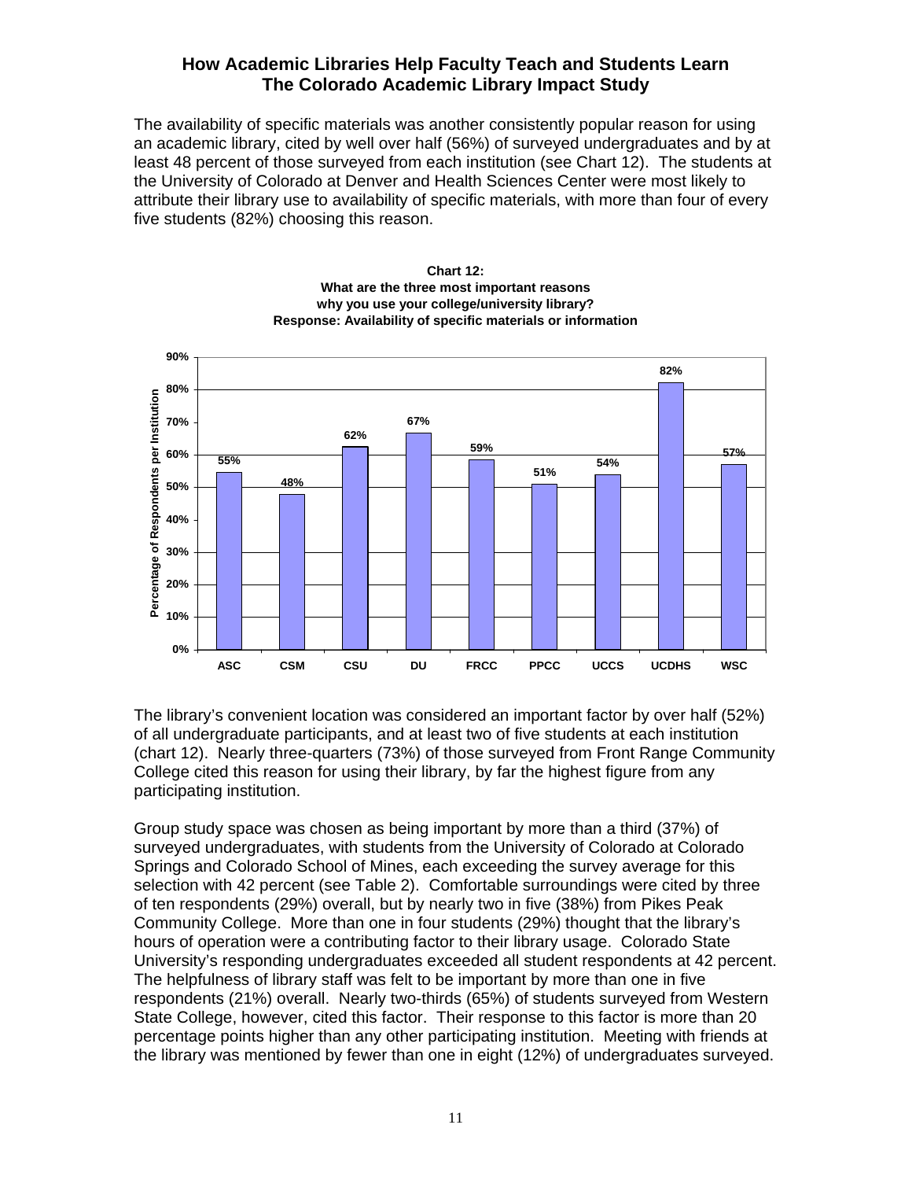## How Academic Libraries Help Faculty Teach and Students Learn The Colorado Academic Library Impact Study

The availability of specific materials was another consistently popular reason for using an academic library, cited by well over half (56%) of surveyed undergraduates and by at least 48 percent of those surveyed from each institution (see Chart 12). The students at the University of Colorado at Denver and Health Sciences Center were most likely to attribute their library use to availability of specific materials, with more than four of every five students (82%) choosing this reason.

**Chart 12: What are the three most important reasons why you use your college/university library? Response: Availability of specific materials or information**

| Institution | Percentage of Respondents per Institution |
|---|---|
| ASC | 55% |
| CSM | 48% |
| CSU | 62% |
| DU | 67% |
| FRCC | 59% |
| PPCC | 51% |
| UCCS | 54% |
| UCDHS | 82% |
| WSC | 57% |

The library's convenient location was considered an important factor by over half (52%) of all undergraduate participants, and at least two of five students at each institution (chart 12). Nearly three-quarters (73%) of those surveyed from Front Range Community College cited this reason for using their library, by far the highest figure from any participating institution.

Group study space was chosen as being important by more than a third (37%) of surveyed undergraduates, with students from the University of Colorado at Colorado Springs and Colorado School of Mines, each exceeding the survey average for this selection with 42 percent (see Table 2). Comfortable surroundings were cited by three of ten respondents (29%) overall, but by nearly two in five (38%) from Pikes Peak Community College. More than one in four students (29%) thought that the library's hours of operation were a contributing factor to their library usage. Colorado State University's responding undergraduates exceeded all student respondents at 42 percent. The helpfulness of library staff was felt to be important by more than one in five respondents (21%) overall. Nearly two-thirds (65%) of students surveyed from Western State College, however, cited this factor. Their response to this factor is more than 20 percentage points higher than any other participating institution. Meeting with friends at the library was mentioned by fewer than one in eight (12%) of undergraduates surveyed.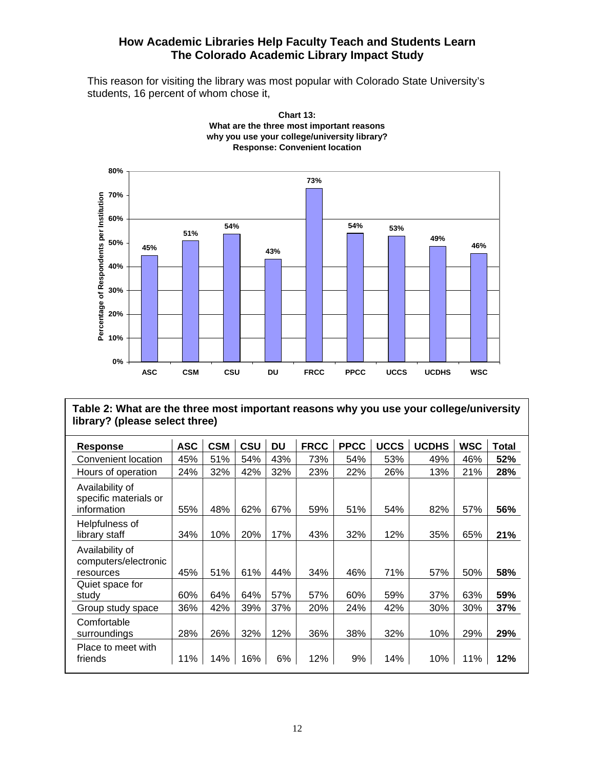This reason for visiting the library was most popular with Colorado State University's students, 16 percent of whom chose it,

**Chart 13:**
**What are the three most important reasons why you use your college/university library?**
**Response: Convenient location**

| ASC | CSM | CSU | DU | FRCC | PPCC | UCCS | UCDHS | WSC |
|---|---|---|---|---|---|---|---|---|
| 45% | 51% | 54% | 43% | 73% | 54% | 53% | 49% | 46% |

**Table 2: What are the three most important reasons why you use your college/university library? (please select three)**

| Response | ASC | CSM | CSU | DU | FRCC | PPCC | UCCS | UCDHS | WSC | Total |
|---|---|---|---|---|---|---|---|---|---|---|
| Convenient location | 45% | 51% | 54% | 43% | 73% | 54% | 53% | 49% | 46% | **52%** |
| Hours of operation | 24% | 32% | 42% | 32% | 23% | 22% | 26% | 13% | 21% | **28%** |
| Availability of specific materials or information | 55% | 48% | 62% | 67% | 59% | 51% | 54% | 82% | 57% | **56%** |
| Helpfulness of library staff | 34% | 10% | 20% | 17% | 43% | 32% | 12% | 35% | 65% | **21%** |
| Availability of computers/electronic resources | 45% | 51% | 61% | 44% | 34% | 46% | 71% | 57% | 50% | **58%** |
| Quiet space for study | 60% | 64% | 64% | 57% | 57% | 60% | 59% | 37% | 63% | **59%** |
| Group study space | 36% | 42% | 39% | 37% | 20% | 24% | 42% | 30% | 30% | **37%** |
| Comfortable surroundings | 28% | 26% | 32% | 12% | 36% | 38% | 32% | 10% | 29% | **29%** |
| Place to meet with friends | 11% | 14% | 16% | 6% | 12% | 9% | 14% | 10% | 11% | **12%** |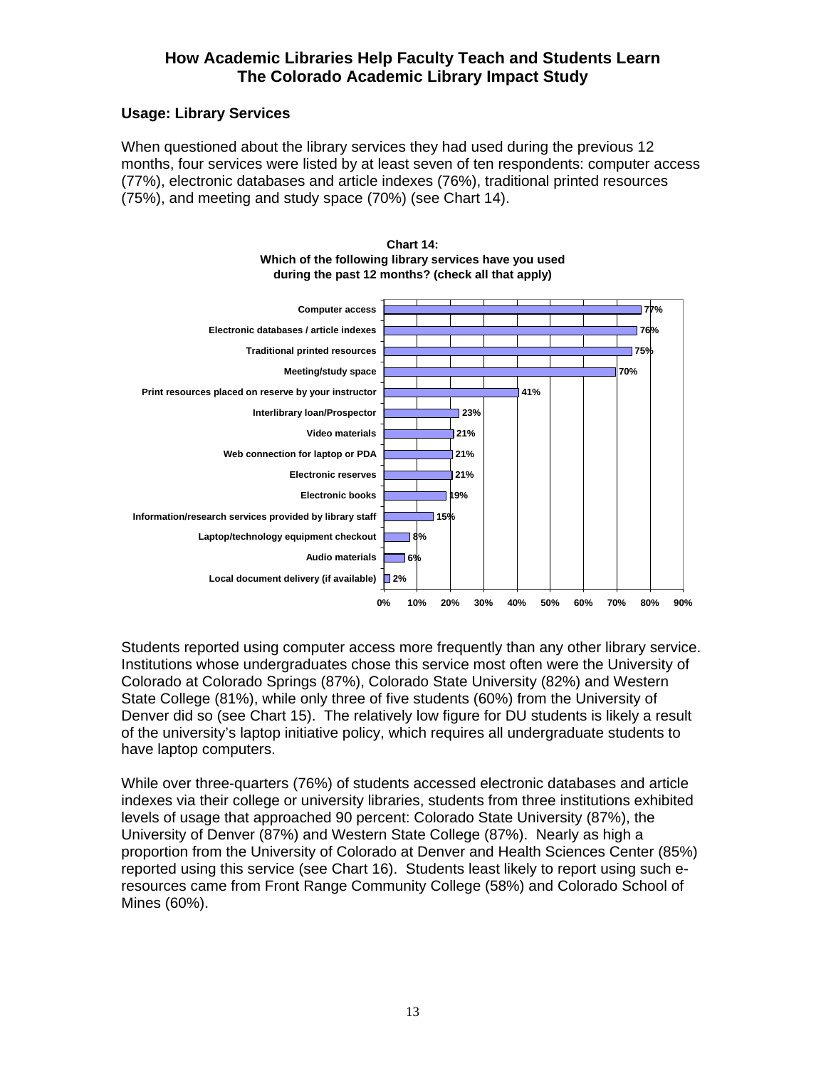# How Academic Libraries Help Faculty Teach and Students Learn
# The Colorado Academic Library Impact Study

## Usage: Library Services

When questioned about the library services they had used during the previous 12 months, four services were listed by at least seven of ten respondents: computer access (77%), electronic databases and article indexes (76%), traditional printed resources (75%), and meeting and study space (70%) (see Chart 14).

**Chart 14: Which of the following library services have you used during the past 12 months? (check all that apply)**

| Service | Percent |
|---|---|
| Computer access | 77% |
| Electronic databases / article indexes | 76% |
| Traditional printed resources | 75% |
| Meeting/study space | 70% |
| Print resources placed on reserve by your instructor | 41% |
| Interlibrary loan/Prospector | 23% |
| Video materials | 21% |
| Web connection for laptop or PDA | 21% |
| Electronic reserves | 21% |
| Electronic books | 19% |
| Information/research services provided by library staff | 15% |
| Laptop/technology equipment checkout | 8% |
| Audio materials | 6% |
| Local document delivery (if available) | 2% |

Students reported using computer access more frequently than any other library service. Institutions whose undergraduates chose this service most often were the University of Colorado at Colorado Springs (87%), Colorado State University (82%) and Western State College (81%), while only three of five students (60%) from the University of Denver did so (see Chart 15). The relatively low figure for DU students is likely a result of the university's laptop initiative policy, which requires all undergraduate students to have laptop computers.

While over three-quarters (76%) of students accessed electronic databases and article indexes via their college or university libraries, students from three institutions exhibited levels of usage that approached 90 percent: Colorado State University (87%), the University of Denver (87%) and Western State College (87%). Nearly as high a proportion from the University of Colorado at Denver and Health Sciences Center (85%) reported using this service (see Chart 16). Students least likely to report using such e-resources came from Front Range Community College (58%) and Colorado School of Mines (60%).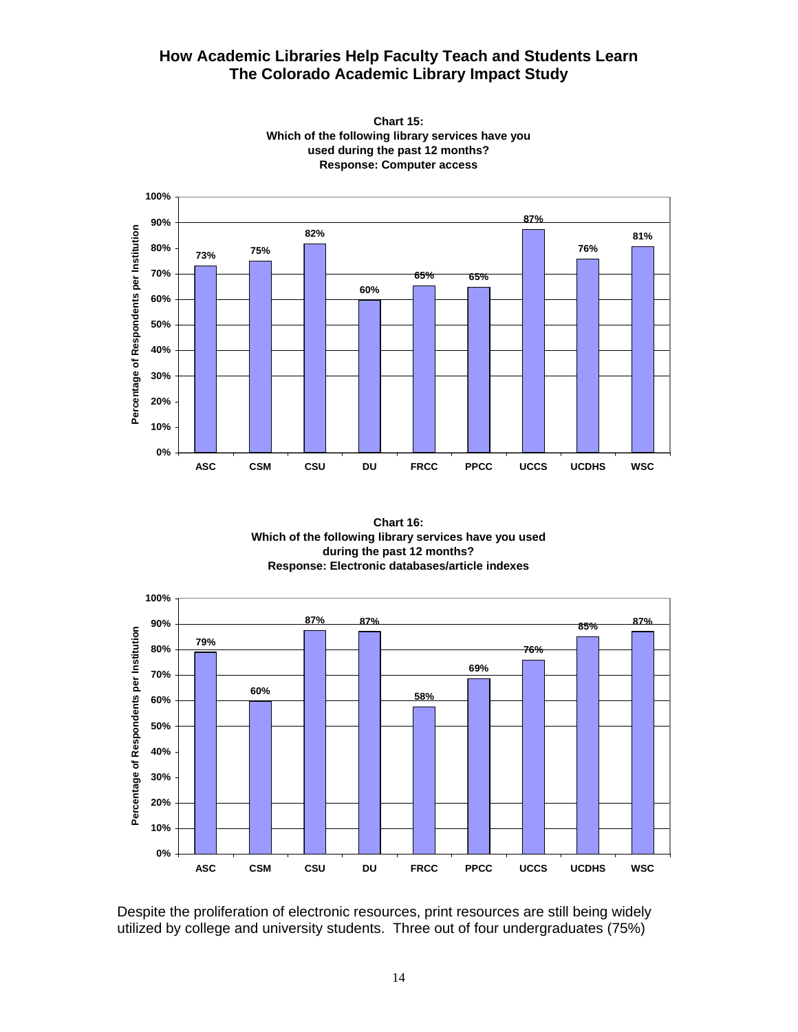# How Academic Libraries Help Faculty Teach and Students Learn
# The Colorado Academic Library Impact Study

**Chart 15:**
**Which of the following library services have you used during the past 12 months?**
**Response: Computer access**

| Institution | Percentage of Respondents per Institution |
|---|---|
| ASC | 73% |
| CSM | 75% |
| CSU | 82% |
| DU | 60% |
| FRCC | 65% |
| PPCC | 65% |
| UCCS | 87% |
| UCDHS | 76% |
| WSC | 81% |

**Chart 16:**
**Which of the following library services have you used during the past 12 months?**
**Response: Electronic databases/article indexes**

| Institution | Percentage of Respondents per Institution |
|---|---|
| ASC | 79% |
| CSM | 60% |
| CSU | 87% |
| DU | 87% |
| FRCC | 58% |
| PPCC | 69% |
| UCCS | 76% |
| UCDHS | 85% |
| WSC | 87% |

Despite the proliferation of electronic resources, print resources are still being widely utilized by college and university students. Three out of four undergraduates (75%)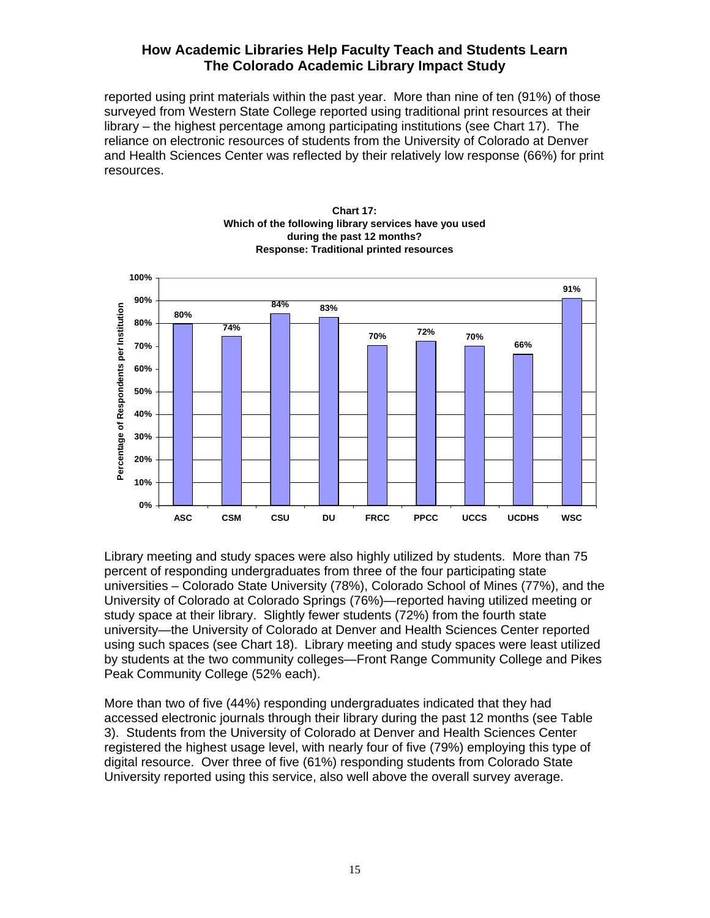reported using print materials within the past year. More than nine of ten (91%) of those surveyed from Western State College reported using traditional print resources at their library – the highest percentage among participating institutions (see Chart 17). The reliance on electronic resources of students from the University of Colorado at Denver and Health Sciences Center was reflected by their relatively low response (66%) for print resources.

**Chart 17: Which of the following library services have you used during the past 12 months? Response: Traditional printed resources**

| Institution | Percentage of Respondents per Institution |
|---|---|
| ASC | 80% |
| CSM | 74% |
| CSU | 84% |
| DU | 83% |
| FRCC | 70% |
| PPCC | 72% |
| UCCS | 70% |
| UCDHS | 66% |
| WSC | 91% |

Library meeting and study spaces were also highly utilized by students. More than 75 percent of responding undergraduates from three of the four participating state universities – Colorado State University (78%), Colorado School of Mines (77%), and the University of Colorado at Colorado Springs (76%)—reported having utilized meeting or study space at their library. Slightly fewer students (72%) from the fourth state university—the University of Colorado at Denver and Health Sciences Center reported using such spaces (see Chart 18). Library meeting and study spaces were least utilized by students at the two community colleges—Front Range Community College and Pikes Peak Community College (52% each).

More than two of five (44%) responding undergraduates indicated that they had accessed electronic journals through their library during the past 12 months (see Table 3). Students from the University of Colorado at Denver and Health Sciences Center registered the highest usage level, with nearly four of five (79%) employing this type of digital resource. Over three of five (61%) responding students from Colorado State University reported using this service, also well above the overall survey average.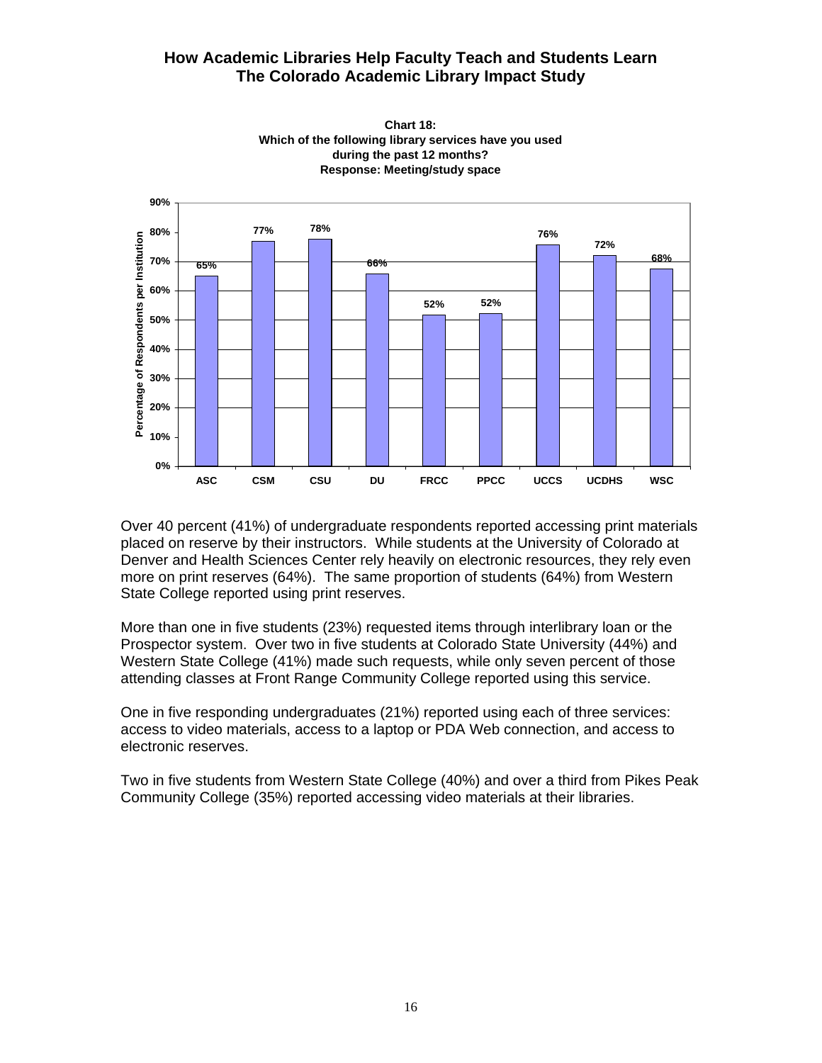**Chart 18:**
**Which of the following library services have you used during the past 12 months?**
**Response: Meeting/study space**

| Institution | Percentage of Respondents per Institution |
|---|---|
| ASC | 65% |
| CSM | 77% |
| CSU | 78% |
| DU | 66% |
| FRCC | 52% |
| PPCC | 52% |
| UCCS | 76% |
| UCDHS | 72% |
| WSC | 68% |

Over 40 percent (41%) of undergraduate respondents reported accessing print materials placed on reserve by their instructors. While students at the University of Colorado at Denver and Health Sciences Center rely heavily on electronic resources, they rely even more on print reserves (64%). The same proportion of students (64%) from Western State College reported using print reserves.

More than one in five students (23%) requested items through interlibrary loan or the Prospector system. Over two in five students at Colorado State University (44%) and Western State College (41%) made such requests, while only seven percent of those attending classes at Front Range Community College reported using this service.

One in five responding undergraduates (21%) reported using each of three services: access to video materials, access to a laptop or PDA Web connection, and access to electronic reserves.

Two in five students from Western State College (40%) and over a third from Pikes Peak Community College (35%) reported accessing video materials at their libraries.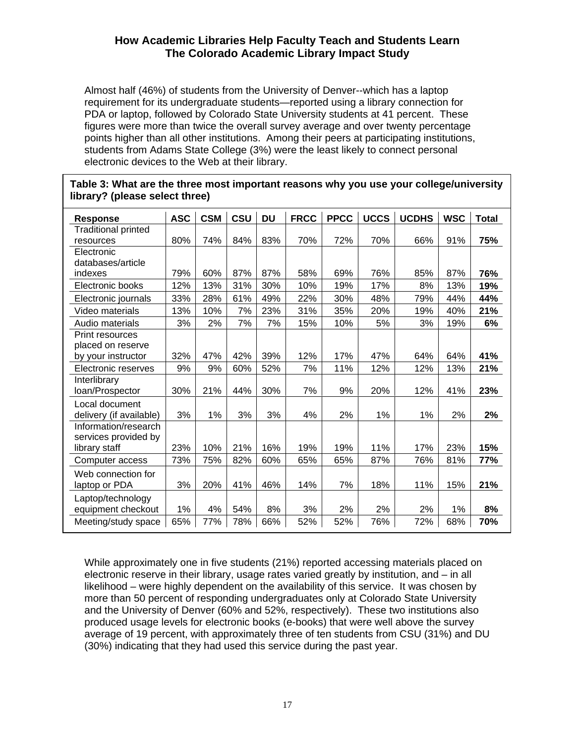Almost half (46%) of students from the University of Denver--which has a laptop requirement for its undergraduate students—reported using a library connection for PDA or laptop, followed by Colorado State University students at 41 percent. These figures were more than twice the overall survey average and over twenty percentage points higher than all other institutions. Among their peers at participating institutions, students from Adams State College (3%) were the least likely to connect personal electronic devices to the Web at their library.

**Table 3: What are the three most important reasons why you use your college/university library? (please select three)**

| Response | ASC | CSM | CSU | DU | FRCC | PPCC | UCCS | UCDHS | WSC | Total |
|---|---|---|---|---|---|---|---|---|---|---|
| Traditional printed resources | 80% | 74% | 84% | 83% | 70% | 72% | 70% | 66% | 91% | **75%** |
| Electronic databases/article indexes | 79% | 60% | 87% | 87% | 58% | 69% | 76% | 85% | 87% | **76%** |
| Electronic books | 12% | 13% | 31% | 30% | 10% | 19% | 17% | 8% | 13% | **19%** |
| Electronic journals | 33% | 28% | 61% | 49% | 22% | 30% | 48% | 79% | 44% | **44%** |
| Video materials | 13% | 10% | 7% | 23% | 31% | 35% | 20% | 19% | 40% | **21%** |
| Audio materials | 3% | 2% | 7% | 7% | 15% | 10% | 5% | 3% | 19% | **6%** |
| Print resources placed on reserve by your instructor | 32% | 47% | 42% | 39% | 12% | 17% | 47% | 64% | 64% | **41%** |
| Electronic reserves | 9% | 9% | 60% | 52% | 7% | 11% | 12% | 12% | 13% | **21%** |
| Interlibrary loan/Prospector | 30% | 21% | 44% | 30% | 7% | 9% | 20% | 12% | 41% | **23%** |
| Local document delivery (if available) | 3% | 1% | 3% | 3% | 4% | 2% | 1% | 1% | 2% | **2%** |
| Information/research services provided by library staff | 23% | 10% | 21% | 16% | 19% | 19% | 11% | 17% | 23% | **15%** |
| Computer access | 73% | 75% | 82% | 60% | 65% | 65% | 87% | 76% | 81% | **77%** |
| Web connection for laptop or PDA | 3% | 20% | 41% | 46% | 14% | 7% | 18% | 11% | 15% | **21%** |
| Laptop/technology equipment checkout | 1% | 4% | 54% | 8% | 3% | 2% | 2% | 2% | 1% | **8%** |
| Meeting/study space | 65% | 77% | 78% | 66% | 52% | 52% | 76% | 72% | 68% | **70%** |

While approximately one in five students (21%) reported accessing materials placed on electronic reserve in their library, usage rates varied greatly by institution, and – in all likelihood – were highly dependent on the availability of this service. It was chosen by more than 50 percent of responding undergraduates only at Colorado State University and the University of Denver (60% and 52%, respectively). These two institutions also produced usage levels for electronic books (e-books) that were well above the survey average of 19 percent, with approximately three of ten students from CSU (31%) and DU (30%) indicating that they had used this service during the past year.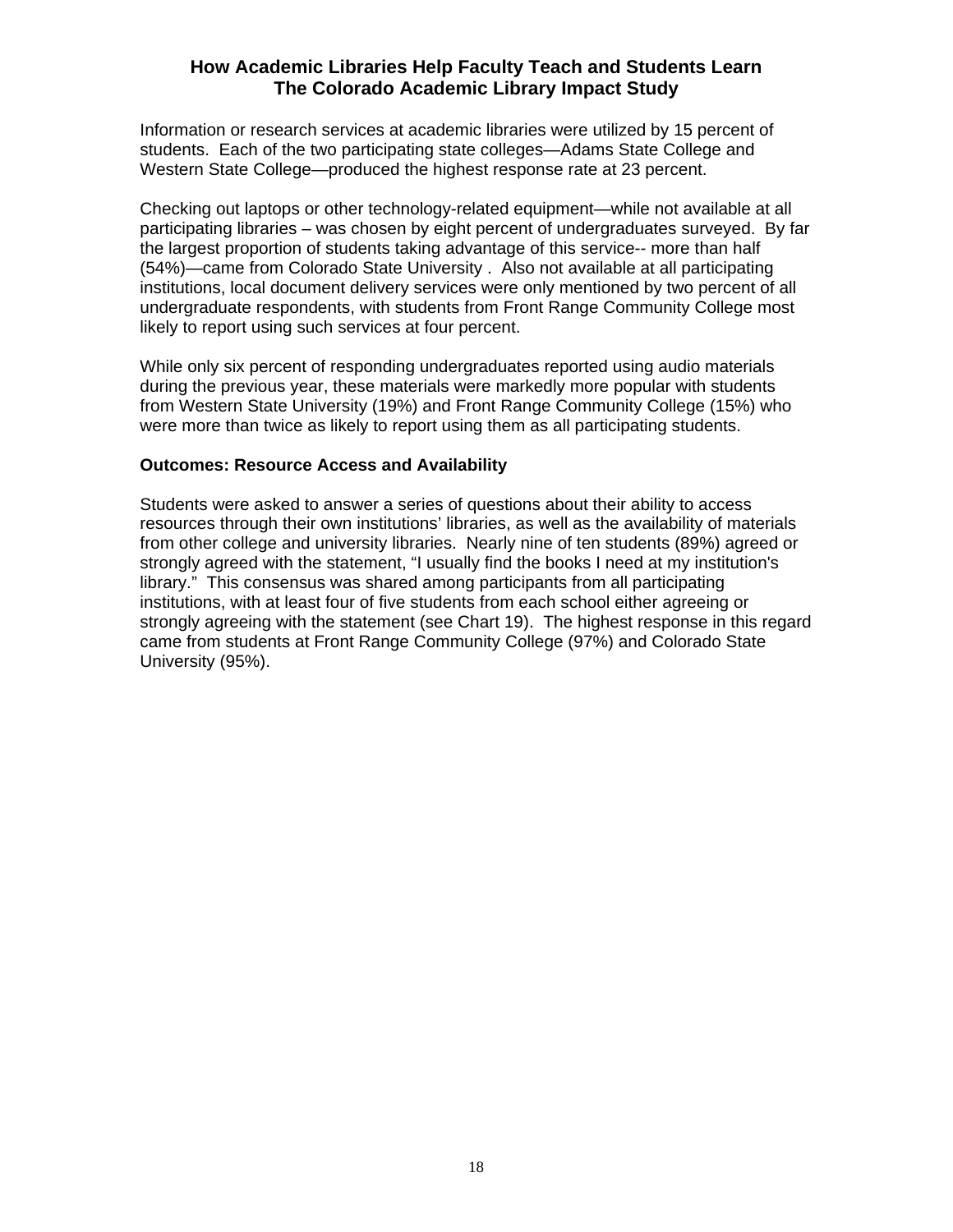Information or research services at academic libraries were utilized by 15 percent of students. Each of the two participating state colleges—Adams State College and Western State College—produced the highest response rate at 23 percent.

Checking out laptops or other technology-related equipment—while not available at all participating libraries – was chosen by eight percent of undergraduates surveyed. By far the largest proportion of students taking advantage of this service-- more than half (54%)—came from Colorado State University . Also not available at all participating institutions, local document delivery services were only mentioned by two percent of all undergraduate respondents, with students from Front Range Community College most likely to report using such services at four percent.

While only six percent of responding undergraduates reported using audio materials during the previous year, these materials were markedly more popular with students from Western State University (19%) and Front Range Community College (15%) who were more than twice as likely to report using them as all participating students.

### Outcomes: Resource Access and Availability

Students were asked to answer a series of questions about their ability to access resources through their own institutions' libraries, as well as the availability of materials from other college and university libraries. Nearly nine of ten students (89%) agreed or strongly agreed with the statement, "I usually find the books I need at my institution's library." This consensus was shared among participants from all participating institutions, with at least four of five students from each school either agreeing or strongly agreeing with the statement (see Chart 19). The highest response in this regard came from students at Front Range Community College (97%) and Colorado State University (95%).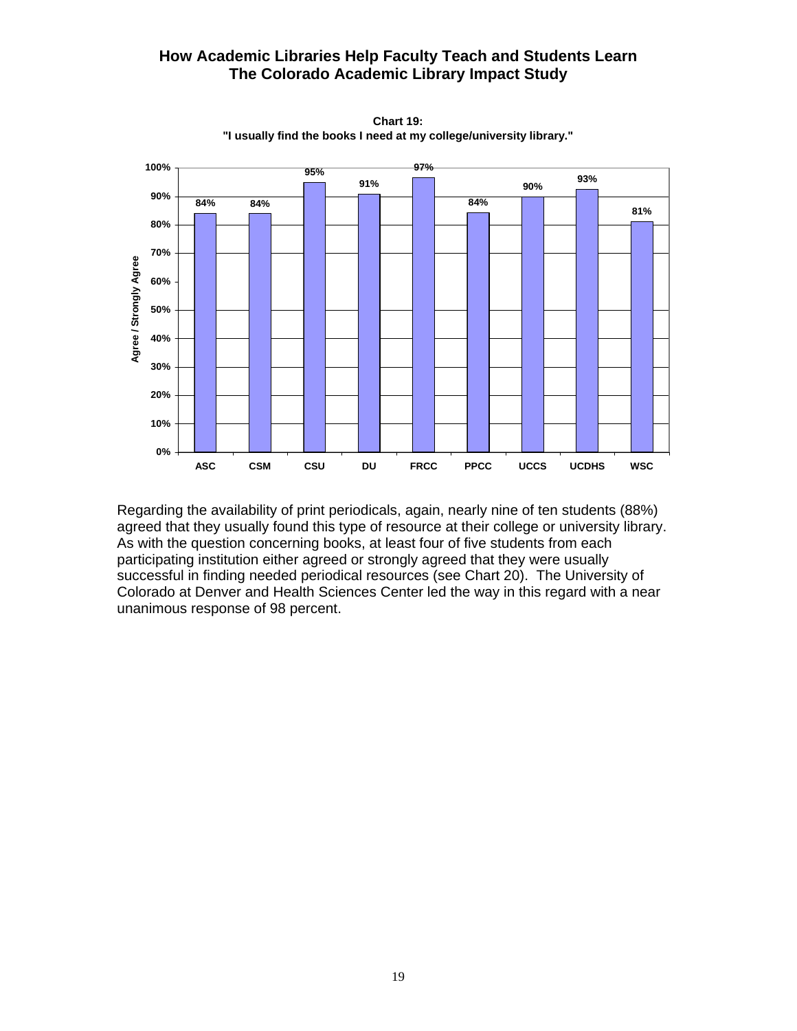**Chart 19:**
**"I usually find the books I need at my college/university library."**

| Institution | Agree / Strongly Agree |
|---|---|
| ASC | 84% |
| CSM | 84% |
| CSU | 95% |
| DU | 91% |
| FRCC | 97% |
| PPCC | 84% |
| UCCS | 90% |
| UCDHS | 93% |
| WSC | 81% |

Regarding the availability of print periodicals, again, nearly nine of ten students (88%) agreed that they usually found this type of resource at their college or university library. As with the question concerning books, at least four of five students from each participating institution either agreed or strongly agreed that they were usually successful in finding needed periodical resources (see Chart 20). The University of Colorado at Denver and Health Sciences Center led the way in this regard with a near unanimous response of 98 percent.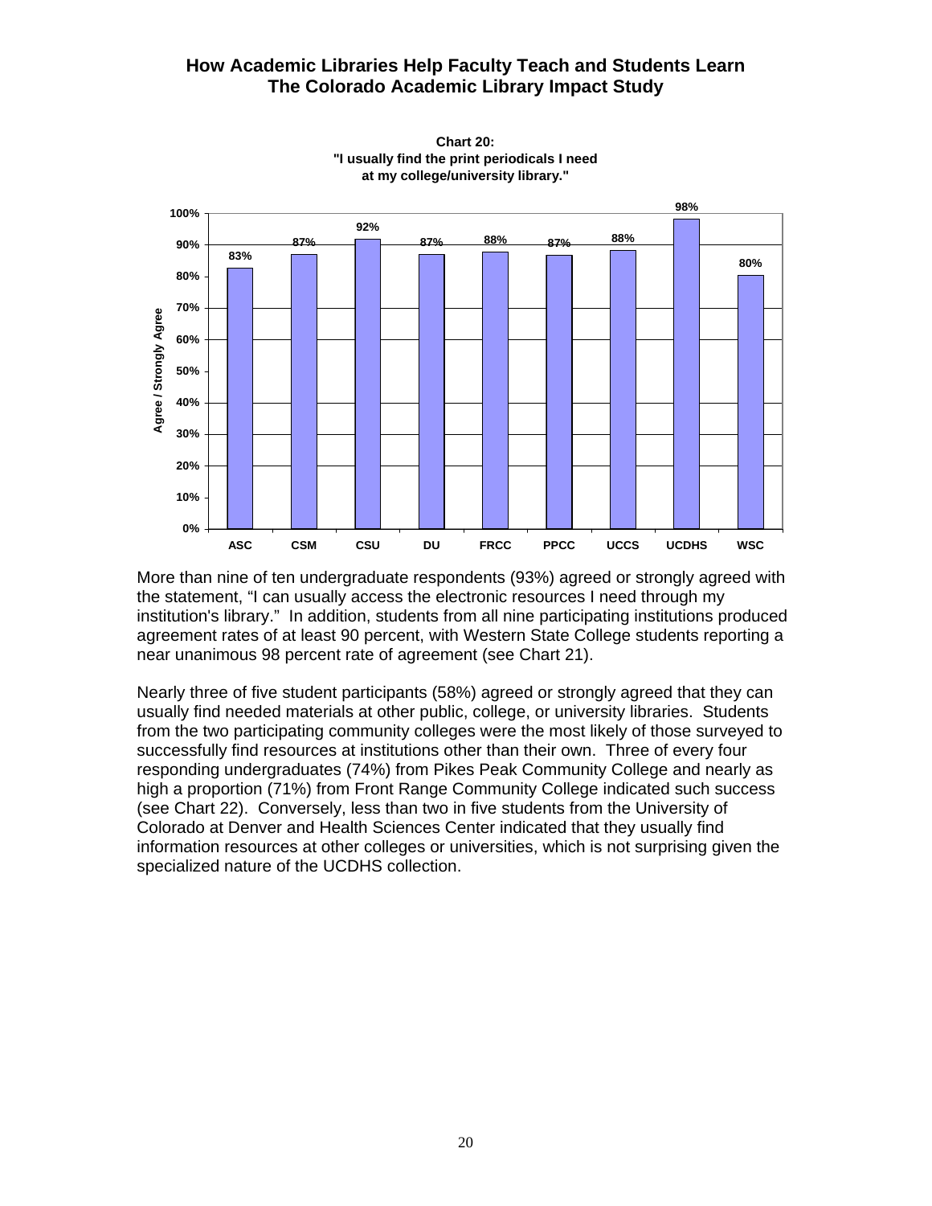**Chart 20:**
**"I usually find the print periodicals I need at my college/university library."**

| Institution | Agree / Strongly Agree |
|---|---|
| ASC | 83% |
| CSM | 87% |
| CSU | 92% |
| DU | 87% |
| FRCC | 88% |
| PPCC | 87% |
| UCCS | 88% |
| UCDHS | 98% |
| WSC | 80% |

More than nine of ten undergraduate respondents (93%) agreed or strongly agreed with the statement, "I can usually access the electronic resources I need through my institution's library." In addition, students from all nine participating institutions produced agreement rates of at least 90 percent, with Western State College students reporting a near unanimous 98 percent rate of agreement (see Chart 21).

Nearly three of five student participants (58%) agreed or strongly agreed that they can usually find needed materials at other public, college, or university libraries. Students from the two participating community colleges were the most likely of those surveyed to successfully find resources at institutions other than their own. Three of every four responding undergraduates (74%) from Pikes Peak Community College and nearly as high a proportion (71%) from Front Range Community College indicated such success (see Chart 22). Conversely, less than two in five students from the University of Colorado at Denver and Health Sciences Center indicated that they usually find information resources at other colleges or universities, which is not surprising given the specialized nature of the UCDHS collection.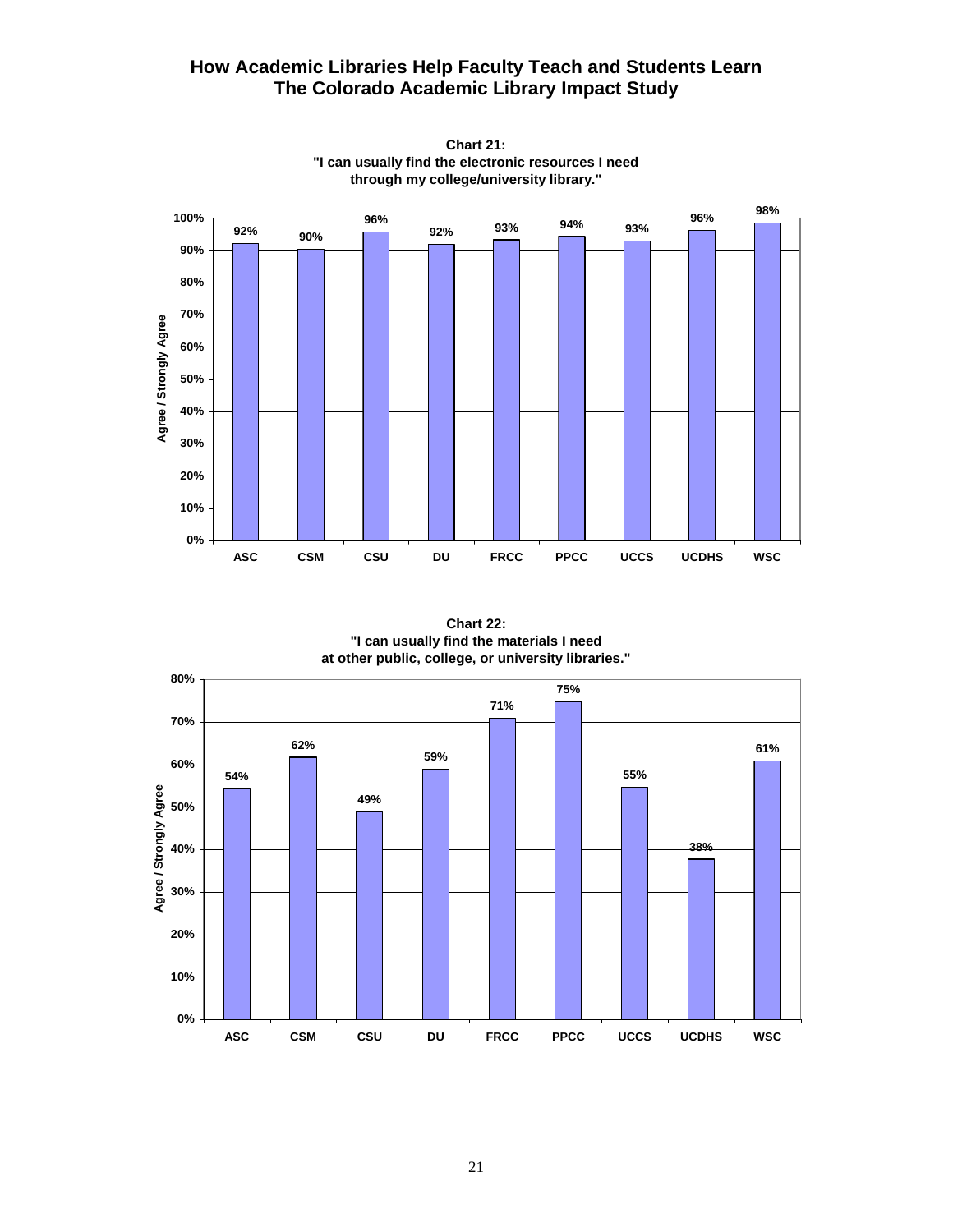Chart 21:
"I can usually find the electronic resources I need through my college/university library."

| Institution | Agree / Strongly Agree |
|---|---|
| ASC | 92% |
| CSM | 90% |
| CSU | 96% |
| DU | 92% |
| FRCC | 93% |
| PPCC | 94% |
| UCCS | 93% |
| UCDHS | 96% |
| WSC | 98% |

Chart 22:
"I can usually find the materials I need at other public, college, or university libraries."

| Institution | Agree / Strongly Agree |
|---|---|
| ASC | 54% |
| CSM | 62% |
| CSU | 49% |
| DU | 59% |
| FRCC | 71% |
| PPCC | 75% |
| UCCS | 55% |
| UCDHS | 38% |
| WSC | 61% |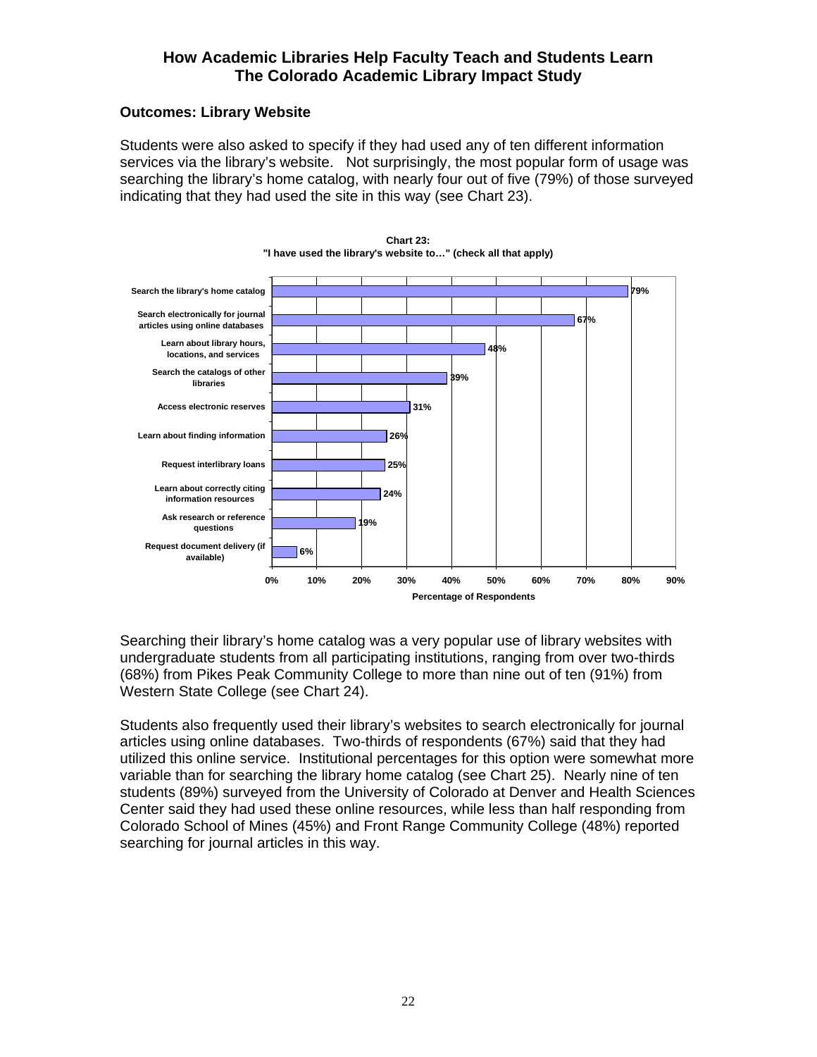## Outcomes: Library Website

Students were also asked to specify if they had used any of ten different information services via the library's website. Not surprisingly, the most popular form of usage was searching the library's home catalog, with nearly four out of five (79%) of those surveyed indicating that they had used the site in this way (see Chart 23).

**Chart 23:**
**"I have used the library's website to…" (check all that apply)**

| Use | Percentage of Respondents |
|---|---|
| Search the library's home catalog | 79% |
| Search electronically for journal articles using online databases | 67% |
| Learn about library hours, locations, and services | 48% |
| Search the catalogs of other libraries | 39% |
| Access electronic reserves | 31% |
| Learn about finding information | 26% |
| Request interlibrary loans | 25% |
| Learn about correctly citing information resources | 24% |
| Ask research or reference questions | 19% |
| Request document delivery (if available) | 6% |

Searching their library's home catalog was a very popular use of library websites with undergraduate students from all participating institutions, ranging from over two-thirds (68%) from Pikes Peak Community College to more than nine out of ten (91%) from Western State College (see Chart 24).

Students also frequently used their library's websites to search electronically for journal articles using online databases. Two-thirds of respondents (67%) said that they had utilized this online service. Institutional percentages for this option were somewhat more variable than for searching the library home catalog (see Chart 25). Nearly nine of ten students (89%) surveyed from the University of Colorado at Denver and Health Sciences Center said they had used these online resources, while less than half responding from Colorado School of Mines (45%) and Front Range Community College (48%) reported searching for journal articles in this way.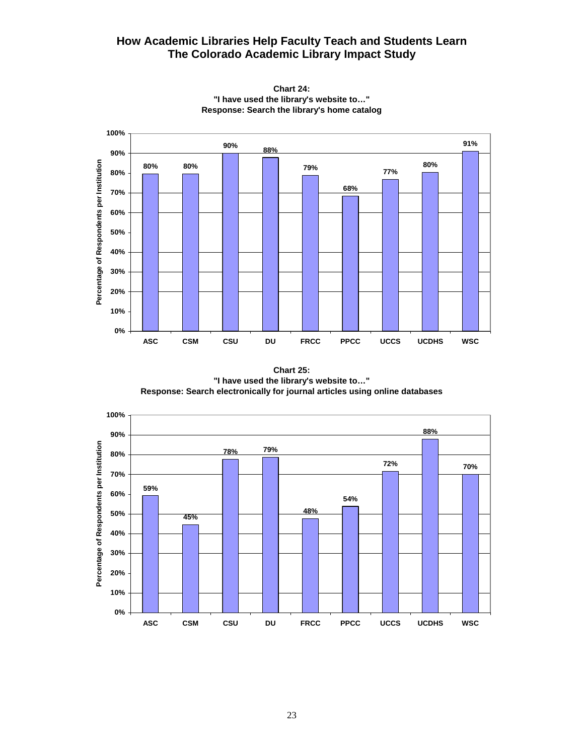## Chart 24:
## "I have used the library's website to…"
## Response: Search the library's home catalog

| Institution | Percentage of Respondents per Institution |
|---|---|
| ASC | 80% |
| CSM | 80% |
| CSU | 90% |
| DU | 88% |
| FRCC | 79% |
| PPCC | 68% |
| UCCS | 77% |
| UCDHS | 80% |
| WSC | 91% |

## Chart 25:
## "I have used the library's website to…"
## Response: Search electronically for journal articles using online databases

| Institution | Percentage of Respondents per Institution |
|---|---|
| ASC | 59% |
| CSM | 45% |
| CSU | 78% |
| DU | 79% |
| FRCC | 48% |
| PPCC | 54% |
| UCCS | 72% |
| UCDHS | 88% |
| WSC | 70% |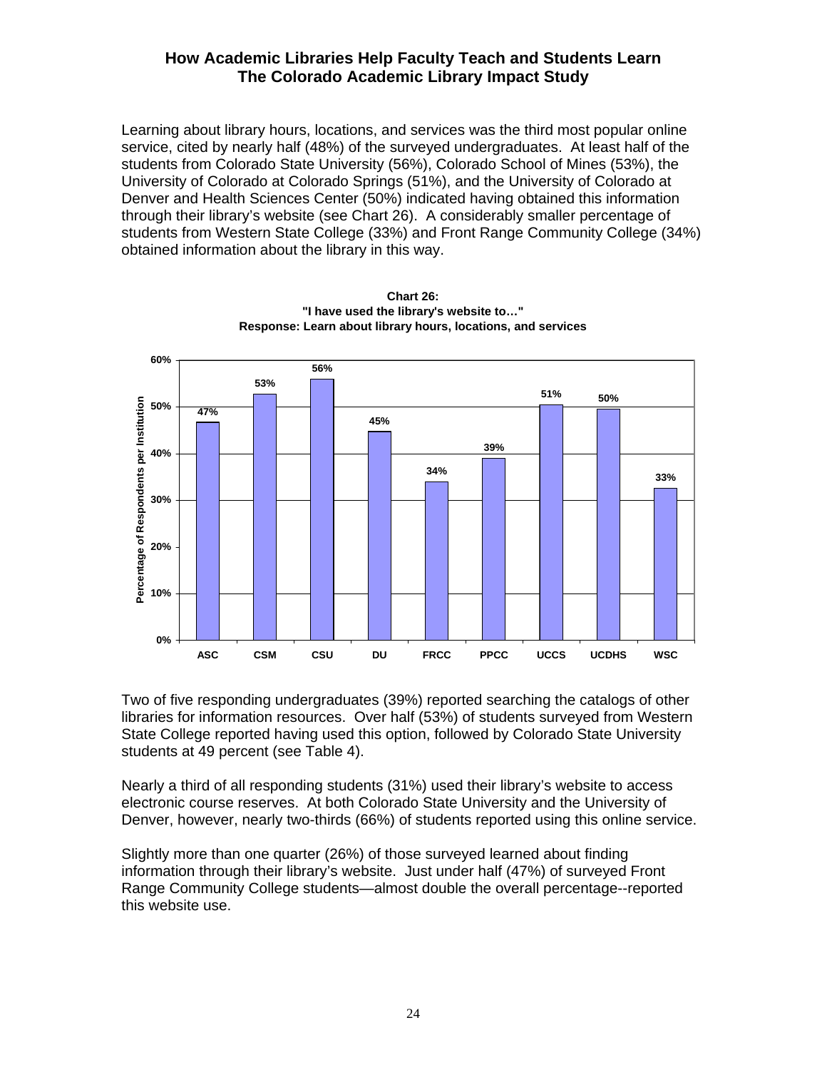Learning about library hours, locations, and services was the third most popular online service, cited by nearly half (48%) of the surveyed undergraduates. At least half of the students from Colorado State University (56%), Colorado School of Mines (53%), the University of Colorado at Colorado Springs (51%), and the University of Colorado at Denver and Health Sciences Center (50%) indicated having obtained this information through their library's website (see Chart 26). A considerably smaller percentage of students from Western State College (33%) and Front Range Community College (34%) obtained information about the library in this way.

**Chart 26:**
**"I have used the library's website to…"**
**Response: Learn about library hours, locations, and services**

| Institution | Percentage of Respondents per Institution |
|---|---|
| ASC | 47% |
| CSM | 53% |
| CSU | 56% |
| DU | 45% |
| FRCC | 34% |
| PPCC | 39% |
| UCCS | 51% |
| UCDHS | 50% |
| WSC | 33% |

Two of five responding undergraduates (39%) reported searching the catalogs of other libraries for information resources. Over half (53%) of students surveyed from Western State College reported having used this option, followed by Colorado State University students at 49 percent (see Table 4).

Nearly a third of all responding students (31%) used their library's website to access electronic course reserves. At both Colorado State University and the University of Denver, however, nearly two-thirds (66%) of students reported using this online service.

Slightly more than one quarter (26%) of those surveyed learned about finding information through their library's website. Just under half (47%) of surveyed Front Range Community College students—almost double the overall percentage--reported this website use.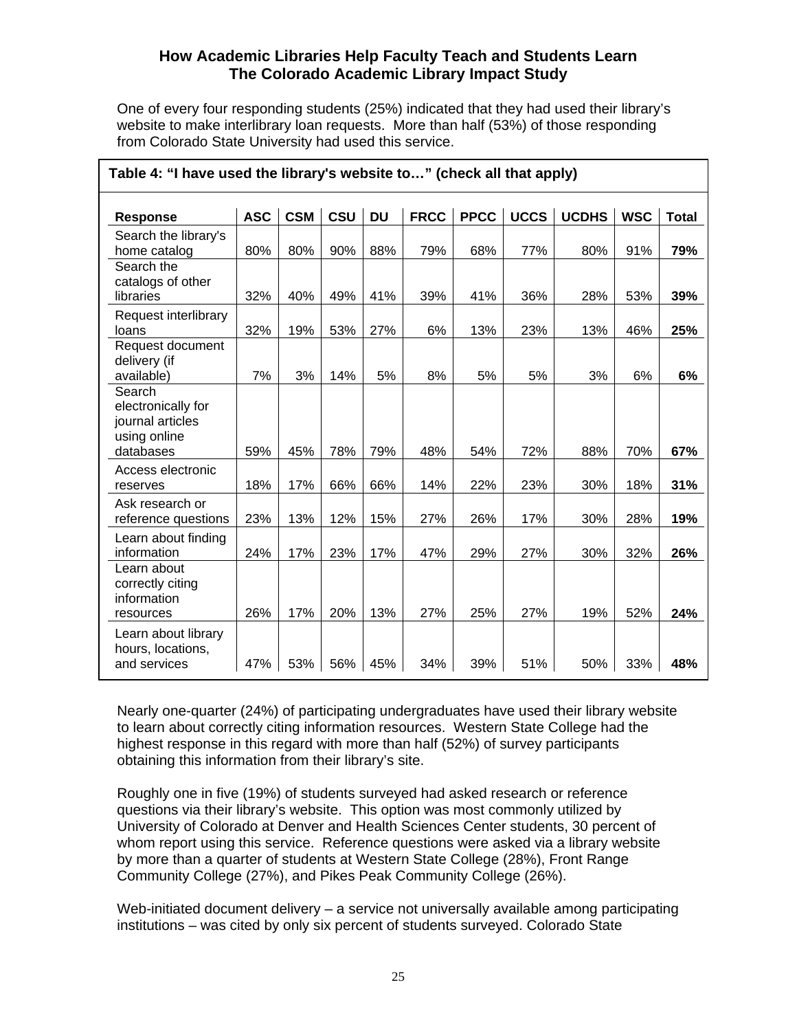One of every four responding students (25%) indicated that they had used their library's website to make interlibrary loan requests. More than half (53%) of those responding from Colorado State University had used this service.

**Table 4: "I have used the library's website to…" (check all that apply)**

| Response | ASC | CSM | CSU | DU | FRCC | PPCC | UCCS | UCDHS | WSC | Total |
|---|---|---|---|---|---|---|---|---|---|---|
| Search the library's home catalog | 80% | 80% | 90% | 88% | 79% | 68% | 77% | 80% | 91% | **79%** |
| Search the catalogs of other libraries | 32% | 40% | 49% | 41% | 39% | 41% | 36% | 28% | 53% | **39%** |
| Request interlibrary loans | 32% | 19% | 53% | 27% | 6% | 13% | 23% | 13% | 46% | **25%** |
| Request document delivery (if available) | 7% | 3% | 14% | 5% | 8% | 5% | 5% | 3% | 6% | **6%** |
| Search electronically for journal articles using online databases | 59% | 45% | 78% | 79% | 48% | 54% | 72% | 88% | 70% | **67%** |
| Access electronic reserves | 18% | 17% | 66% | 66% | 14% | 22% | 23% | 30% | 18% | **31%** |
| Ask research or reference questions | 23% | 13% | 12% | 15% | 27% | 26% | 17% | 30% | 28% | **19%** |
| Learn about finding information | 24% | 17% | 23% | 17% | 47% | 29% | 27% | 30% | 32% | **26%** |
| Learn about correctly citing information resources | 26% | 17% | 20% | 13% | 27% | 25% | 27% | 19% | 52% | **24%** |
| Learn about library hours, locations, and services | 47% | 53% | 56% | 45% | 34% | 39% | 51% | 50% | 33% | **48%** |

Nearly one-quarter (24%) of participating undergraduates have used their library website to learn about correctly citing information resources. Western State College had the highest response in this regard with more than half (52%) of survey participants obtaining this information from their library's site.

Roughly one in five (19%) of students surveyed had asked research or reference questions via their library's website. This option was most commonly utilized by University of Colorado at Denver and Health Sciences Center students, 30 percent of whom report using this service. Reference questions were asked via a library website by more than a quarter of students at Western State College (28%), Front Range Community College (27%), and Pikes Peak Community College (26%).

Web-initiated document delivery – a service not universally available among participating institutions – was cited by only six percent of students surveyed. Colorado State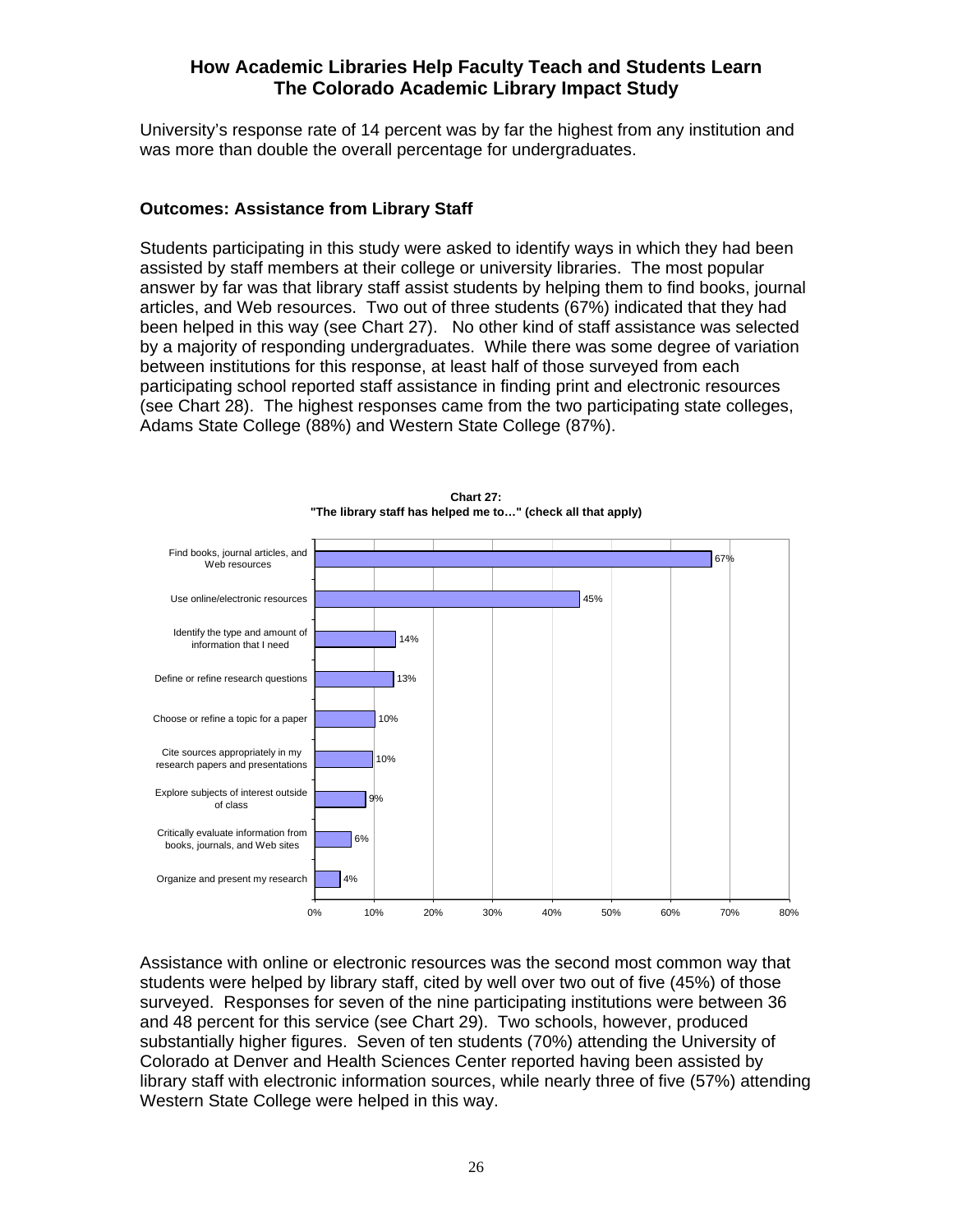University's response rate of 14 percent was by far the highest from any institution and was more than double the overall percentage for undergraduates.

### Outcomes: Assistance from Library Staff

Students participating in this study were asked to identify ways in which they had been assisted by staff members at their college or university libraries. The most popular answer by far was that library staff assist students by helping them to find books, journal articles, and Web resources. Two out of three students (67%) indicated that they had been helped in this way (see Chart 27). No other kind of staff assistance was selected by a majority of responding undergraduates. While there was some degree of variation between institutions for this response, at least half of those surveyed from each participating school reported staff assistance in finding print and electronic resources (see Chart 28). The highest responses came from the two participating state colleges, Adams State College (88%) and Western State College (87%).

**Chart 27:**
**"The library staff has helped me to…" (check all that apply)**

| Response | Percent |
|---|---|
| Find books, journal articles, and Web resources | 67% |
| Use online/electronic resources | 45% |
| Identify the type and amount of information that I need | 14% |
| Define or refine research questions | 13% |
| Choose or refine a topic for a paper | 10% |
| Cite sources appropriately in my research papers and presentations | 10% |
| Explore subjects of interest outside of class | 9% |
| Critically evaluate information from books, journals, and Web sites | 6% |
| Organize and present my research | 4% |

Assistance with online or electronic resources was the second most common way that students were helped by library staff, cited by well over two out of five (45%) of those surveyed. Responses for seven of the nine participating institutions were between 36 and 48 percent for this service (see Chart 29). Two schools, however, produced substantially higher figures. Seven of ten students (70%) attending the University of Colorado at Denver and Health Sciences Center reported having been assisted by library staff with electronic information sources, while nearly three of five (57%) attending Western State College were helped in this way.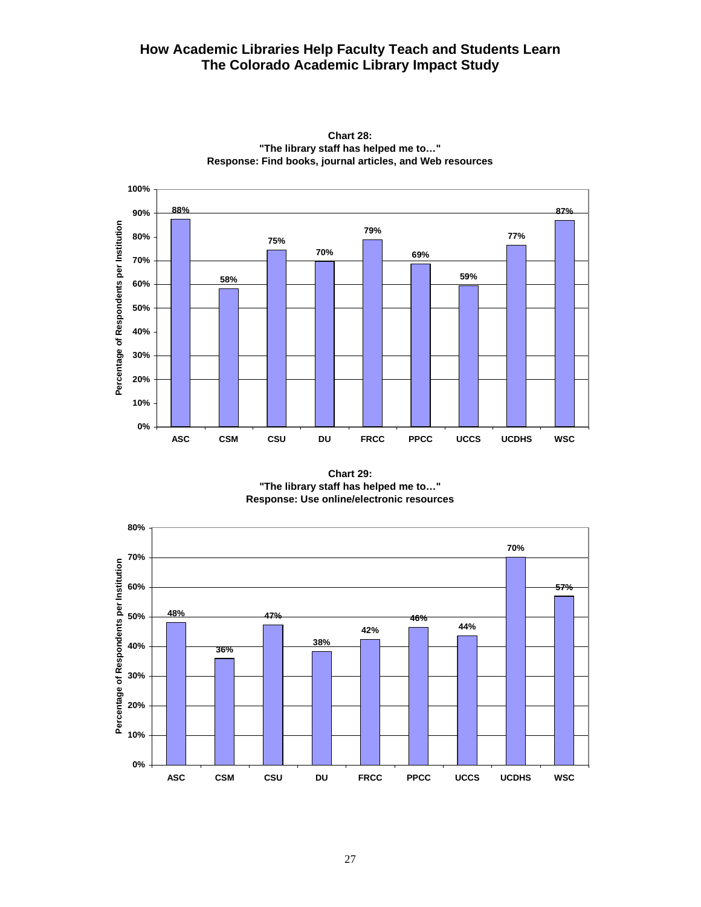**Chart 28:**
**"The library staff has helped me to…"**
**Response: Find books, journal articles, and Web resources**

| Institution | Percentage of Respondents per Institution |
|---|---|
| ASC | 88% |
| CSM | 58% |
| CSU | 75% |
| DU | 70% |
| FRCC | 79% |
| PPCC | 69% |
| UCCS | 59% |
| UCDHS | 77% |
| WSC | 87% |

**Chart 29:**
**"The library staff has helped me to…"**
**Response: Use online/electronic resources**

| Institution | Percentage of Respondents per Institution |
|---|---|
| ASC | 48% |
| CSM | 36% |
| CSU | 47% |
| DU | 38% |
| FRCC | 42% |
| PPCC | 46% |
| UCCS | 44% |
| UCDHS | 70% |
| WSC | 57% |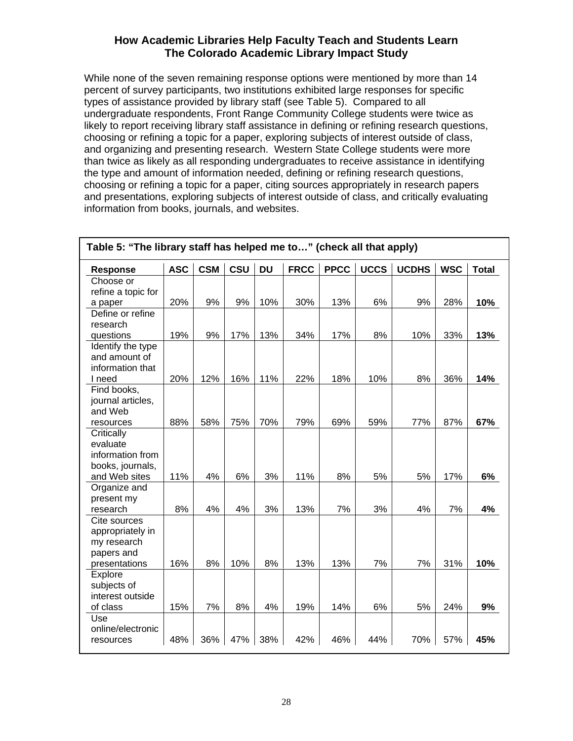## How Academic Libraries Help Faculty Teach and Students Learn
## The Colorado Academic Library Impact Study

While none of the seven remaining response options were mentioned by more than 14 percent of survey participants, two institutions exhibited large responses for specific types of assistance provided by library staff (see Table 5). Compared to all undergraduate respondents, Front Range Community College students were twice as likely to report receiving library staff assistance in defining or refining research questions, choosing or refining a topic for a paper, exploring subjects of interest outside of class, and organizing and presenting research. Western State College students were more than twice as likely as all responding undergraduates to receive assistance in identifying the type and amount of information needed, defining or refining research questions, choosing or refining a topic for a paper, citing sources appropriately in research papers and presentations, exploring subjects of interest outside of class, and critically evaluating information from books, journals, and websites.

**Table 5: "The library staff has helped me to…" (check all that apply)**

| Response | ASC | CSM | CSU | DU | FRCC | PPCC | UCCS | UCDHS | WSC | Total |
|---|---|---|---|---|---|---|---|---|---|---|
| Choose or refine a topic for a paper | 20% | 9% | 9% | 10% | 30% | 13% | 6% | 9% | 28% | **10%** |
| Define or refine research questions | 19% | 9% | 17% | 13% | 34% | 17% | 8% | 10% | 33% | **13%** |
| Identify the type and amount of information that I need | 20% | 12% | 16% | 11% | 22% | 18% | 10% | 8% | 36% | **14%** |
| Find books, journal articles, and Web resources | 88% | 58% | 75% | 70% | 79% | 69% | 59% | 77% | 87% | **67%** |
| Critically evaluate information from books, journals, and Web sites | 11% | 4% | 6% | 3% | 11% | 8% | 5% | 5% | 17% | **6%** |
| Organize and present my research | 8% | 4% | 4% | 3% | 13% | 7% | 3% | 4% | 7% | **4%** |
| Cite sources appropriately in my research papers and presentations | 16% | 8% | 10% | 8% | 13% | 13% | 7% | 7% | 31% | **10%** |
| Explore subjects of interest outside of class | 15% | 7% | 8% | 4% | 19% | 14% | 6% | 5% | 24% | **9%** |
| Use online/electronic resources | 48% | 36% | 47% | 38% | 42% | 46% | 44% | 70% | 57% | **45%** |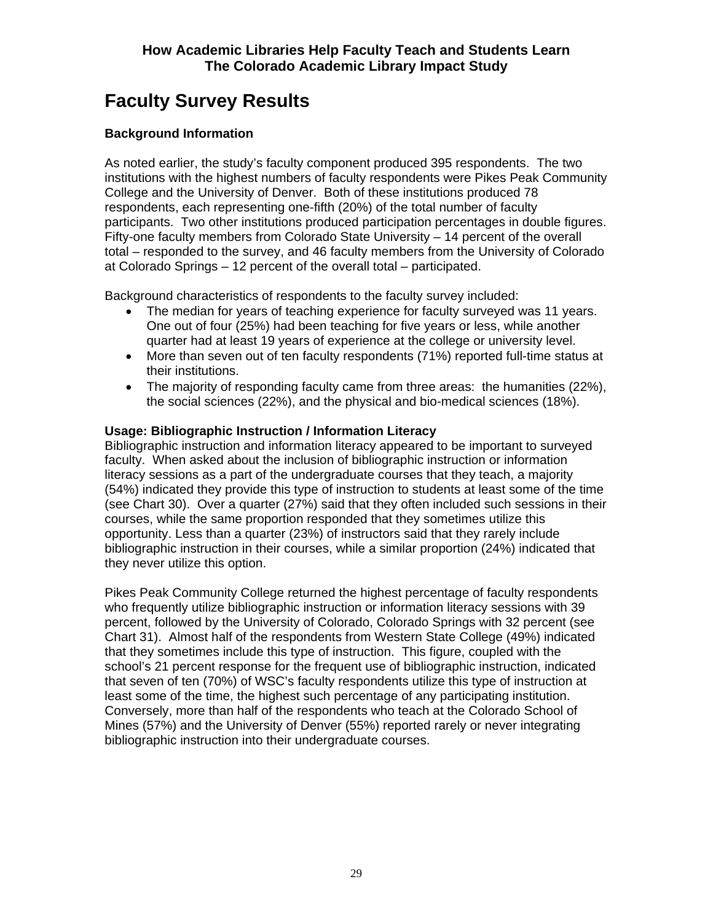# Faculty Survey Results

### Background Information

As noted earlier, the study's faculty component produced 395 respondents. The two institutions with the highest numbers of faculty respondents were Pikes Peak Community College and the University of Denver. Both of these institutions produced 78 respondents, each representing one-fifth (20%) of the total number of faculty participants. Two other institutions produced participation percentages in double figures. Fifty-one faculty members from Colorado State University – 14 percent of the overall total – responded to the survey, and 46 faculty members from the University of Colorado at Colorado Springs – 12 percent of the overall total – participated.

Background characteristics of respondents to the faculty survey included:

- The median for years of teaching experience for faculty surveyed was 11 years. One out of four (25%) had been teaching for five years or less, while another quarter had at least 19 years of experience at the college or university level.
- More than seven out of ten faculty respondents (71%) reported full-time status at their institutions.
- The majority of responding faculty came from three areas: the humanities (22%), the social sciences (22%), and the physical and bio-medical sciences (18%).

### Usage: Bibliographic Instruction / Information Literacy

Bibliographic instruction and information literacy appeared to be important to surveyed faculty. When asked about the inclusion of bibliographic instruction or information literacy sessions as a part of the undergraduate courses that they teach, a majority (54%) indicated they provide this type of instruction to students at least some of the time (see Chart 30). Over a quarter (27%) said that they often included such sessions in their courses, while the same proportion responded that they sometimes utilize this opportunity. Less than a quarter (23%) of instructors said that they rarely include bibliographic instruction in their courses, while a similar proportion (24%) indicated that they never utilize this option.

Pikes Peak Community College returned the highest percentage of faculty respondents who frequently utilize bibliographic instruction or information literacy sessions with 39 percent, followed by the University of Colorado, Colorado Springs with 32 percent (see Chart 31). Almost half of the respondents from Western State College (49%) indicated that they sometimes include this type of instruction. This figure, coupled with the school's 21 percent response for the frequent use of bibliographic instruction, indicated that seven of ten (70%) of WSC's faculty respondents utilize this type of instruction at least some of the time, the highest such percentage of any participating institution. Conversely, more than half of the respondents who teach at the Colorado School of Mines (57%) and the University of Denver (55%) reported rarely or never integrating bibliographic instruction into their undergraduate courses.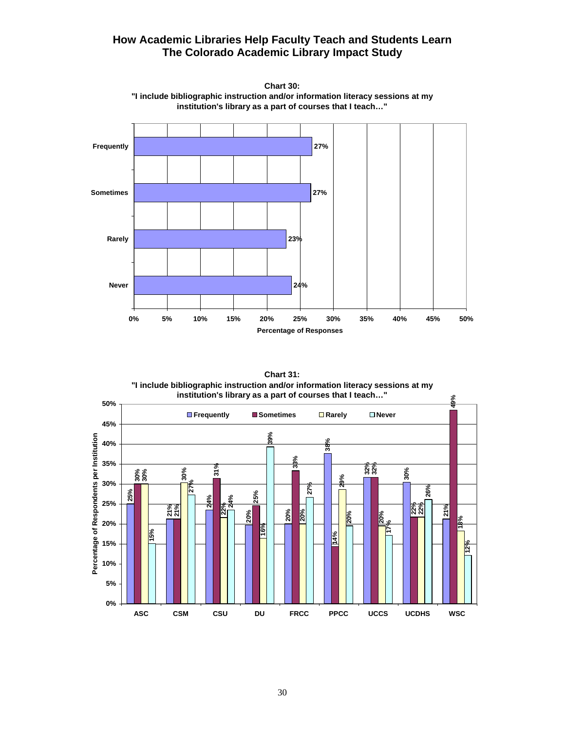# How Academic Libraries Help Faculty Teach and Students Learn
# The Colorado Academic Library Impact Study

**Chart 30:**
**"I include bibliographic instruction and/or information literacy sessions at my institution's library as a part of courses that I teach…"**

| Response | Percentage of Responses |
|---|---|
| Frequently | 27% |
| Sometimes | 27% |
| Rarely | 23% |
| Never | 24% |

**Chart 31:**
**"I include bibliographic instruction and/or information literacy sessions at my institution's library as a part of courses that I teach…"**

Percentage of Respondents per Institution

| Institution | Frequently | Sometimes | Rarely | Never |
|---|---|---|---|---|
| ASC | 25% | 30% | 30% | 15% |
| CSM | 21% | 21% | 30% | 27% |
| CSU | 24% | 31% | 22% | 24% |
| DU | 20% | 25% | 16% | 39% |
| FRCC | 20% | 33% | 20% | 27% |
| PPCC | 38% | 14% | 29% | 20% |
| UCCS | 32% | 32% | 20% | 17% |
| UCDHS | 30% | 22% | 22% | 26% |
| WSC | 21% | 49% | 18% | 12% |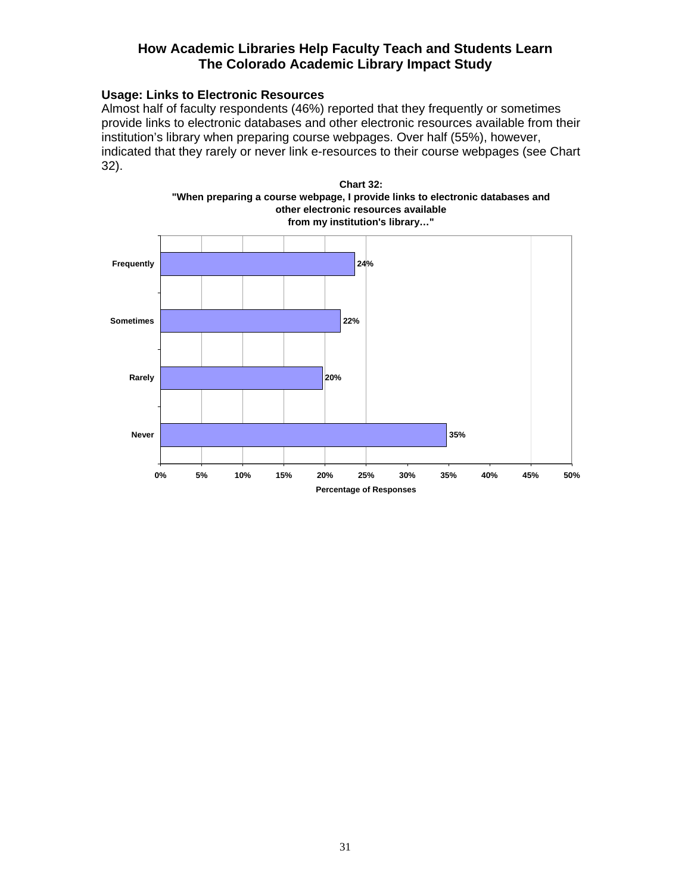## Usage: Links to Electronic Resources

Almost half of faculty respondents (46%) reported that they frequently or sometimes provide links to electronic databases and other electronic resources available from their institution's library when preparing course webpages. Over half (55%), however, indicated that they rarely or never link e-resources to their course webpages (see Chart 32).

**Chart 32:**
**"When preparing a course webpage, I provide links to electronic databases and other electronic resources available from my institution's library…"**

| Response | Percentage of Responses |
|---|---|
| Frequently | 24% |
| Sometimes | 22% |
| Rarely | 20% |
| Never | 35% |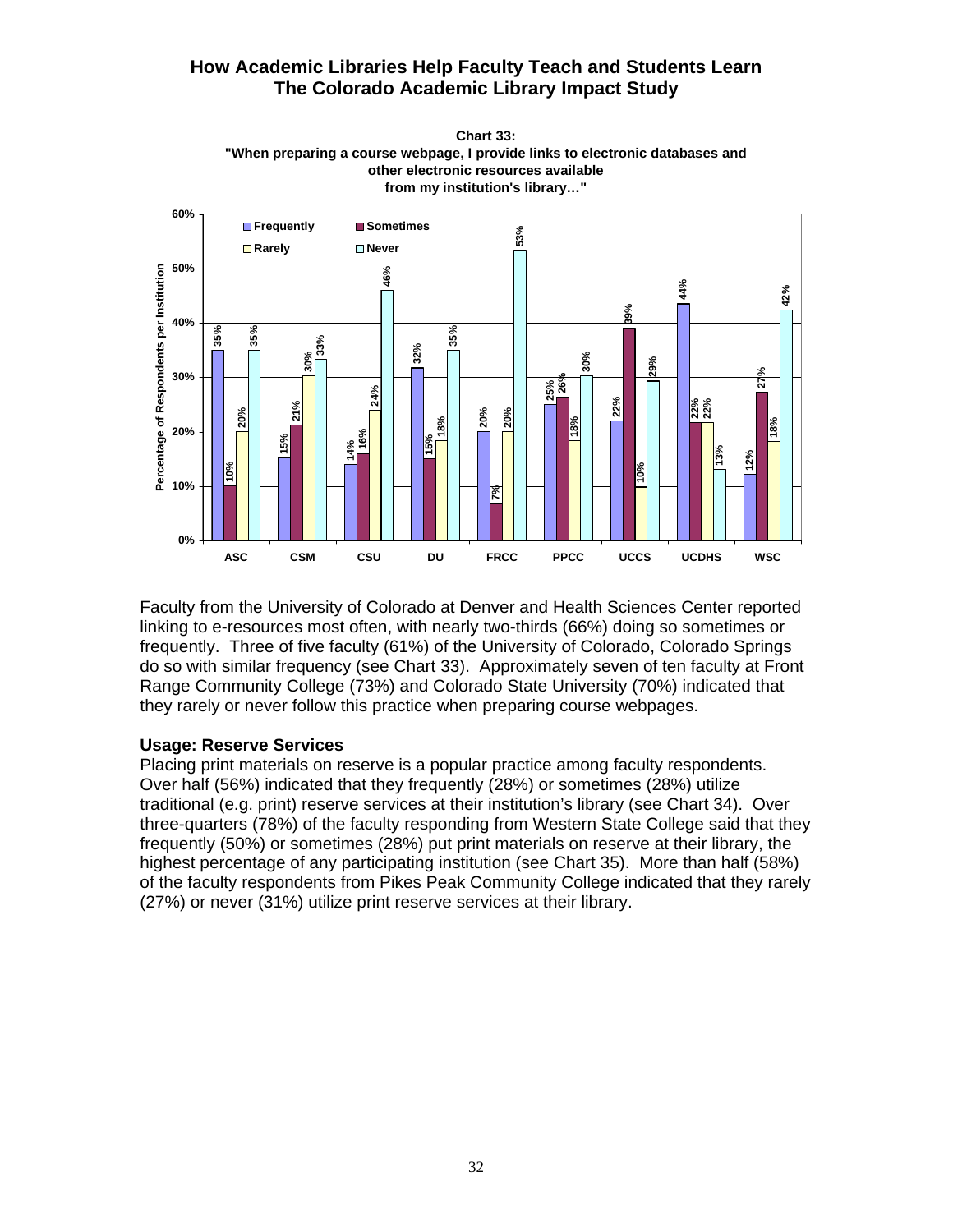## How Academic Libraries Help Faculty Teach and Students Learn
## The Colorado Academic Library Impact Study

**Chart 33:**
**"When preparing a course webpage, I provide links to electronic databases and other electronic resources available from my institution's library…"**

| Institution | Frequently | Sometimes | Rarely | Never |
|---|---|---|---|---|
| ASC | 35% | 10% | 20% | 35% |
| CSM | 15% | 21% | 30% | 33% |
| CSU | 14% | 16% | 24% | 46% |
| DU | 32% | 15% | 18% | 35% |
| FRCC | 20% | 7% | 20% | 53% |
| PPCC | 25% | 26% | 18% | 30% |
| UCCS | 22% | 39% | 10% | 29% |
| UCDHS | 44% | 22% | 22% | 13% |
| WSC | 12% | 27% | 18% | 42% |

Faculty from the University of Colorado at Denver and Health Sciences Center reported linking to e-resources most often, with nearly two-thirds (66%) doing so sometimes or frequently. Three of five faculty (61%) of the University of Colorado, Colorado Springs do so with similar frequency (see Chart 33). Approximately seven of ten faculty at Front Range Community College (73%) and Colorado State University (70%) indicated that they rarely or never follow this practice when preparing course webpages.

### Usage: Reserve Services

Placing print materials on reserve is a popular practice among faculty respondents. Over half (56%) indicated that they frequently (28%) or sometimes (28%) utilize traditional (e.g. print) reserve services at their institution's library (see Chart 34). Over three-quarters (78%) of the faculty responding from Western State College said that they frequently (50%) or sometimes (28%) put print materials on reserve at their library, the highest percentage of any participating institution (see Chart 35). More than half (58%) of the faculty respondents from Pikes Peak Community College indicated that they rarely (27%) or never (31%) utilize print reserve services at their library.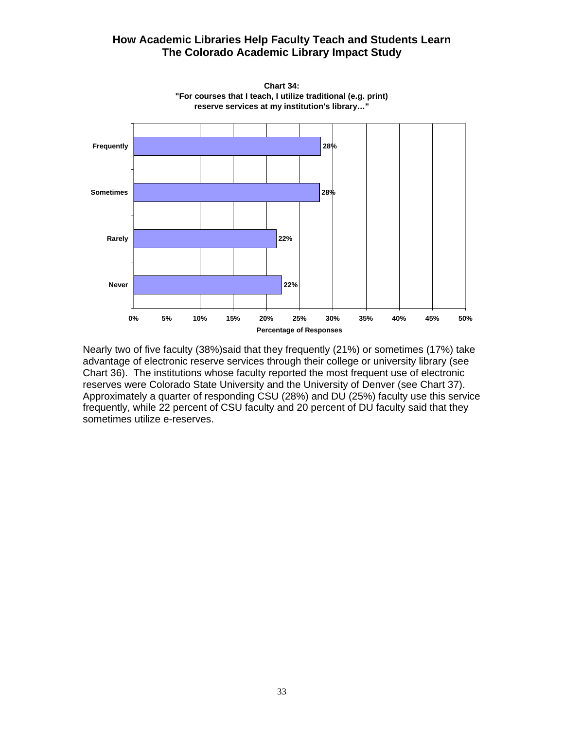**Chart 34:**
**"For courses that I teach, I utilize traditional (e.g. print) reserve services at my institution's library…"**

| Response | Percentage of Responses |
|---|---|
| Frequently | 28% |
| Sometimes | 28% |
| Rarely | 22% |
| Never | 22% |

Nearly two of five faculty (38%)said that they frequently (21%) or sometimes (17%) take advantage of electronic reserve services through their college or university library (see Chart 36). The institutions whose faculty reported the most frequent use of electronic reserves were Colorado State University and the University of Denver (see Chart 37). Approximately a quarter of responding CSU (28%) and DU (25%) faculty use this service frequently, while 22 percent of CSU faculty and 20 percent of DU faculty said that they sometimes utilize e-reserves.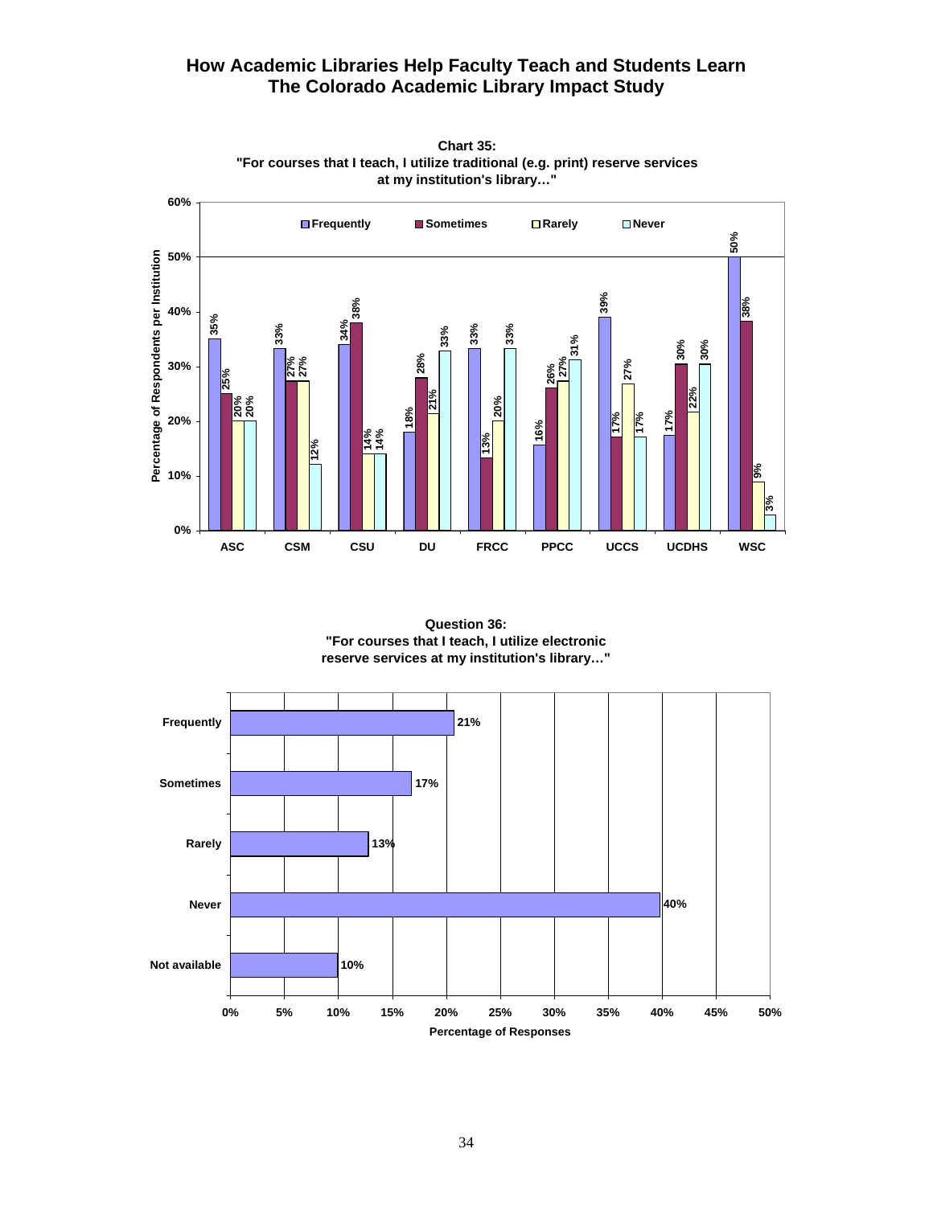# How Academic Libraries Help Faculty Teach and Students Learn
## The Colorado Academic Library Impact Study

**Chart 35:**
**"For courses that I teach, I utilize traditional (e.g. print) reserve services at my institution's library…"**

| Institution | Frequently | Sometimes | Rarely | Never |
|---|---|---|---|---|
| ASC | 35% | 25% | 20% | 20% |
| CSM | 33% | 27% | 27% | 12% |
| CSU | 34% | 38% | 14% | 14% |
| DU | 18% | 28% | 21% | 33% |
| FRCC | 33% | 13% | 20% | 33% |
| PPCC | 16% | 26% | 27% | 31% |
| UCCS | 39% | 17% | 27% | 17% |
| UCDHS | 17% | 30% | 22% | 30% |
| WSC | 50% | 38% | 9% | 3% |

**Question 36:**
**"For courses that I teach, I utilize electronic reserve services at my institution's library…"**

| Response | Percentage of Responses |
|---|---|
| Frequently | 21% |
| Sometimes | 17% |
| Rarely | 13% |
| Never | 40% |
| Not available | 10% |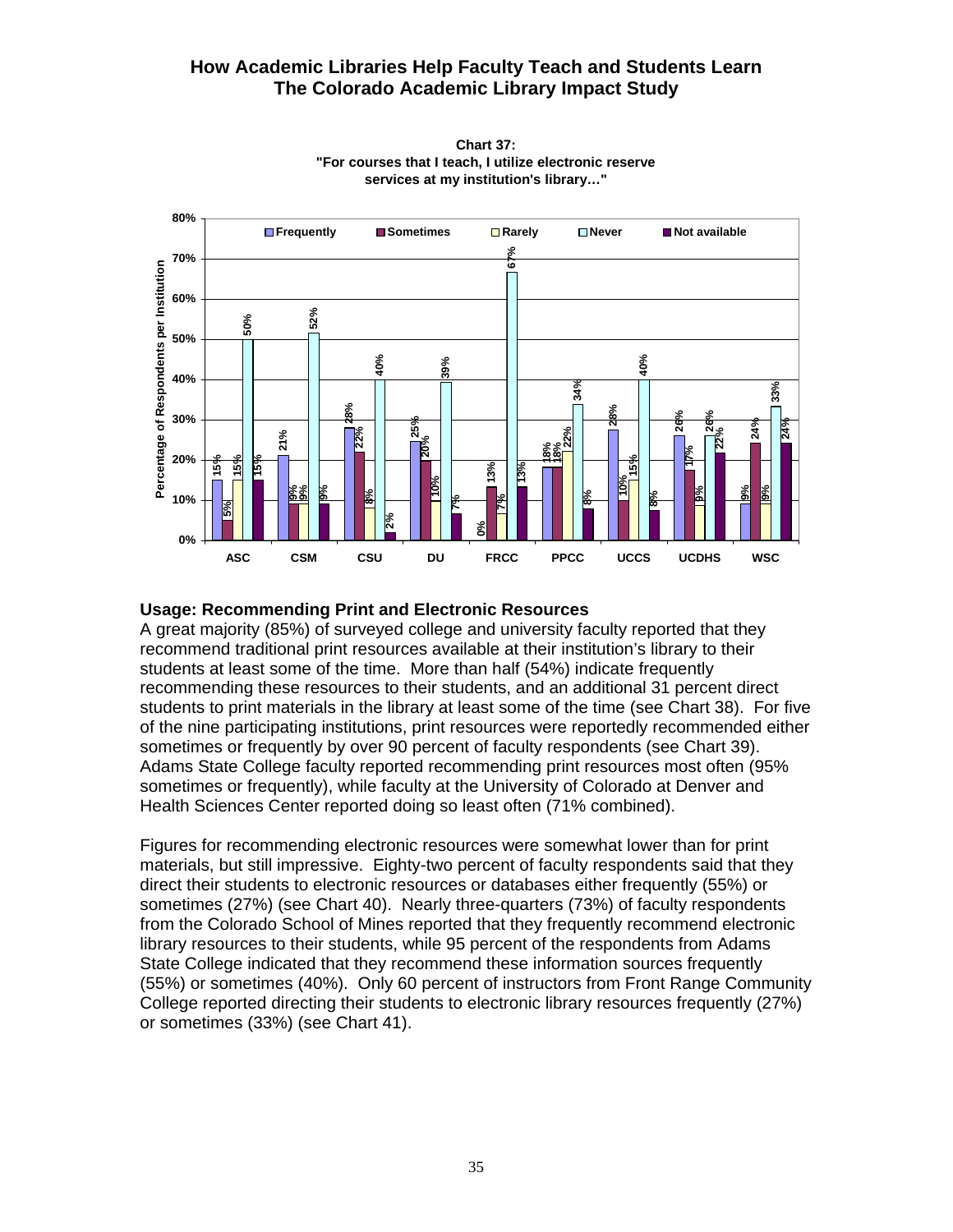**Chart 37: "For courses that I teach, I utilize electronic reserve services at my institution's library…"**

| Institution | Frequently | Sometimes | Rarely | Never | Not available |
|---|---|---|---|---|---|
| ASC | 15% | 5% | 15% | 50% | 15% |
| CSM | 21% | 9% | 9% | 52% | 9% |
| CSU | 28% | 22% | 8% | 40% | 2% |
| DU | 25% | 20% | 10% | 39% | 7% |
| FRCC | 0% | 13% | 7% | 67% | 13% |
| PPCC | 18% | 18% | 22% | 34% | 8% |
| UCCS | 28% | 10% | 15% | 40% | 8% |
| UCDHS | 26% | 17% | 9% | 26% | 22% |
| WSC | 9% | 24% | 9% | 33% | 24% |

### Usage: Recommending Print and Electronic Resources

A great majority (85%) of surveyed college and university faculty reported that they recommend traditional print resources available at their institution's library to their students at least some of the time. More than half (54%) indicate frequently recommending these resources to their students, and an additional 31 percent direct students to print materials in the library at least some of the time (see Chart 38). For five of the nine participating institutions, print resources were reportedly recommended either sometimes or frequently by over 90 percent of faculty respondents (see Chart 39). Adams State College faculty reported recommending print resources most often (95% sometimes or frequently), while faculty at the University of Colorado at Denver and Health Sciences Center reported doing so least often (71% combined).

Figures for recommending electronic resources were somewhat lower than for print materials, but still impressive. Eighty-two percent of faculty respondents said that they direct their students to electronic resources or databases either frequently (55%) or sometimes (27%) (see Chart 40). Nearly three-quarters (73%) of faculty respondents from the Colorado School of Mines reported that they frequently recommend electronic library resources to their students, while 95 percent of the respondents from Adams State College indicated that they recommend these information sources frequently (55%) or sometimes (40%). Only 60 percent of instructors from Front Range Community College reported directing their students to electronic library resources frequently (27%) or sometimes (33%) (see Chart 41).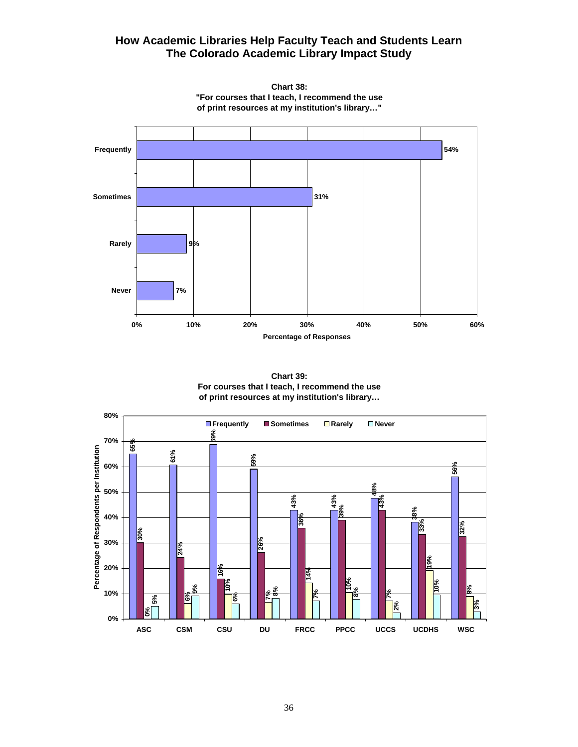# How Academic Libraries Help Faculty Teach and Students Learn
## The Colorado Academic Library Impact Study

**Chart 38:**
**"For courses that I teach, I recommend the use of print resources at my institution's library…"**

| Response | Percentage of Responses |
|---|---|
| Frequently | 54% |
| Sometimes | 31% |
| Rarely | 9% |
| Never | 7% |

**Chart 39:**
**For courses that I teach, I recommend the use of print resources at my institution's library…**

Percentage of Respondents per Institution

| Institution | Frequently | Sometimes | Rarely | Never |
|---|---|---|---|---|
| ASC | 65% | 30% | 0% | 5% |
| CSM | 61% | 24% | 6% | 9% |
| CSU | 69% | 16% | 10% | 6% |
| DU | 59% | 26% | 7% | 8% |
| FRCC | 43% | 36% | 14% | 7% |
| PPCC | 43% | 39% | 10% | 8% |
| UCCS | 48% | 43% | 7% | 2% |
| UCDHS | 38% | 33% | 19% | 10% |
| WSC | 56% | 32% | 9% | 3% |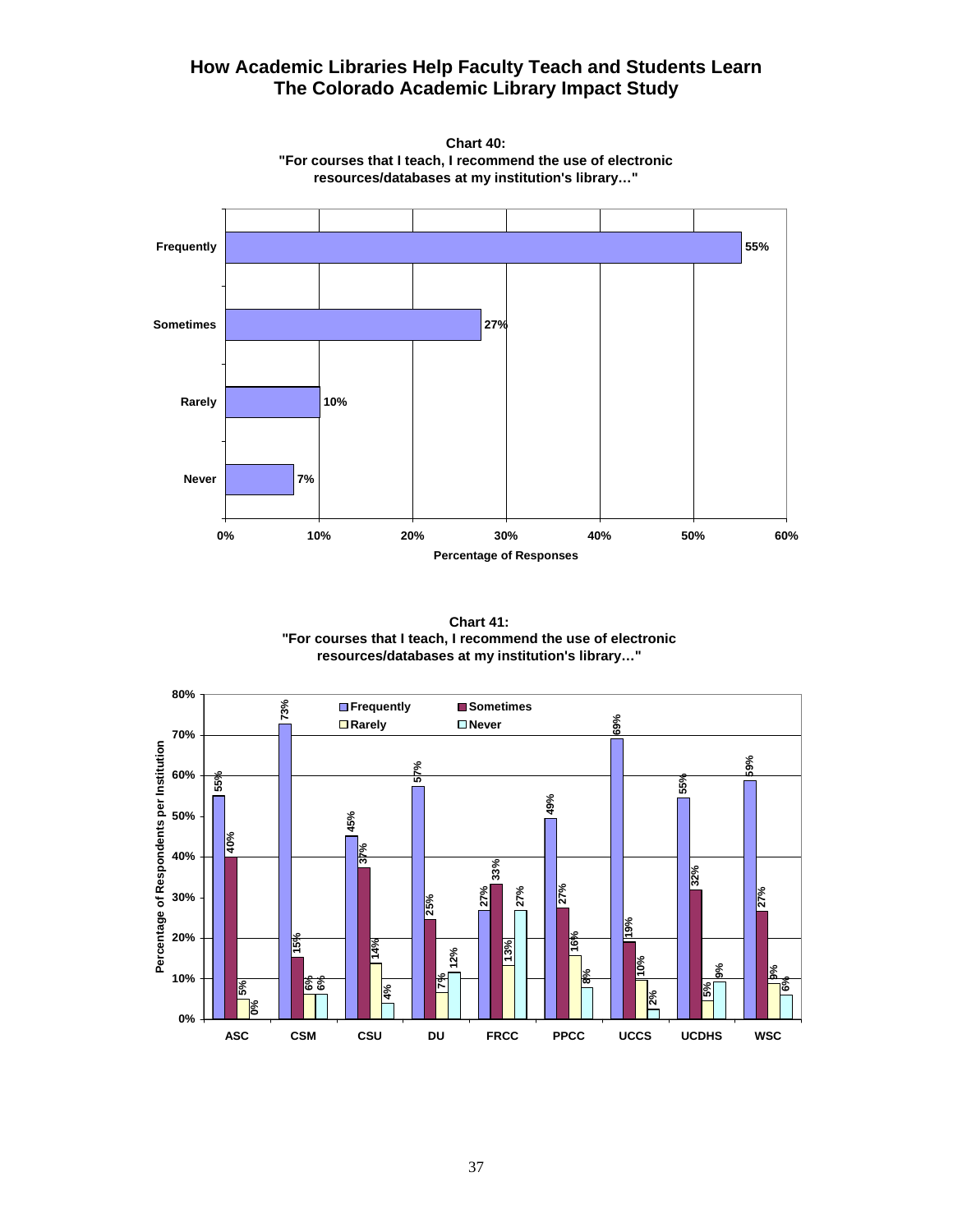# How Academic Libraries Help Faculty Teach and Students Learn
## The Colorado Academic Library Impact Study

**Chart 40:**
**"For courses that I teach, I recommend the use of electronic resources/databases at my institution's library…"**

| Response | Percentage of Responses |
|---|---|
| Frequently | 55% |
| Sometimes | 27% |
| Rarely | 10% |
| Never | 7% |

**Chart 41:**
**"For courses that I teach, I recommend the use of electronic resources/databases at my institution's library…"**

Percentage of Respondents per Institution

| Institution | Frequently | Sometimes | Rarely | Never |
|---|---|---|---|---|
| ASC | 55% | 40% | 5% | 0% |
| CSM | 73% | 15% | 6% | 6% |
| CSU | 45% | 37% | 14% | 4% |
| DU | 57% | 25% | 7% | 12% |
| FRCC | 27% | 33% | 13% | 27% |
| PPCC | 49% | 27% | 16% | 8% |
| UCCS | 69% | 19% | 10% | 2% |
| UCDHS | 55% | 32% | 5% | 9% |
| WSC | 59% | 27% | 9% | 6% |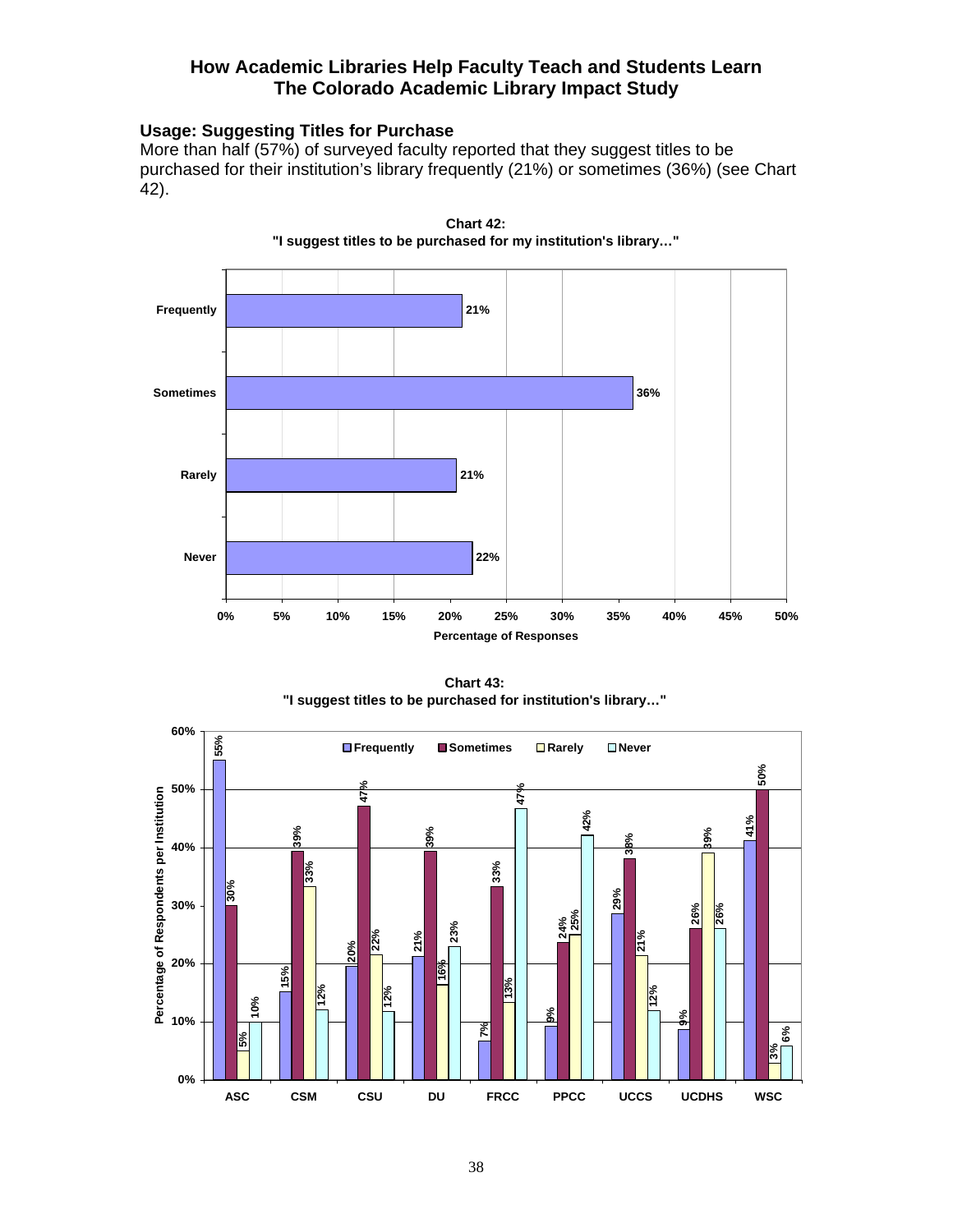## How Academic Libraries Help Faculty Teach and Students Learn
## The Colorado Academic Library Impact Study

### Usage: Suggesting Titles for Purchase

More than half (57%) of surveyed faculty reported that they suggest titles to be purchased for their institution's library frequently (21%) or sometimes (36%) (see Chart 42).

**Chart 42:**
**"I suggest titles to be purchased for my institution's library…"**

| Response | Percentage of Responses |
|---|---|
| Frequently | 21% |
| Sometimes | 36% |
| Rarely | 21% |
| Never | 22% |

**Chart 43:**
**"I suggest titles to be purchased for institution's library…"**

| Institution | Frequently | Sometimes | Rarely | Never |
|---|---|---|---|---|
| ASC | 55% | 30% | 5% | 10% |
| CSM | 15% | 39% | 33% | 12% |
| CSU | 20% | 47% | 22% | 12% |
| DU | 21% | 39% | 16% | 23% |
| FRCC | 7% | 33% | 13% | 47% |
| PPCC | 9% | 24% | 25% | 42% |
| UCCS | 29% | 38% | 21% | 12% |
| UCDHS | 9% | 26% | 39% | 26% |
| WSC | 41% | 50% | 3% | 6% |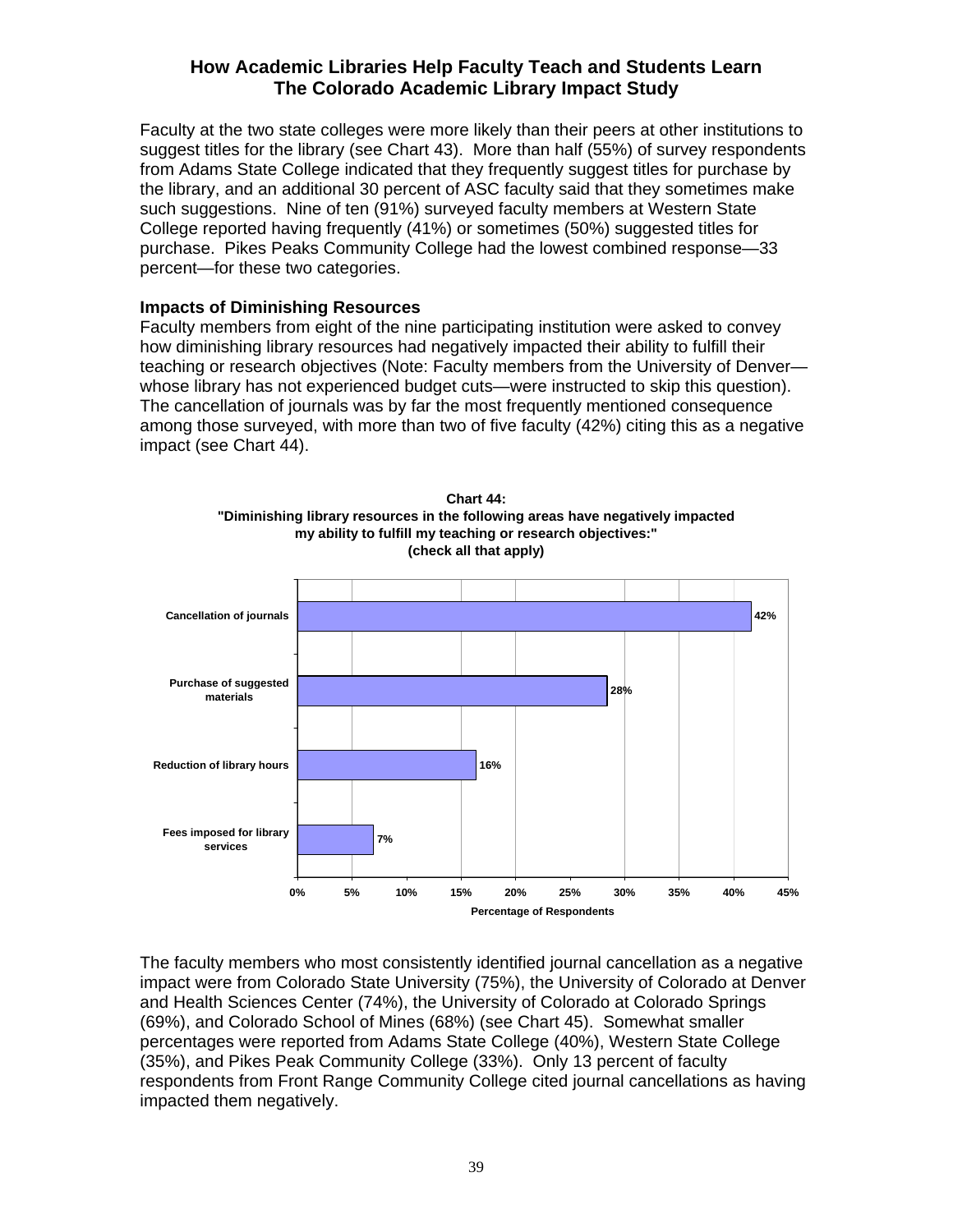# How Academic Libraries Help Faculty Teach and Students Learn
# The Colorado Academic Library Impact Study

Faculty at the two state colleges were more likely than their peers at other institutions to suggest titles for the library (see Chart 43). More than half (55%) of survey respondents from Adams State College indicated that they frequently suggest titles for purchase by the library, and an additional 30 percent of ASC faculty said that they sometimes make such suggestions. Nine of ten (91%) surveyed faculty members at Western State College reported having frequently (41%) or sometimes (50%) suggested titles for purchase. Pikes Peaks Community College had the lowest combined response—33 percent—for these two categories.

### Impacts of Diminishing Resources

Faculty members from eight of the nine participating institution were asked to convey how diminishing library resources had negatively impacted their ability to fulfill their teaching or research objectives (Note: Faculty members from the University of Denver—whose library has not experienced budget cuts—were instructed to skip this question). The cancellation of journals was by far the most frequently mentioned consequence among those surveyed, with more than two of five faculty (42%) citing this as a negative impact (see Chart 44).

**Chart 44:**
**"Diminishing library resources in the following areas have negatively impacted my ability to fulfill my teaching or research objectives:"**
**(check all that apply)**

| Area | Percentage of Respondents |
|---|---|
| Cancellation of journals | 42% |
| Purchase of suggested materials | 28% |
| Reduction of library hours | 16% |
| Fees imposed for library services | 7% |

The faculty members who most consistently identified journal cancellation as a negative impact were from Colorado State University (75%), the University of Colorado at Denver and Health Sciences Center (74%), the University of Colorado at Colorado Springs (69%), and Colorado School of Mines (68%) (see Chart 45). Somewhat smaller percentages were reported from Adams State College (40%), Western State College (35%), and Pikes Peak Community College (33%). Only 13 percent of faculty respondents from Front Range Community College cited journal cancellations as having impacted them negatively.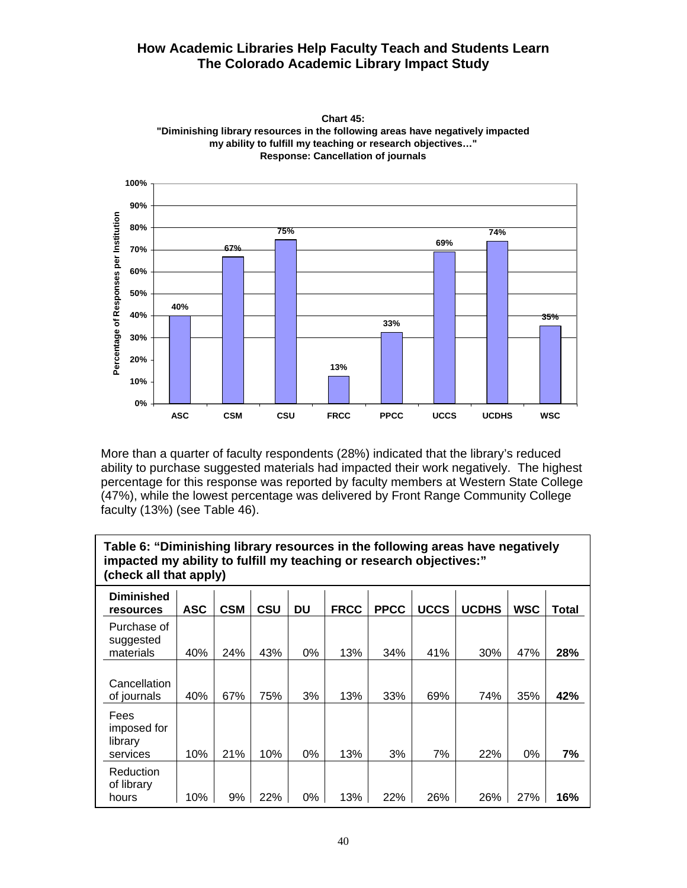**Chart 45: "Diminishing library resources in the following areas have negatively impacted my ability to fulfill my teaching or research objectives…" Response: Cancellation of journals**

| Institution | Percentage of Responses per Institution |
|---|---|
| ASC | 40% |
| CSM | 67% |
| CSU | 75% |
| FRCC | 13% |
| PPCC | 33% |
| UCCS | 69% |
| UCDHS | 74% |
| WSC | 35% |

More than a quarter of faculty respondents (28%) indicated that the library's reduced ability to purchase suggested materials had impacted their work negatively. The highest percentage for this response was reported by faculty members at Western State College (47%), while the lowest percentage was delivered by Front Range Community College faculty (13%) (see Table 46).

**Table 6: "Diminishing library resources in the following areas have negatively impacted my ability to fulfill my teaching or research objectives:" (check all that apply)**

| Diminished resources | ASC | CSM | CSU | DU | FRCC | PPCC | UCCS | UCDHS | WSC | Total |
|---|---|---|---|---|---|---|---|---|---|---|
| Purchase of suggested materials | 40% | 24% | 43% | 0% | 13% | 34% | 41% | 30% | 47% | **28%** |
| Cancellation of journals | 40% | 67% | 75% | 3% | 13% | 33% | 69% | 74% | 35% | **42%** |
| Fees imposed for library services | 10% | 21% | 10% | 0% | 13% | 3% | 7% | 22% | 0% | **7%** |
| Reduction of library hours | 10% | 9% | 22% | 0% | 13% | 22% | 26% | 26% | 27% | **16%** |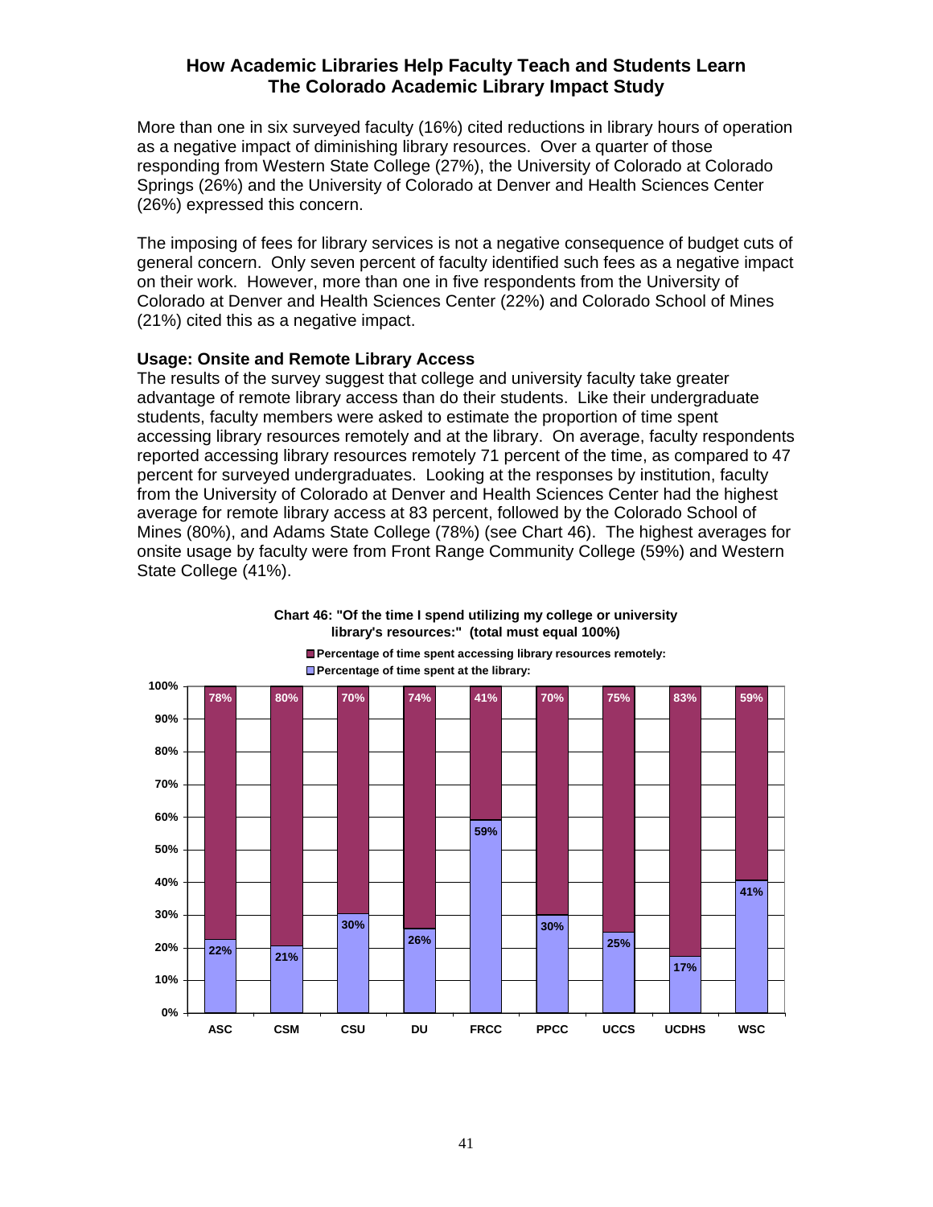## How Academic Libraries Help Faculty Teach and Students Learn
## The Colorado Academic Library Impact Study

More than one in six surveyed faculty (16%) cited reductions in library hours of operation as a negative impact of diminishing library resources. Over a quarter of those responding from Western State College (27%), the University of Colorado at Colorado Springs (26%) and the University of Colorado at Denver and Health Sciences Center (26%) expressed this concern.

The imposing of fees for library services is not a negative consequence of budget cuts of general concern. Only seven percent of faculty identified such fees as a negative impact on their work. However, more than one in five respondents from the University of Colorado at Denver and Health Sciences Center (22%) and Colorado School of Mines (21%) cited this as a negative impact.

### Usage: Onsite and Remote Library Access

The results of the survey suggest that college and university faculty take greater advantage of remote library access than do their students. Like their undergraduate students, faculty members were asked to estimate the proportion of time spent accessing library resources remotely and at the library. On average, faculty respondents reported accessing library resources remotely 71 percent of the time, as compared to 47 percent for surveyed undergraduates. Looking at the responses by institution, faculty from the University of Colorado at Denver and Health Sciences Center had the highest average for remote library access at 83 percent, followed by the Colorado School of Mines (80%), and Adams State College (78%) (see Chart 46). The highest averages for onsite usage by faculty were from Front Range Community College (59%) and Western State College (41%).

**Chart 46: "Of the time I spend utilizing my college or university library's resources:" (total must equal 100%)**

| | ASC | CSM | CSU | DU | FRCC | PPCC | UCCS | UCDHS | WSC |
|---|---|---|---|---|---|---|---|---|---|
| Percentage of time spent accessing library resources remotely: | 78% | 80% | 70% | 74% | 41% | 70% | 75% | 83% | 59% |
| Percentage of time spent at the library: | 22% | 21% | 30% | 26% | 59% | 30% | 25% | 17% | 41% |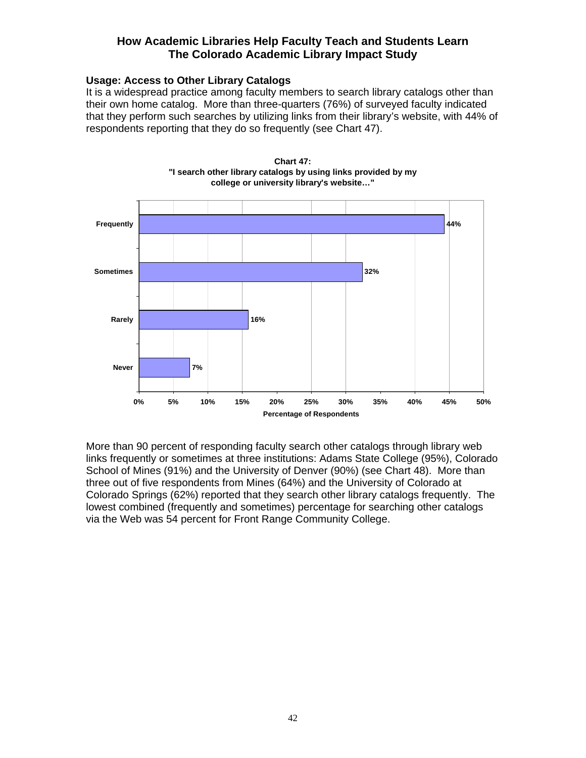## Usage: Access to Other Library Catalogs

It is a widespread practice among faculty members to search library catalogs other than their own home catalog. More than three-quarters (76%) of surveyed faculty indicated that they perform such searches by utilizing links from their library's website, with 44% of respondents reporting that they do so frequently (see Chart 47).

**Chart 47:**
**"I search other library catalogs by using links provided by my college or university library's website…"**

| Response | Percentage of Respondents |
|---|---|
| Frequently | 44% |
| Sometimes | 32% |
| Rarely | 16% |
| Never | 7% |

More than 90 percent of responding faculty search other catalogs through library web links frequently or sometimes at three institutions: Adams State College (95%), Colorado School of Mines (91%) and the University of Denver (90%) (see Chart 48). More than three out of five respondents from Mines (64%) and the University of Colorado at Colorado Springs (62%) reported that they search other library catalogs frequently. The lowest combined (frequently and sometimes) percentage for searching other catalogs via the Web was 54 percent for Front Range Community College.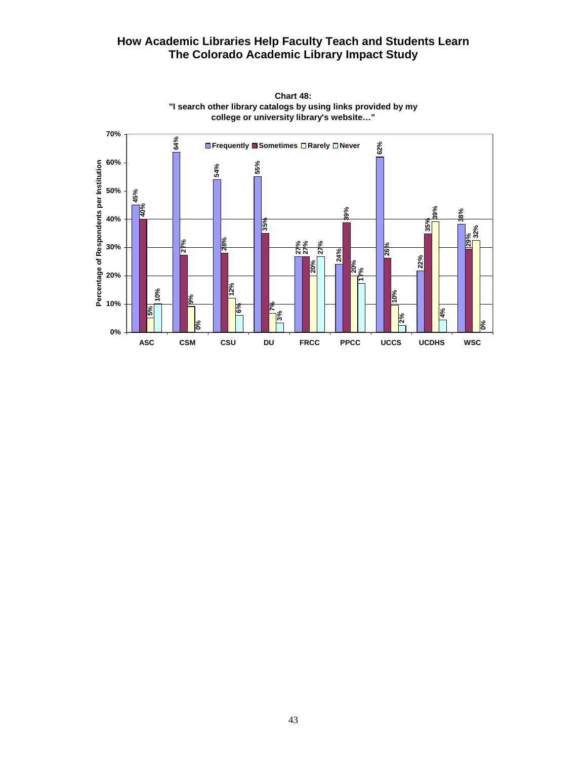How Academic Libraries Help Faculty Teach and Students Learn
The Colorado Academic Library Impact Study

**Chart 48:**
**"I search other library catalogs by using links provided by my college or university library's website…"**

| Institution | Frequently | Sometimes | Rarely | Never |
|---|---|---|---|---|
| ASC | 45% | 40% | 5% | 10% |
| CSM | 64% | 27% | 9% | 0% |
| CSU | 54% | 28% | 12% | 6% |
| DU | 55% | 35% | 7% | 3% |
| FRCC | 27% | 27% | 20% | 27% |
| PPCC | 24% | 39% | 20% | 17% |
| UCCS | 62% | 26% | 10% | 2% |
| UCDHS | 22% | 35% | 39% | 4% |
| WSC | 38% | 29% | 32% | 0% |

Percentage of Respondents per Institution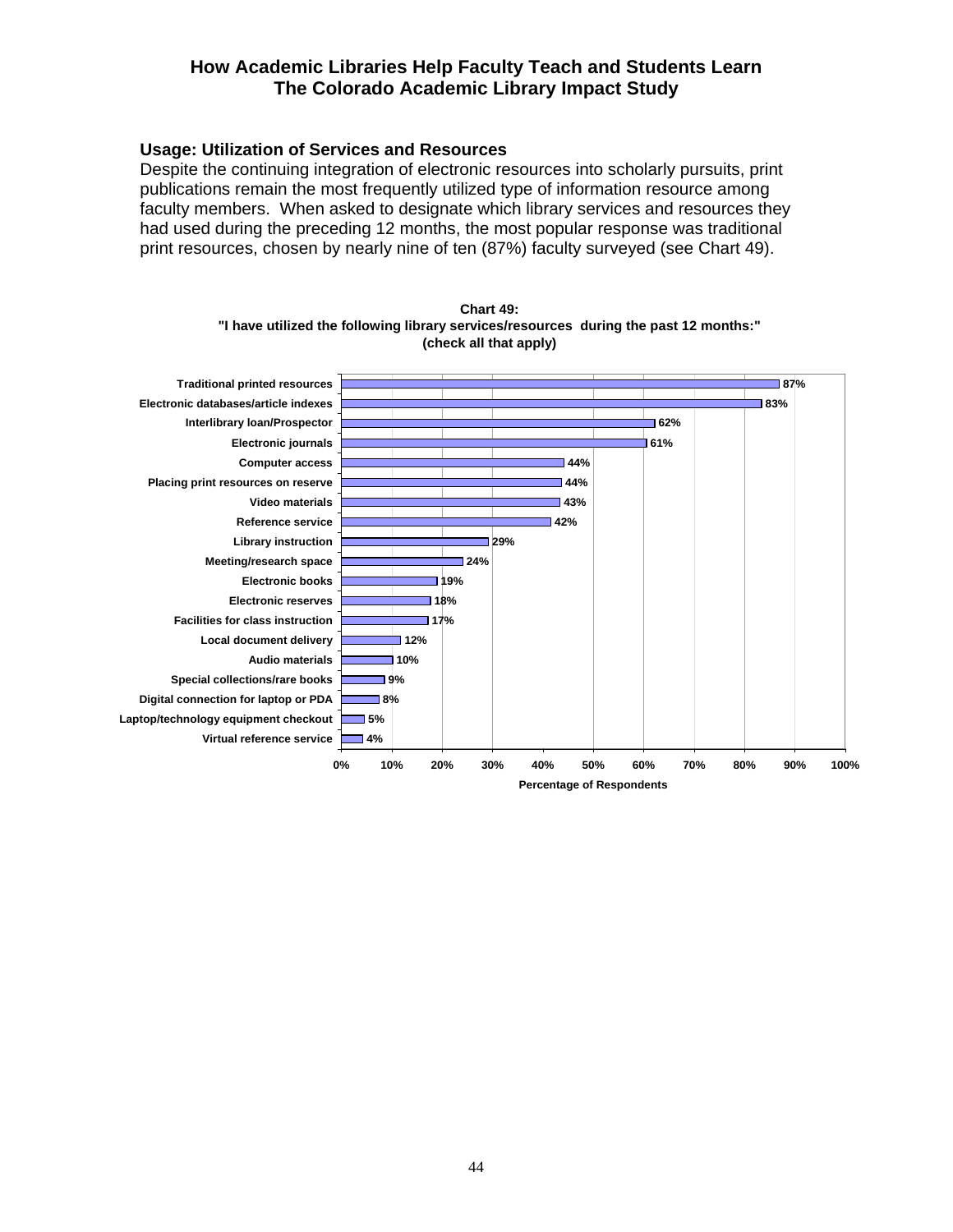### Usage: Utilization of Services and Resources

Despite the continuing integration of electronic resources into scholarly pursuits, print publications remain the most frequently utilized type of information resource among faculty members. When asked to designate which library services and resources they had used during the preceding 12 months, the most popular response was traditional print resources, chosen by nearly nine of ten (87%) faculty surveyed (see Chart 49).

**Chart 49:**
**"I have utilized the following library services/resources during the past 12 months:"**
**(check all that apply)**

| Service/Resource | Percentage of Respondents |
|---|---|
| Traditional printed resources | 87% |
| Electronic databases/article indexes | 83% |
| Interlibrary loan/Prospector | 62% |
| Electronic journals | 61% |
| Computer access | 44% |
| Placing print resources on reserve | 44% |
| Video materials | 43% |
| Reference service | 42% |
| Library instruction | 29% |
| Meeting/research space | 24% |
| Electronic books | 19% |
| Electronic reserves | 18% |
| Facilities for class instruction | 17% |
| Local document delivery | 12% |
| Audio materials | 10% |
| Special collections/rare books | 9% |
| Digital connection for laptop or PDA | 8% |
| Laptop/technology equipment checkout | 5% |
| Virtual reference service | 4% |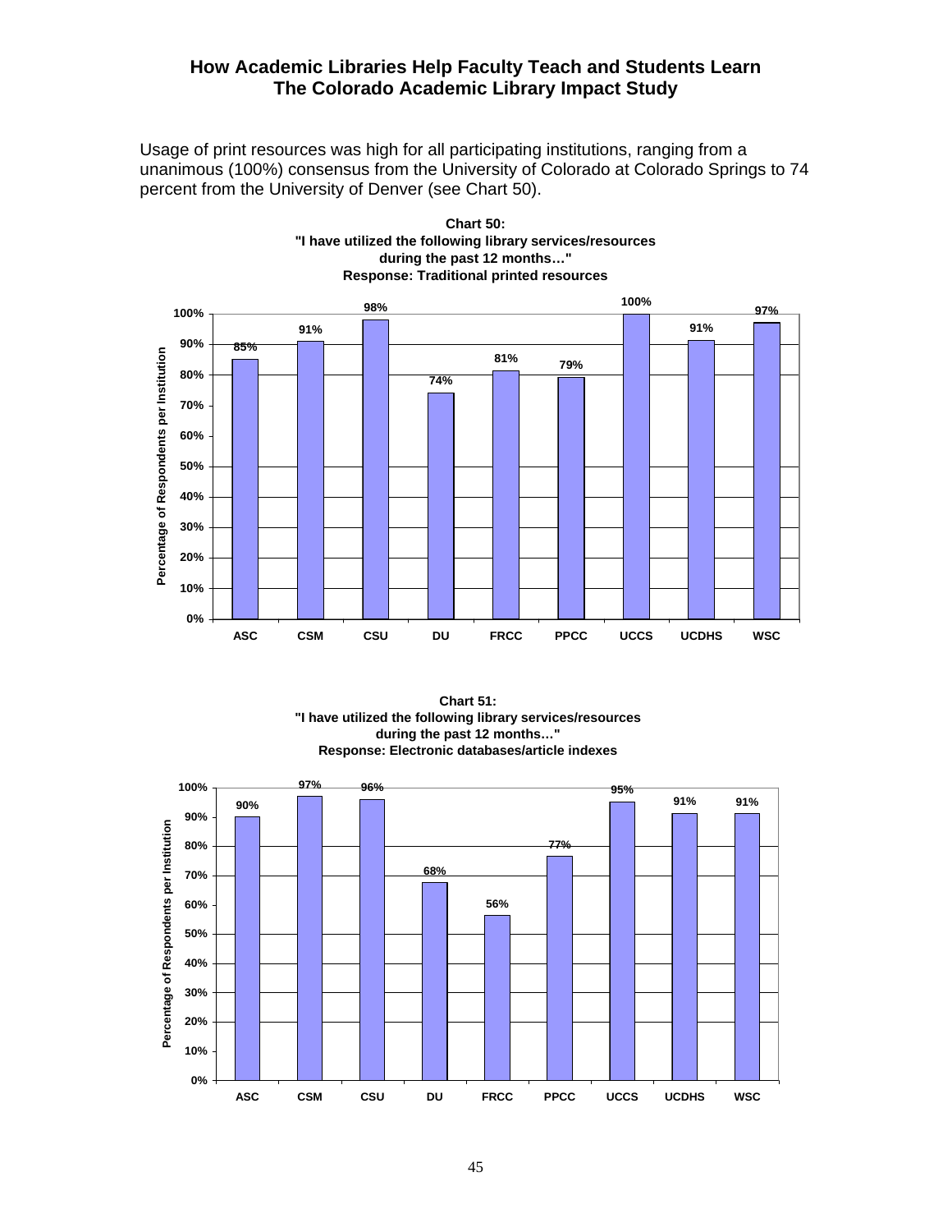# How Academic Libraries Help Faculty Teach and Students Learn
# The Colorado Academic Library Impact Study

Usage of print resources was high for all participating institutions, ranging from a unanimous (100%) consensus from the University of Colorado at Colorado Springs to 74 percent from the University of Denver (see Chart 50).

**Chart 50:**
**"I have utilized the following library services/resources during the past 12 months…"**
**Response: Traditional printed resources**

| Institution | Percentage of Respondents per Institution |
|---|---|
| ASC | 85% |
| CSM | 91% |
| CSU | 98% |
| DU | 74% |
| FRCC | 81% |
| PPCC | 79% |
| UCCS | 100% |
| UCDHS | 91% |
| WSC | 97% |

**Chart 51:**
**"I have utilized the following library services/resources during the past 12 months…"**
**Response: Electronic databases/article indexes**

| Institution | Percentage of Respondents per Institution |
|---|---|
| ASC | 90% |
| CSM | 97% |
| CSU | 96% |
| DU | 68% |
| FRCC | 56% |
| PPCC | 77% |
| UCCS | 95% |
| UCDHS | 91% |
| WSC | 91% |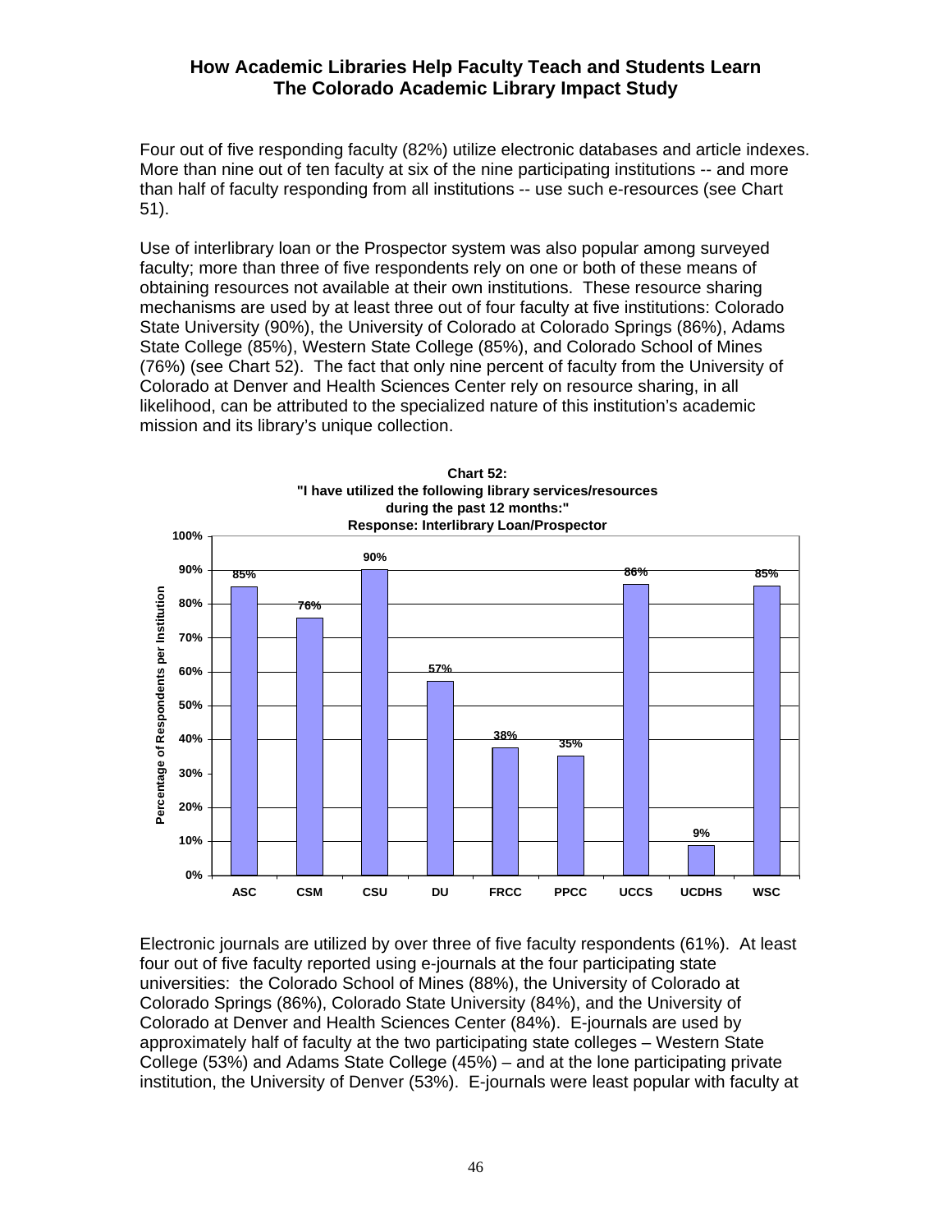Four out of five responding faculty (82%) utilize electronic databases and article indexes. More than nine out of ten faculty at six of the nine participating institutions -- and more than half of faculty responding from all institutions -- use such e-resources (see Chart 51).

Use of interlibrary loan or the Prospector system was also popular among surveyed faculty; more than three of five respondents rely on one or both of these means of obtaining resources not available at their own institutions. These resource sharing mechanisms are used by at least three out of four faculty at five institutions: Colorado State University (90%), the University of Colorado at Colorado Springs (86%), Adams State College (85%), Western State College (85%), and Colorado School of Mines (76%) (see Chart 52). The fact that only nine percent of faculty from the University of Colorado at Denver and Health Sciences Center rely on resource sharing, in all likelihood, can be attributed to the specialized nature of this institution's academic mission and its library's unique collection.

**Chart 52: "I have utilized the following library services/resources during the past 12 months:" Response: Interlibrary Loan/Prospector**

| Institution | Percentage of Respondents per Institution |
|---|---|
| ASC | 85% |
| CSM | 76% |
| CSU | 90% |
| DU | 57% |
| FRCC | 38% |
| PPCC | 35% |
| UCCS | 86% |
| UCDHS | 9% |
| WSC | 85% |

Electronic journals are utilized by over three of five faculty respondents (61%). At least four out of five faculty reported using e-journals at the four participating state universities: the Colorado School of Mines (88%), the University of Colorado at Colorado Springs (86%), Colorado State University (84%), and the University of Colorado at Denver and Health Sciences Center (84%). E-journals are used by approximately half of faculty at the two participating state colleges – Western State College (53%) and Adams State College (45%) – and at the lone participating private institution, the University of Denver (53%). E-journals were least popular with faculty at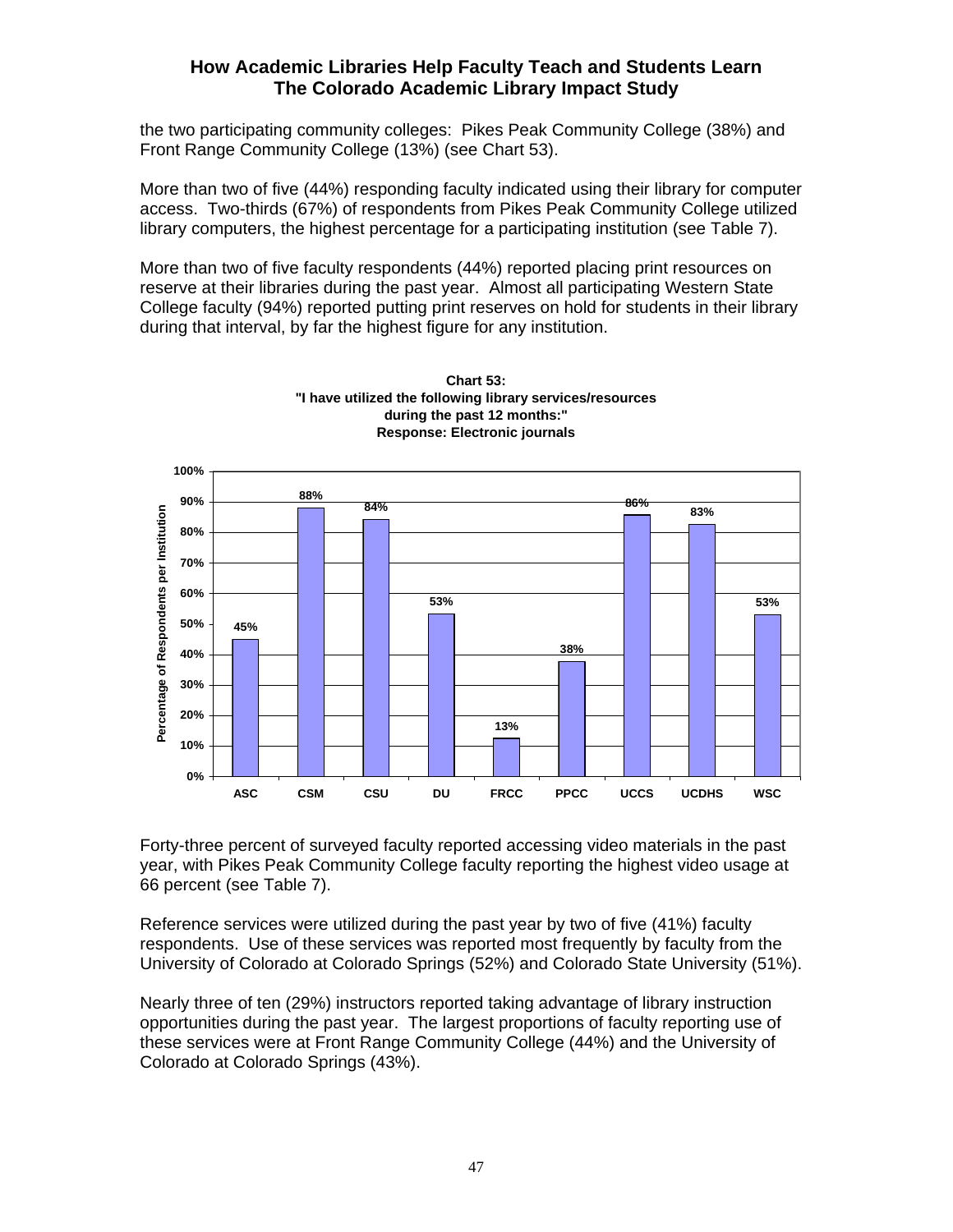the two participating community colleges: Pikes Peak Community College (38%) and Front Range Community College (13%) (see Chart 53).

More than two of five (44%) responding faculty indicated using their library for computer access. Two-thirds (67%) of respondents from Pikes Peak Community College utilized library computers, the highest percentage for a participating institution (see Table 7).

More than two of five faculty respondents (44%) reported placing print resources on reserve at their libraries during the past year. Almost all participating Western State College faculty (94%) reported putting print reserves on hold for students in their library during that interval, by far the highest figure for any institution.

**Chart 53:**
**"I have utilized the following library services/resources during the past 12 months:"**
**Response: Electronic journals**

| Institution | Percentage of Respondents per Institution |
|---|---|
| ASC | 45% |
| CSM | 88% |
| CSU | 84% |
| DU | 53% |
| FRCC | 13% |
| PPCC | 38% |
| UCCS | 86% |
| UCDHS | 83% |
| WSC | 53% |

Forty-three percent of surveyed faculty reported accessing video materials in the past year, with Pikes Peak Community College faculty reporting the highest video usage at 66 percent (see Table 7).

Reference services were utilized during the past year by two of five (41%) faculty respondents. Use of these services was reported most frequently by faculty from the University of Colorado at Colorado Springs (52%) and Colorado State University (51%).

Nearly three of ten (29%) instructors reported taking advantage of library instruction opportunities during the past year. The largest proportions of faculty reporting use of these services were at Front Range Community College (44%) and the University of Colorado at Colorado Springs (43%).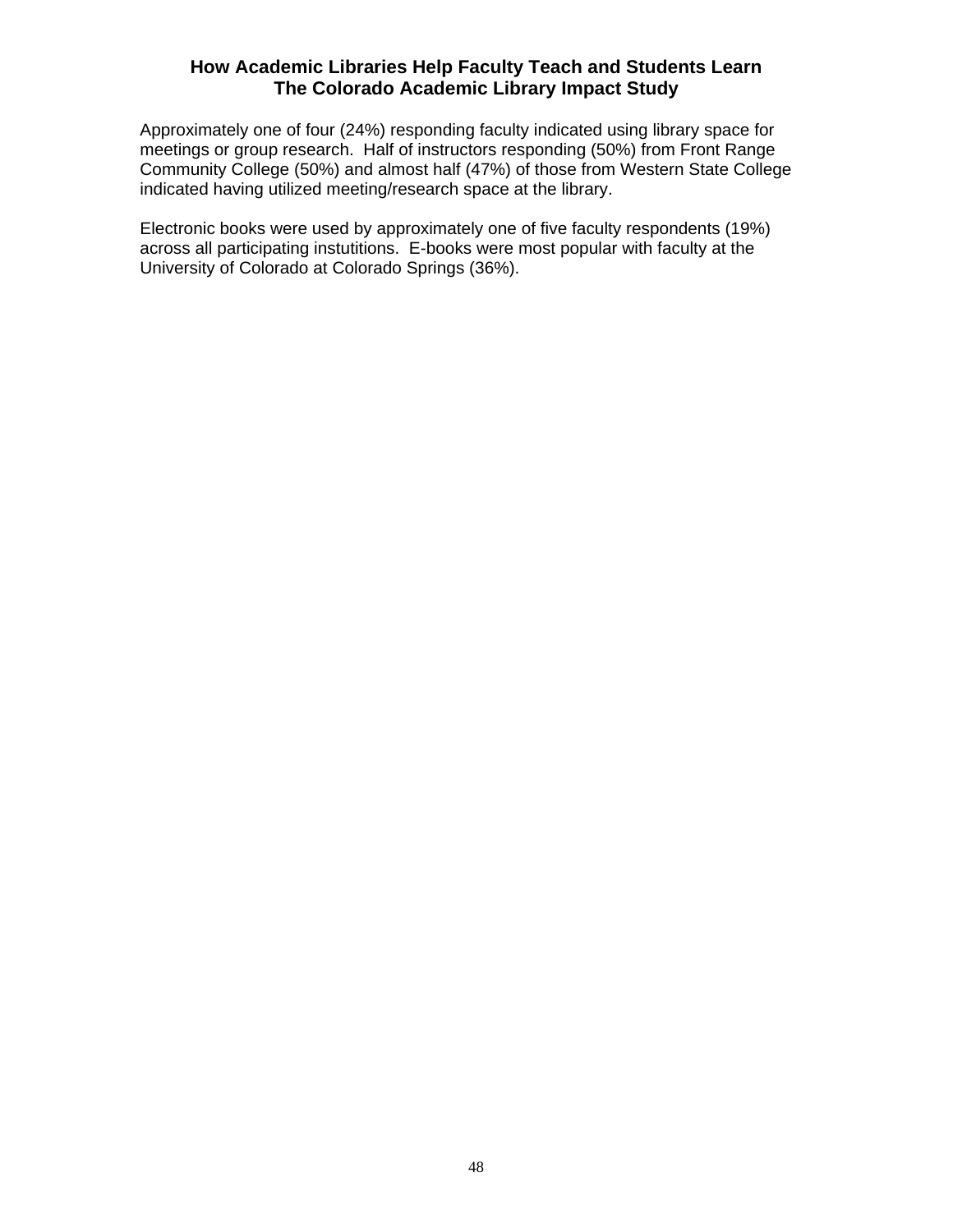Approximately one of four (24%) responding faculty indicated using library space for meetings or group research. Half of instructors responding (50%) from Front Range Community College (50%) and almost half (47%) of those from Western State College indicated having utilized meeting/research space at the library.

Electronic books were used by approximately one of five faculty respondents (19%) across all participating instutitions. E-books were most popular with faculty at the University of Colorado at Colorado Springs (36%).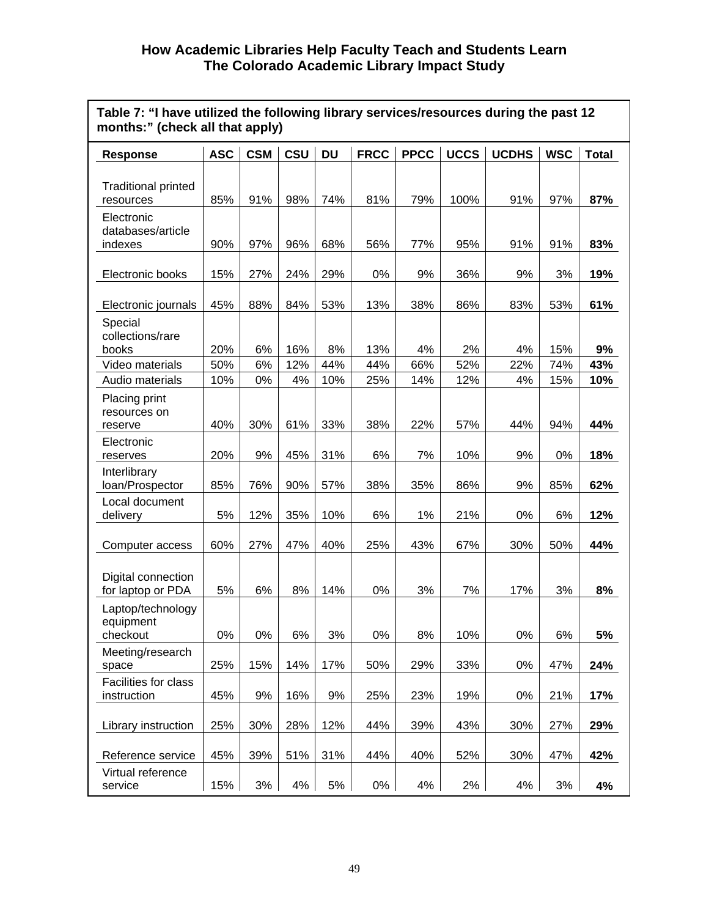**Table 7: "I have utilized the following library services/resources during the past 12 months:" (check all that apply)**

| Response | ASC | CSM | CSU | DU | FRCC | PPCC | UCCS | UCDHS | WSC | Total |
|---|---|---|---|---|---|---|---|---|---|---|
| Traditional printed resources | 85% | 91% | 98% | 74% | 81% | 79% | 100% | 91% | 97% | **87%** |
| Electronic databases/article indexes | 90% | 97% | 96% | 68% | 56% | 77% | 95% | 91% | 91% | **83%** |
| Electronic books | 15% | 27% | 24% | 29% | 0% | 9% | 36% | 9% | 3% | **19%** |
| Electronic journals | 45% | 88% | 84% | 53% | 13% | 38% | 86% | 83% | 53% | **61%** |
| Special collections/rare books | 20% | 6% | 16% | 8% | 13% | 4% | 2% | 4% | 15% | **9%** |
| Video materials | 50% | 6% | 12% | 44% | 44% | 66% | 52% | 22% | 74% | **43%** |
| Audio materials | 10% | 0% | 4% | 10% | 25% | 14% | 12% | 4% | 15% | **10%** |
| Placing print resources on reserve | 40% | 30% | 61% | 33% | 38% | 22% | 57% | 44% | 94% | **44%** |
| Electronic reserves | 20% | 9% | 45% | 31% | 6% | 7% | 10% | 9% | 0% | **18%** |
| Interlibrary loan/Prospector | 85% | 76% | 90% | 57% | 38% | 35% | 86% | 9% | 85% | **62%** |
| Local document delivery | 5% | 12% | 35% | 10% | 6% | 1% | 21% | 0% | 6% | **12%** |
| Computer access | 60% | 27% | 47% | 40% | 25% | 43% | 67% | 30% | 50% | **44%** |
| Digital connection for laptop or PDA | 5% | 6% | 8% | 14% | 0% | 3% | 7% | 17% | 3% | **8%** |
| Laptop/technology equipment checkout | 0% | 0% | 6% | 3% | 0% | 8% | 10% | 0% | 6% | **5%** |
| Meeting/research space | 25% | 15% | 14% | 17% | 50% | 29% | 33% | 0% | 47% | **24%** |
| Facilities for class instruction | 45% | 9% | 16% | 9% | 25% | 23% | 19% | 0% | 21% | **17%** |
| Library instruction | 25% | 30% | 28% | 12% | 44% | 39% | 43% | 30% | 27% | **29%** |
| Reference service | 45% | 39% | 51% | 31% | 44% | 40% | 52% | 30% | 47% | **42%** |
| Virtual reference service | 15% | 3% | 4% | 5% | 0% | 4% | 2% | 4% | 3% | **4%** |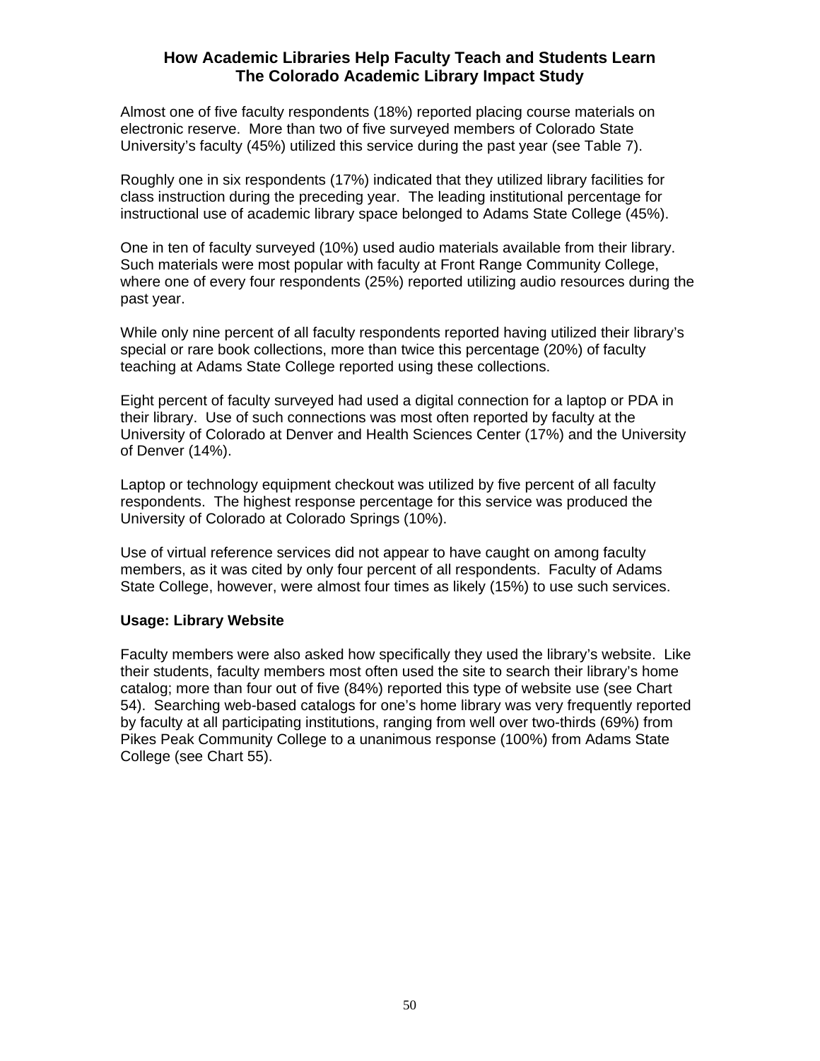Almost one of five faculty respondents (18%) reported placing course materials on electronic reserve. More than two of five surveyed members of Colorado State University's faculty (45%) utilized this service during the past year (see Table 7).

Roughly one in six respondents (17%) indicated that they utilized library facilities for class instruction during the preceding year. The leading institutional percentage for instructional use of academic library space belonged to Adams State College (45%).

One in ten of faculty surveyed (10%) used audio materials available from their library. Such materials were most popular with faculty at Front Range Community College, where one of every four respondents (25%) reported utilizing audio resources during the past year.

While only nine percent of all faculty respondents reported having utilized their library's special or rare book collections, more than twice this percentage (20%) of faculty teaching at Adams State College reported using these collections.

Eight percent of faculty surveyed had used a digital connection for a laptop or PDA in their library. Use of such connections was most often reported by faculty at the University of Colorado at Denver and Health Sciences Center (17%) and the University of Denver (14%).

Laptop or technology equipment checkout was utilized by five percent of all faculty respondents. The highest response percentage for this service was produced the University of Colorado at Colorado Springs (10%).

Use of virtual reference services did not appear to have caught on among faculty members, as it was cited by only four percent of all respondents. Faculty of Adams State College, however, were almost four times as likely (15%) to use such services.

### Usage: Library Website

Faculty members were also asked how specifically they used the library's website. Like their students, faculty members most often used the site to search their library's home catalog; more than four out of five (84%) reported this type of website use (see Chart 54). Searching web-based catalogs for one's home library was very frequently reported by faculty at all participating institutions, ranging from well over two-thirds (69%) from Pikes Peak Community College to a unanimous response (100%) from Adams State College (see Chart 55).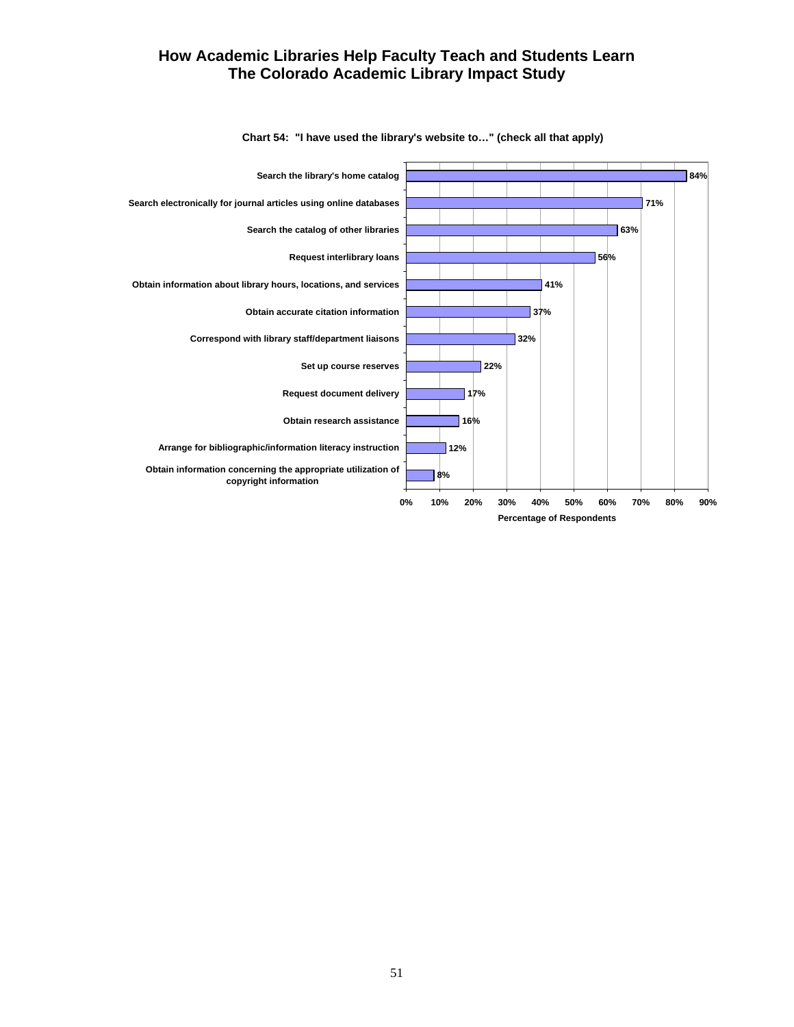**Chart 54: "I have used the library's website to…" (check all that apply)**

| Activity | Percentage of Respondents |
|---|---|
| Search the library's home catalog | 84% |
| Search electronically for journal articles using online databases | 71% |
| Search the catalog of other libraries | 63% |
| Request interlibrary loans | 56% |
| Obtain information about library hours, locations, and services | 41% |
| Obtain accurate citation information | 37% |
| Correspond with library staff/department liaisons | 32% |
| Set up course reserves | 22% |
| Request document delivery | 17% |
| Obtain research assistance | 16% |
| Arrange for bibliographic/information literacy instruction | 12% |
| Obtain information concerning the appropriate utilization of copyright information | 8% |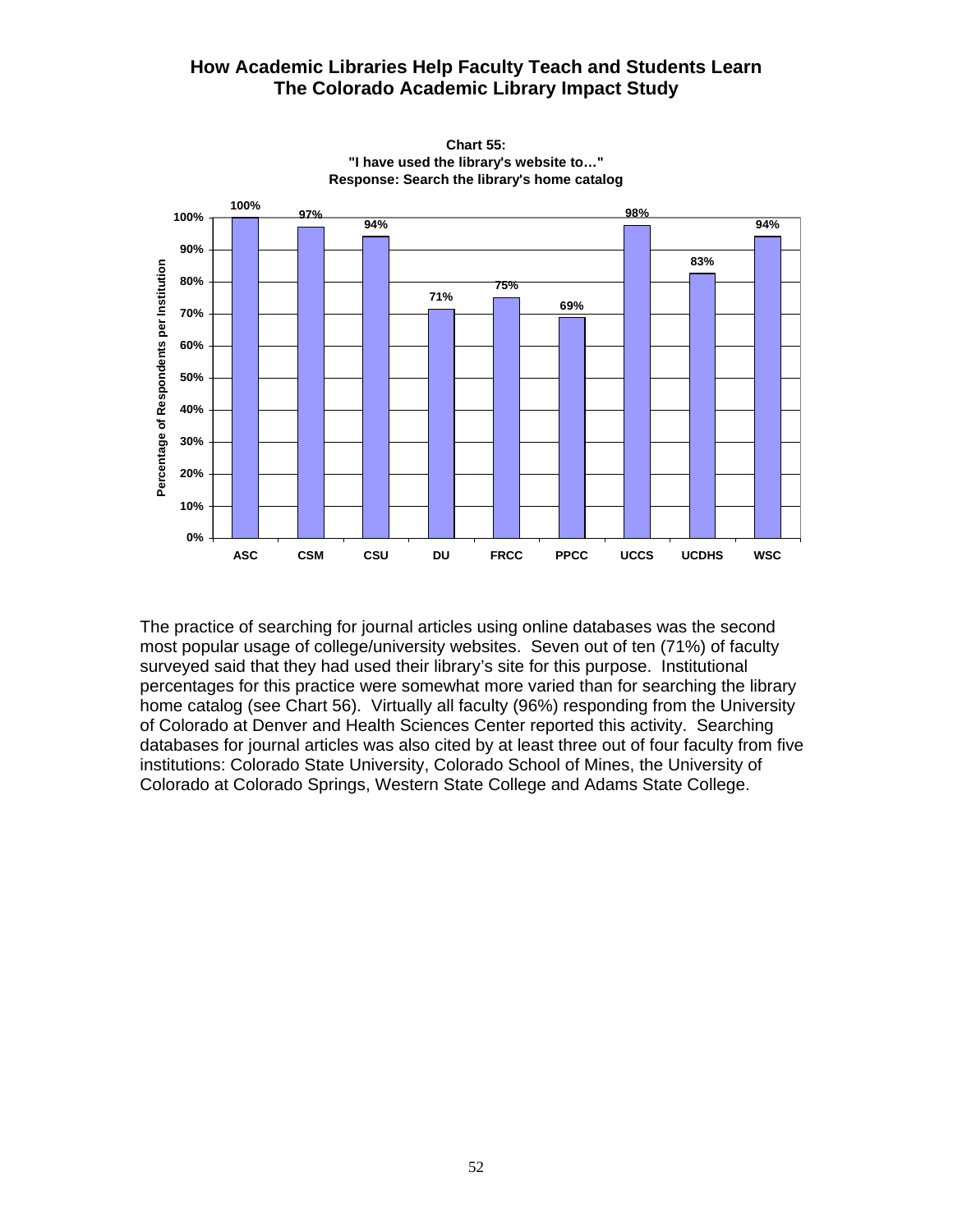**Chart 55:**
**"I have used the library's website to…"**
**Response: Search the library's home catalog**

| Institution | Percentage of Respondents per Institution |
|---|---|
| ASC | 100% |
| CSM | 97% |
| CSU | 94% |
| DU | 71% |
| FRCC | 75% |
| PPCC | 69% |
| UCCS | 98% |
| UCDHS | 83% |
| WSC | 94% |

The practice of searching for journal articles using online databases was the second most popular usage of college/university websites. Seven out of ten (71%) of faculty surveyed said that they had used their library's site for this purpose. Institutional percentages for this practice were somewhat more varied than for searching the library home catalog (see Chart 56). Virtually all faculty (96%) responding from the University of Colorado at Denver and Health Sciences Center reported this activity. Searching databases for journal articles was also cited by at least three out of four faculty from five institutions: Colorado State University, Colorado School of Mines, the University of Colorado at Colorado Springs, Western State College and Adams State College.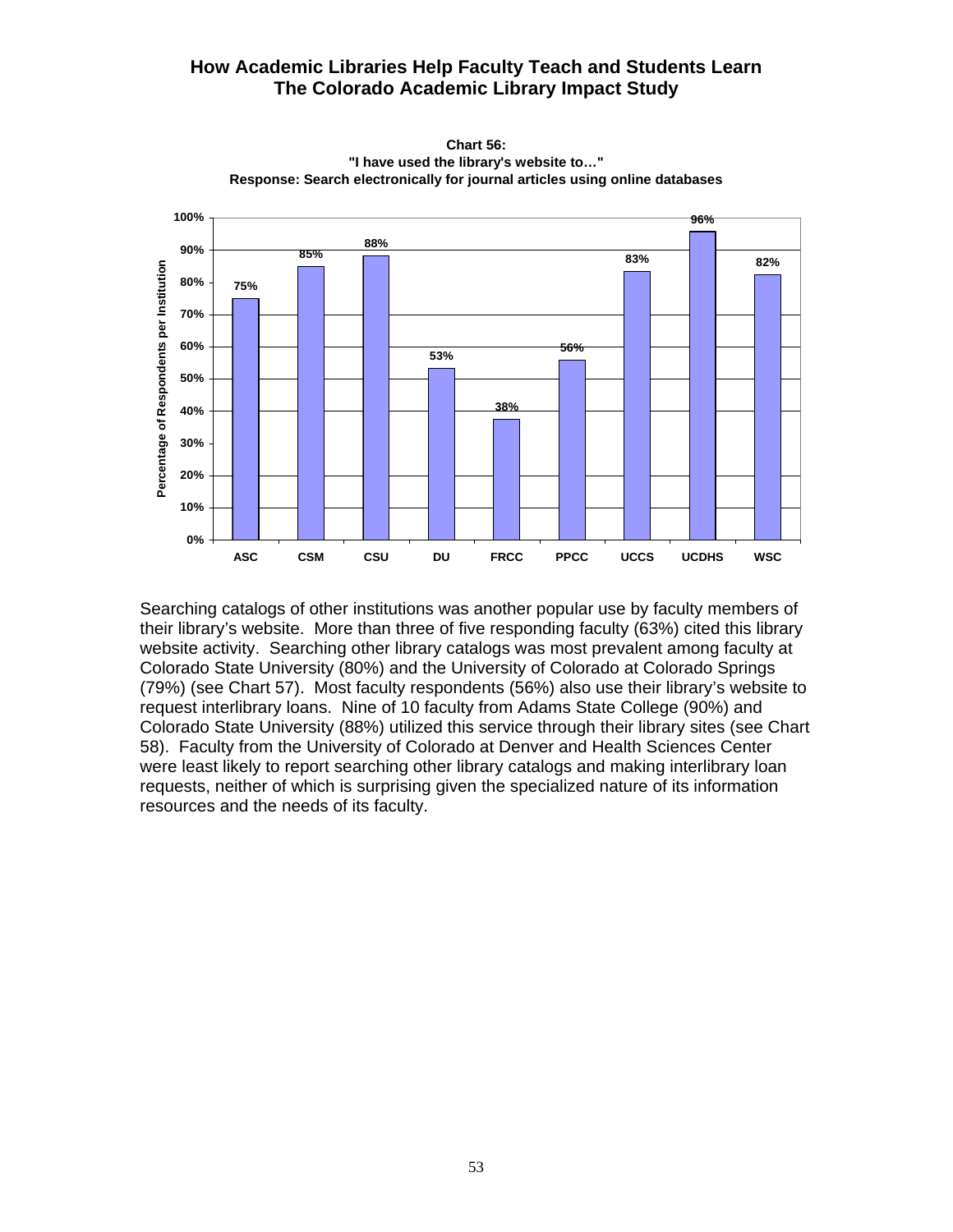**Chart 56:**
**"I have used the library's website to…"**
**Response: Search electronically for journal articles using online databases**

| Institution | Percentage of Respondents per Institution |
| --- | --- |
| ASC | 75% |
| CSM | 85% |
| CSU | 88% |
| DU | 53% |
| FRCC | 38% |
| PPCC | 56% |
| UCCS | 83% |
| UCDHS | 96% |
| WSC | 82% |

Searching catalogs of other institutions was another popular use by faculty members of their library's website. More than three of five responding faculty (63%) cited this library website activity. Searching other library catalogs was most prevalent among faculty at Colorado State University (80%) and the University of Colorado at Colorado Springs (79%) (see Chart 57). Most faculty respondents (56%) also use their library's website to request interlibrary loans. Nine of 10 faculty from Adams State College (90%) and Colorado State University (88%) utilized this service through their library sites (see Chart 58). Faculty from the University of Colorado at Denver and Health Sciences Center were least likely to report searching other library catalogs and making interlibrary loan requests, neither of which is surprising given the specialized nature of its information resources and the needs of its faculty.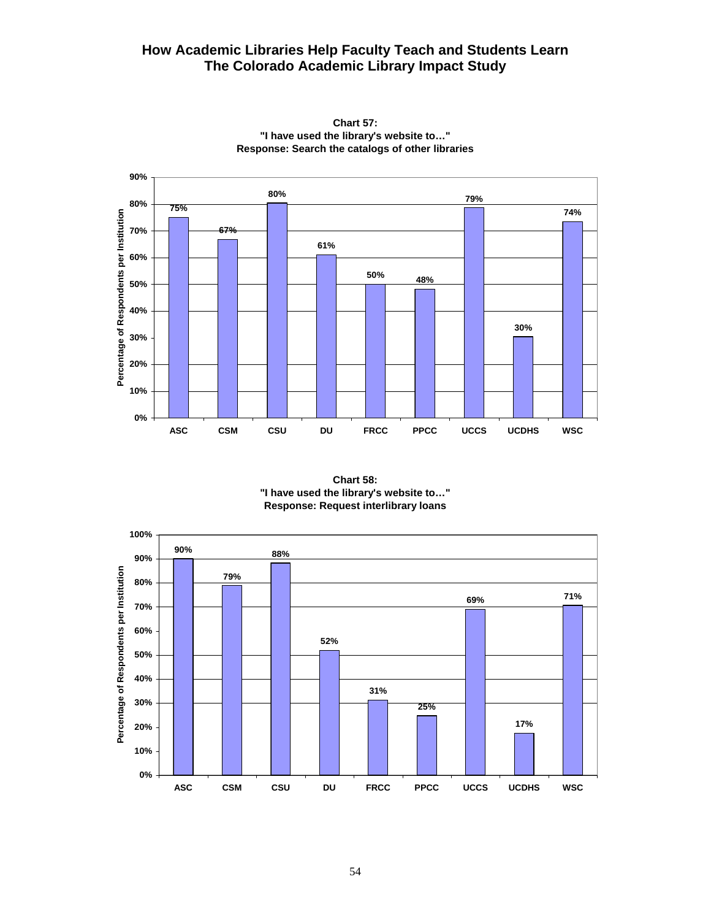# How Academic Libraries Help Faculty Teach and Students Learn
## The Colorado Academic Library Impact Study

**Chart 57:**
**"I have used the library's website to…"**
**Response: Search the catalogs of other libraries**

| Institution | Percentage of Respondents per Institution |
|---|---|
| ASC | 75% |
| CSM | 67% |
| CSU | 80% |
| DU | 61% |
| FRCC | 50% |
| PPCC | 48% |
| UCCS | 79% |
| UCDHS | 30% |
| WSC | 74% |

**Chart 58:**
**"I have used the library's website to…"**
**Response: Request interlibrary loans**

| Institution | Percentage of Respondents per Institution |
|---|---|
| ASC | 90% |
| CSM | 79% |
| CSU | 88% |
| DU | 52% |
| FRCC | 31% |
| PPCC | 25% |
| UCCS | 69% |
| UCDHS | 17% |
| WSC | 71% |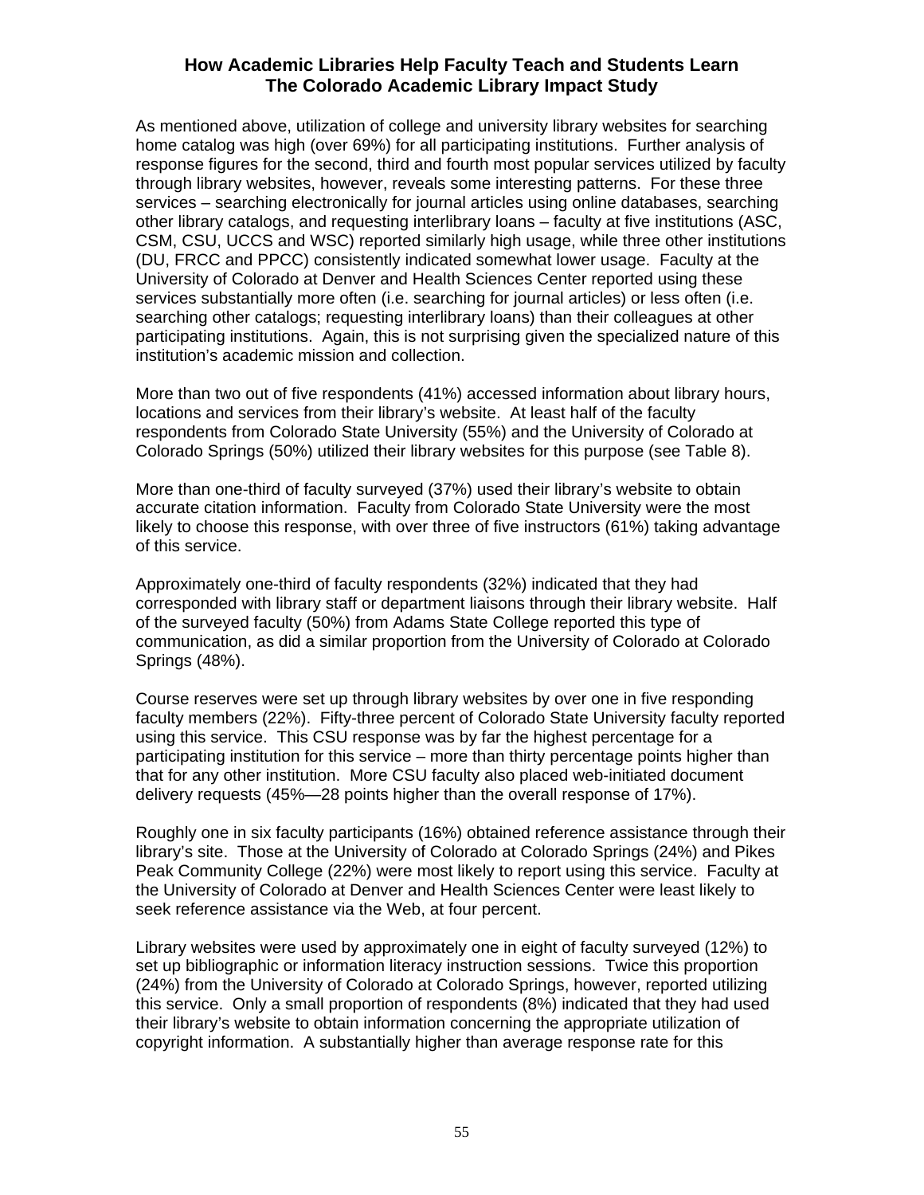As mentioned above, utilization of college and university library websites for searching home catalog was high (over 69%) for all participating institutions. Further analysis of response figures for the second, third and fourth most popular services utilized by faculty through library websites, however, reveals some interesting patterns. For these three services – searching electronically for journal articles using online databases, searching other library catalogs, and requesting interlibrary loans – faculty at five institutions (ASC, CSM, CSU, UCCS and WSC) reported similarly high usage, while three other institutions (DU, FRCC and PPCC) consistently indicated somewhat lower usage. Faculty at the University of Colorado at Denver and Health Sciences Center reported using these services substantially more often (i.e. searching for journal articles) or less often (i.e. searching other catalogs; requesting interlibrary loans) than their colleagues at other participating institutions. Again, this is not surprising given the specialized nature of this institution's academic mission and collection.

More than two out of five respondents (41%) accessed information about library hours, locations and services from their library's website. At least half of the faculty respondents from Colorado State University (55%) and the University of Colorado at Colorado Springs (50%) utilized their library websites for this purpose (see Table 8).

More than one-third of faculty surveyed (37%) used their library's website to obtain accurate citation information. Faculty from Colorado State University were the most likely to choose this response, with over three of five instructors (61%) taking advantage of this service.

Approximately one-third of faculty respondents (32%) indicated that they had corresponded with library staff or department liaisons through their library website. Half of the surveyed faculty (50%) from Adams State College reported this type of communication, as did a similar proportion from the University of Colorado at Colorado Springs (48%).

Course reserves were set up through library websites by over one in five responding faculty members (22%). Fifty-three percent of Colorado State University faculty reported using this service. This CSU response was by far the highest percentage for a participating institution for this service – more than thirty percentage points higher than that for any other institution. More CSU faculty also placed web-initiated document delivery requests (45%—28 points higher than the overall response of 17%).

Roughly one in six faculty participants (16%) obtained reference assistance through their library's site. Those at the University of Colorado at Colorado Springs (24%) and Pikes Peak Community College (22%) were most likely to report using this service. Faculty at the University of Colorado at Denver and Health Sciences Center were least likely to seek reference assistance via the Web, at four percent.

Library websites were used by approximately one in eight of faculty surveyed (12%) to set up bibliographic or information literacy instruction sessions. Twice this proportion (24%) from the University of Colorado at Colorado Springs, however, reported utilizing this service. Only a small proportion of respondents (8%) indicated that they had used their library's website to obtain information concerning the appropriate utilization of copyright information. A substantially higher than average response rate for this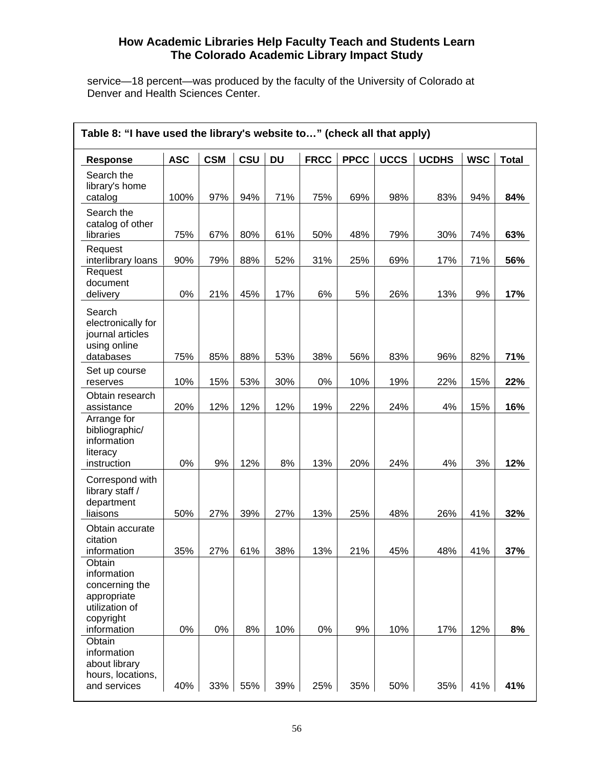service—18 percent—was produced by the faculty of the University of Colorado at Denver and Health Sciences Center.

**Table 8: "I have used the library's website to…" (check all that apply)**

| Response | ASC | CSM | CSU | DU | FRCC | PPCC | UCCS | UCDHS | WSC | Total |
|---|---|---|---|---|---|---|---|---|---|---|
| Search the library's home catalog | 100% | 97% | 94% | 71% | 75% | 69% | 98% | 83% | 94% | **84%** |
| Search the catalog of other libraries | 75% | 67% | 80% | 61% | 50% | 48% | 79% | 30% | 74% | **63%** |
| Request interlibrary loans | 90% | 79% | 88% | 52% | 31% | 25% | 69% | 17% | 71% | **56%** |
| Request document delivery | 0% | 21% | 45% | 17% | 6% | 5% | 26% | 13% | 9% | **17%** |
| Search electronically for journal articles using online databases | 75% | 85% | 88% | 53% | 38% | 56% | 83% | 96% | 82% | **71%** |
| Set up course reserves | 10% | 15% | 53% | 30% | 0% | 10% | 19% | 22% | 15% | **22%** |
| Obtain research assistance | 20% | 12% | 12% | 12% | 19% | 22% | 24% | 4% | 15% | **16%** |
| Arrange for bibliographic/ information literacy instruction | 0% | 9% | 12% | 8% | 13% | 20% | 24% | 4% | 3% | **12%** |
| Correspond with library staff / department liaisons | 50% | 27% | 39% | 27% | 13% | 25% | 48% | 26% | 41% | **32%** |
| Obtain accurate citation information | 35% | 27% | 61% | 38% | 13% | 21% | 45% | 48% | 41% | **37%** |
| Obtain information concerning the appropriate utilization of copyright information | 0% | 0% | 8% | 10% | 0% | 9% | 10% | 17% | 12% | **8%** |
| Obtain information about library hours, locations, and services | 40% | 33% | 55% | 39% | 25% | 35% | 50% | 35% | 41% | **41%** |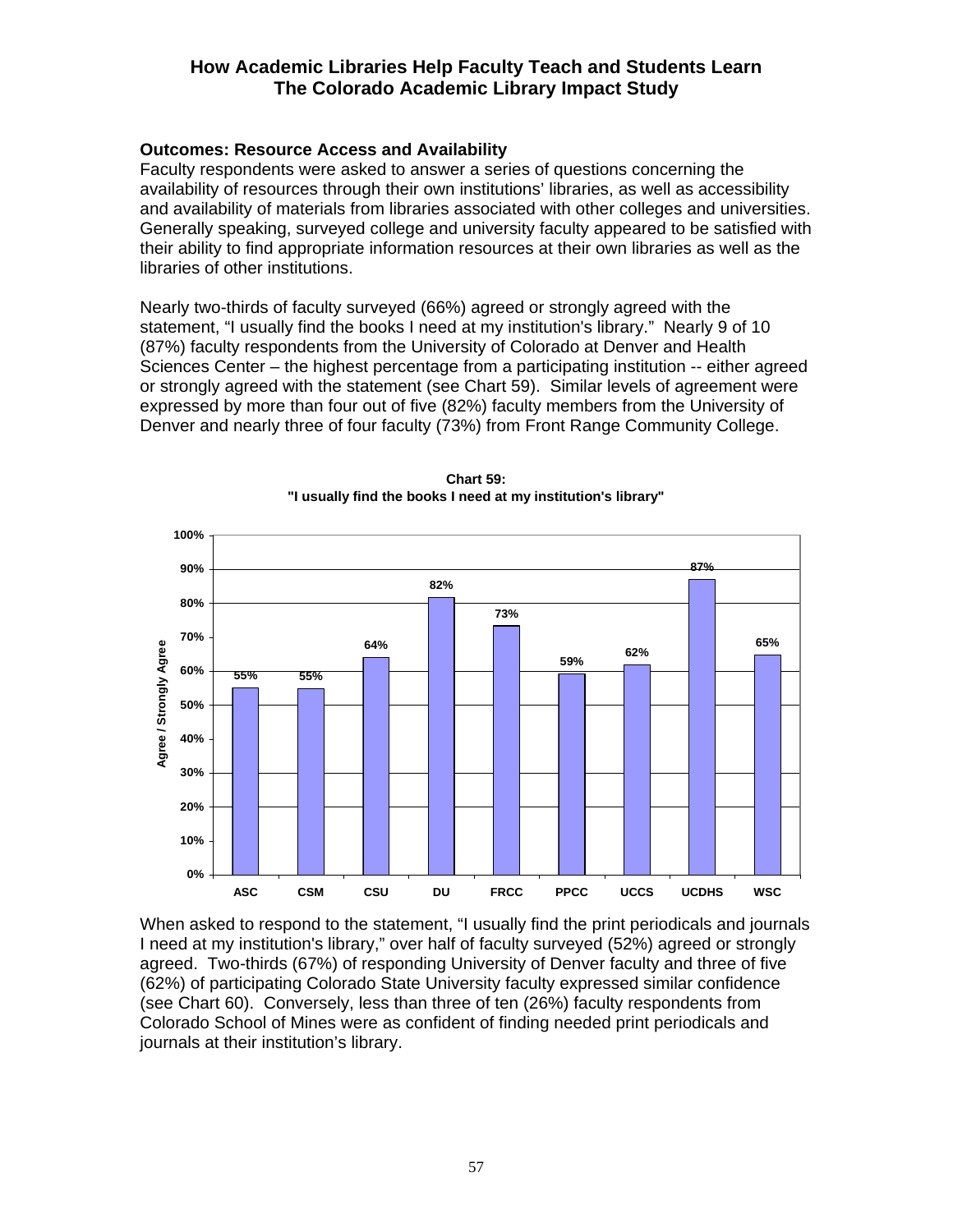## Outcomes: Resource Access and Availability

Faculty respondents were asked to answer a series of questions concerning the availability of resources through their own institutions' libraries, as well as accessibility and availability of materials from libraries associated with other colleges and universities. Generally speaking, surveyed college and university faculty appeared to be satisfied with their ability to find appropriate information resources at their own libraries as well as the libraries of other institutions.

Nearly two-thirds of faculty surveyed (66%) agreed or strongly agreed with the statement, "I usually find the books I need at my institution's library." Nearly 9 of 10 (87%) faculty respondents from the University of Colorado at Denver and Health Sciences Center – the highest percentage from a participating institution -- either agreed or strongly agreed with the statement (see Chart 59). Similar levels of agreement were expressed by more than four out of five (82%) faculty members from the University of Denver and nearly three of four faculty (73%) from Front Range Community College.

**Chart 59:**
**"I usually find the books I need at my institution's library"**

| Institution | Agree / Strongly Agree |
|---|---|
| ASC | 55% |
| CSM | 55% |
| CSU | 64% |
| DU | 82% |
| FRCC | 73% |
| PPCC | 59% |
| UCCS | 62% |
| UCDHS | 87% |
| WSC | 65% |

When asked to respond to the statement, "I usually find the print periodicals and journals I need at my institution's library," over half of faculty surveyed (52%) agreed or strongly agreed. Two-thirds (67%) of responding University of Denver faculty and three of five (62%) of participating Colorado State University faculty expressed similar confidence (see Chart 60). Conversely, less than three of ten (26%) faculty respondents from Colorado School of Mines were as confident of finding needed print periodicals and journals at their institution's library.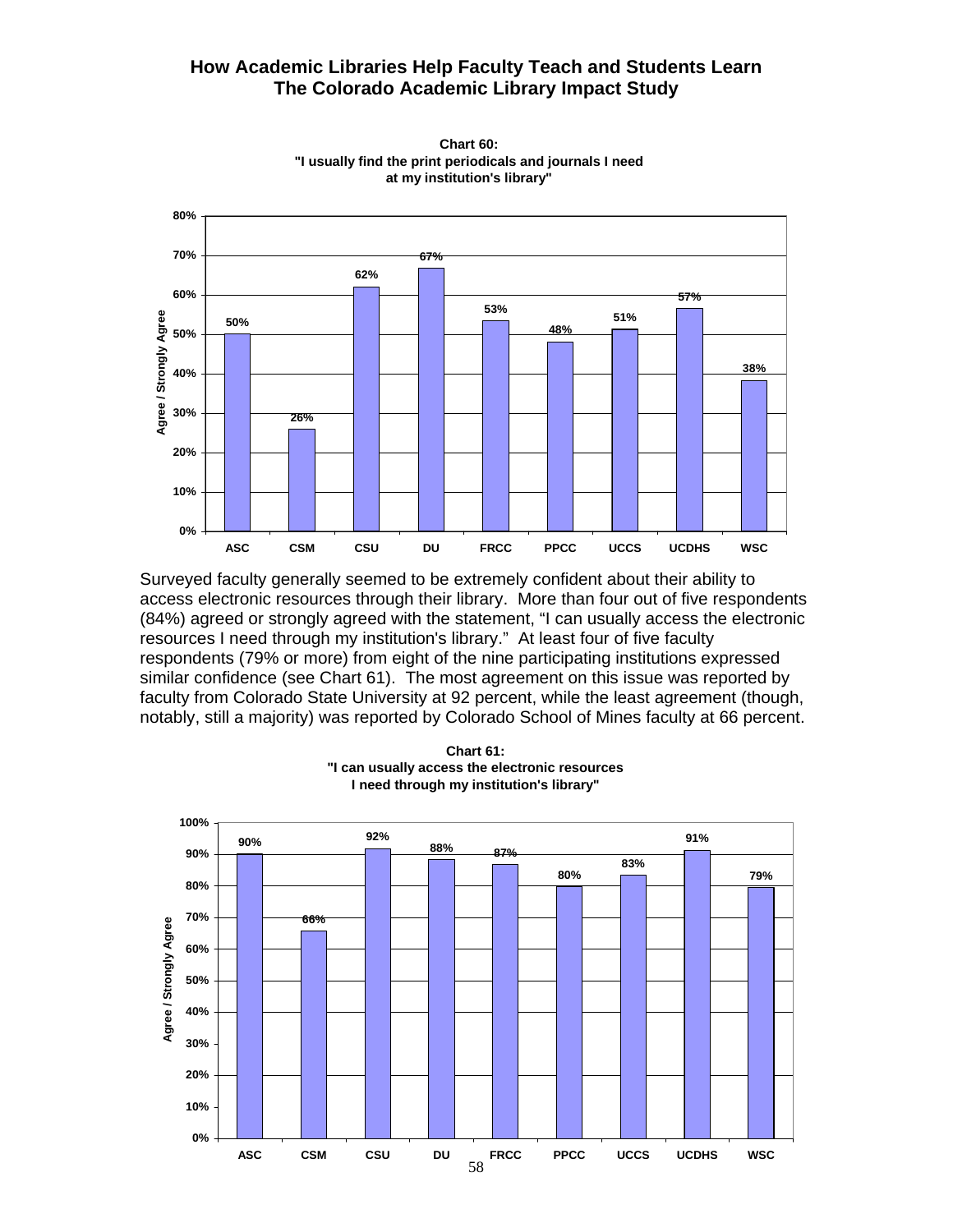**Chart 60: "I usually find the print periodicals and journals I need at my institution's library"**

| Institution | Agree / Strongly Agree |
| --- | --- |
| ASC | 50% |
| CSM | 26% |
| CSU | 62% |
| DU | 67% |
| FRCC | 53% |
| PPCC | 48% |
| UCCS | 51% |
| UCDHS | 57% |
| WSC | 38% |

Surveyed faculty generally seemed to be extremely confident about their ability to access electronic resources through their library. More than four out of five respondents (84%) agreed or strongly agreed with the statement, "I can usually access the electronic resources I need through my institution's library." At least four of five faculty respondents (79% or more) from eight of the nine participating institutions expressed similar confidence (see Chart 61). The most agreement on this issue was reported by faculty from Colorado State University at 92 percent, while the least agreement (though, notably, still a majority) was reported by Colorado School of Mines faculty at 66 percent.

**Chart 61: "I can usually access the electronic resources I need through my institution's library"**

| Institution | Agree / Strongly Agree |
| --- | --- |
| ASC | 90% |
| CSM | 66% |
| CSU | 92% |
| DU | 88% |
| FRCC | 87% |
| PPCC | 80% |
| UCCS | 83% |
| UCDHS | 91% |
| WSC | 79% |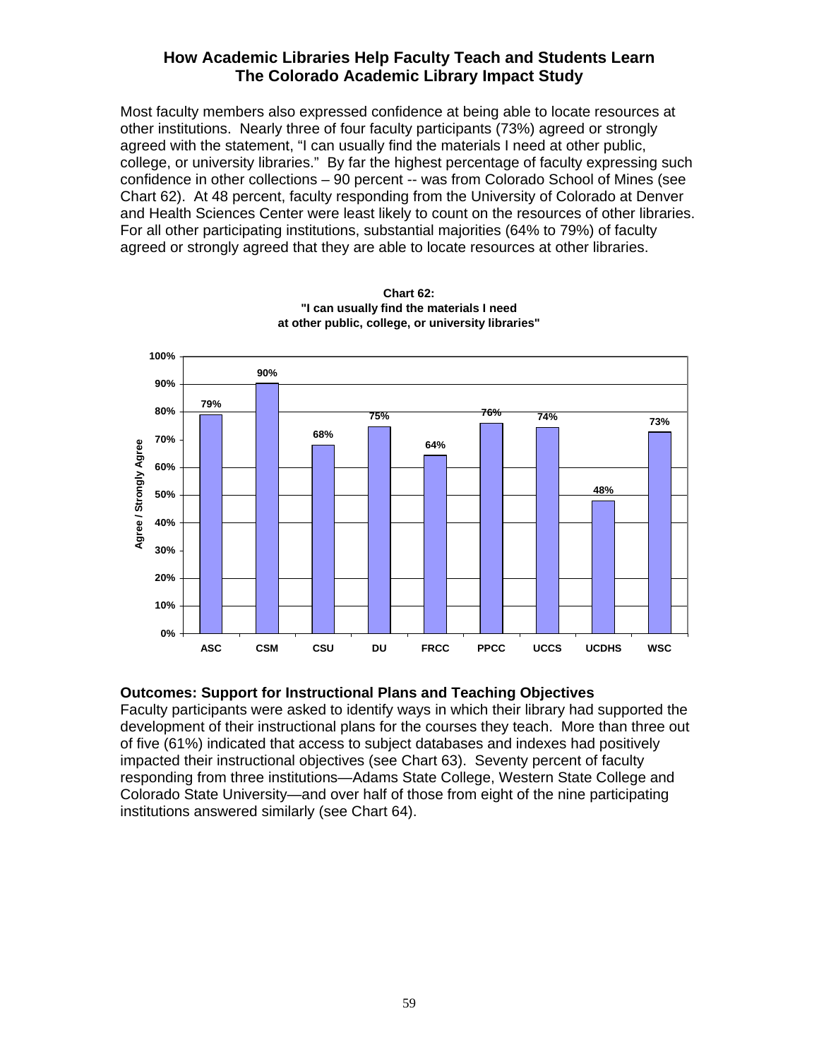Most faculty members also expressed confidence at being able to locate resources at other institutions. Nearly three of four faculty participants (73%) agreed or strongly agreed with the statement, "I can usually find the materials I need at other public, college, or university libraries." By far the highest percentage of faculty expressing such confidence in other collections – 90 percent -- was from Colorado School of Mines (see Chart 62). At 48 percent, faculty responding from the University of Colorado at Denver and Health Sciences Center were least likely to count on the resources of other libraries. For all other participating institutions, substantial majorities (64% to 79%) of faculty agreed or strongly agreed that they are able to locate resources at other libraries.

**Chart 62:**
**"I can usually find the materials I need at other public, college, or university libraries"**

| Institution | Agree / Strongly Agree |
|---|---|
| ASC | 79% |
| CSM | 90% |
| CSU | 68% |
| DU | 75% |
| FRCC | 64% |
| PPCC | 76% |
| UCCS | 74% |
| UCDHS | 48% |
| WSC | 73% |

### Outcomes: Support for Instructional Plans and Teaching Objectives

Faculty participants were asked to identify ways in which their library had supported the development of their instructional plans for the courses they teach. More than three out of five (61%) indicated that access to subject databases and indexes had positively impacted their instructional objectives (see Chart 63). Seventy percent of faculty responding from three institutions—Adams State College, Western State College and Colorado State University—and over half of those from eight of the nine participating institutions answered similarly (see Chart 64).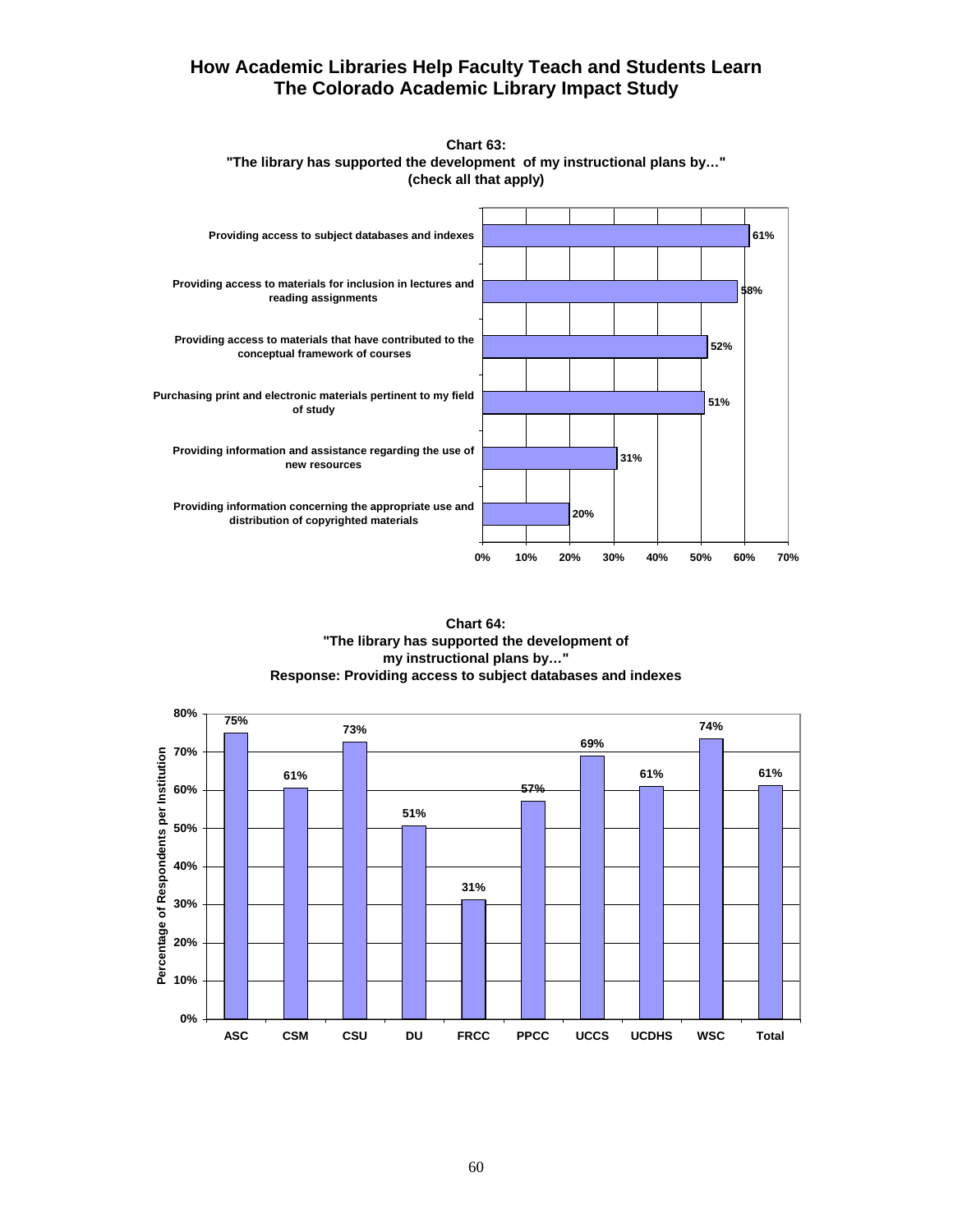**Chart 63:**
**"The library has supported the development of my instructional plans by…"**
**(check all that apply)**

| Response | Percentage |
|---|---|
| Providing access to subject databases and indexes | 61% |
| Providing access to materials for inclusion in lectures and reading assignments | 58% |
| Providing access to materials that have contributed to the conceptual framework of courses | 52% |
| Purchasing print and electronic materials pertinent to my field of study | 51% |
| Providing information and assistance regarding the use of new resources | 31% |
| Providing information concerning the appropriate use and distribution of copyrighted materials | 20% |

**Chart 64:**
**"The library has supported the development of my instructional plans by…"**
**Response: Providing access to subject databases and indexes**

| Institution | Percentage of Respondents per Institution |
|---|---|
| ASC | 75% |
| CSM | 61% |
| CSU | 73% |
| DU | 51% |
| FRCC | 31% |
| PPCC | 57% |
| UCCS | 69% |
| UCDHS | 61% |
| WSC | 74% |
| Total | 61% |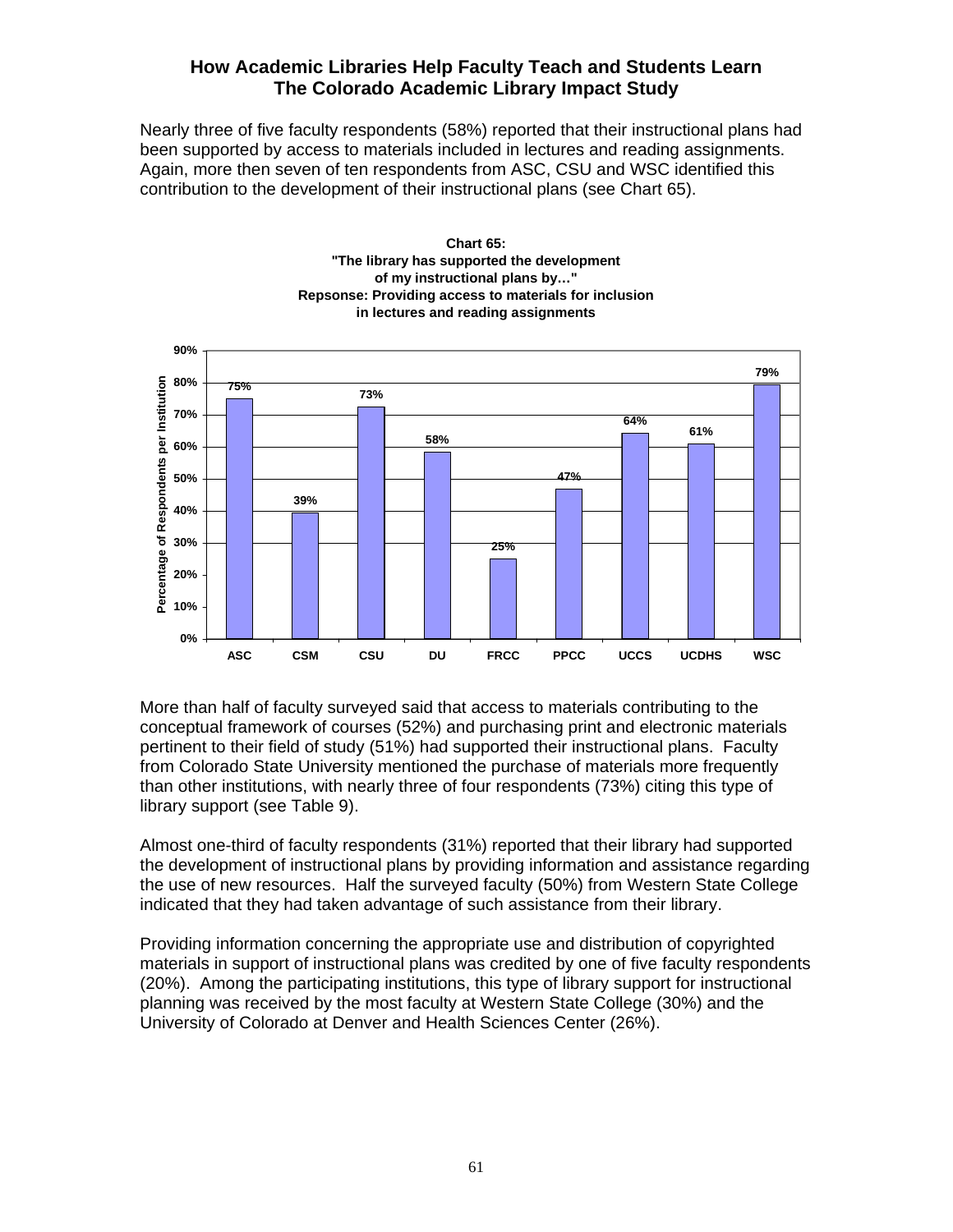**How Academic Libraries Help Faculty Teach and Students Learn**
**The Colorado Academic Library Impact Study**

Nearly three of five faculty respondents (58%) reported that their instructional plans had been supported by access to materials included in lectures and reading assignments. Again, more then seven of ten respondents from ASC, CSU and WSC identified this contribution to the development of their instructional plans (see Chart 65).

**Chart 65:**
**"The library has supported the development of my instructional plans by…"**
**Repsonse: Providing access to materials for inclusion in lectures and reading assignments**

| Institution | Percentage of Respondents per Institution |
|---|---|
| ASC | 75% |
| CSM | 39% |
| CSU | 73% |
| DU | 58% |
| FRCC | 25% |
| PPCC | 47% |
| UCCS | 64% |
| UCDHS | 61% |
| WSC | 79% |

More than half of faculty surveyed said that access to materials contributing to the conceptual framework of courses (52%) and purchasing print and electronic materials pertinent to their field of study (51%) had supported their instructional plans. Faculty from Colorado State University mentioned the purchase of materials more frequently than other institutions, with nearly three of four respondents (73%) citing this type of library support (see Table 9).

Almost one-third of faculty respondents (31%) reported that their library had supported the development of instructional plans by providing information and assistance regarding the use of new resources. Half the surveyed faculty (50%) from Western State College indicated that they had taken advantage of such assistance from their library.

Providing information concerning the appropriate use and distribution of copyrighted materials in support of instructional plans was credited by one of five faculty respondents (20%). Among the participating institutions, this type of library support for instructional planning was received by the most faculty at Western State College (30%) and the University of Colorado at Denver and Health Sciences Center (26%).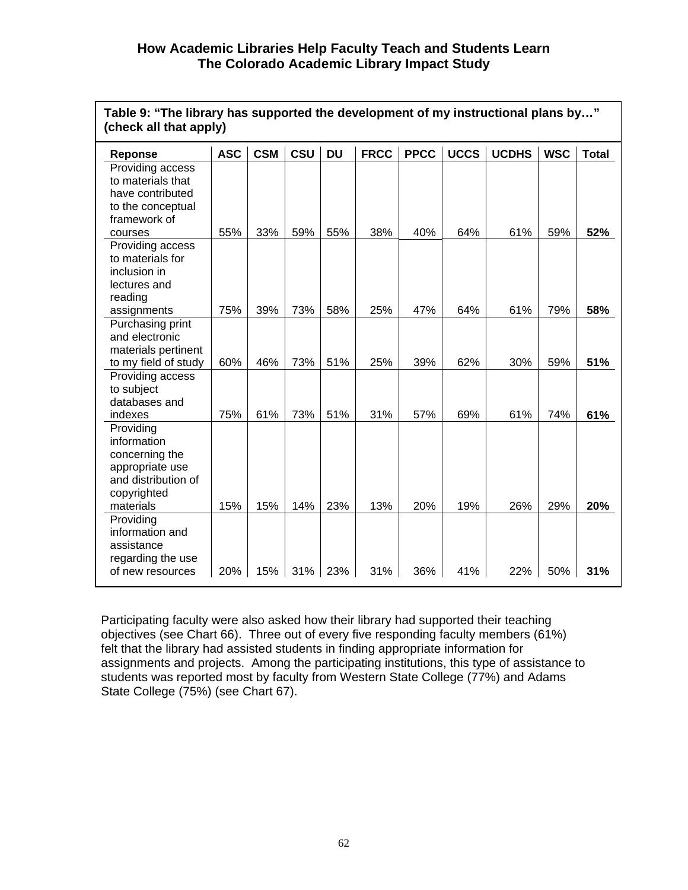**Table 9: "The library has supported the development of my instructional plans by…" (check all that apply)**

| Reponse | ASC | CSM | CSU | DU | FRCC | PPCC | UCCS | UCDHS | WSC | Total |
|---|---|---|---|---|---|---|---|---|---|---|
| Providing access to materials that have contributed to the conceptual framework of courses | 55% | 33% | 59% | 55% | 38% | 40% | 64% | 61% | 59% | **52%** |
| Providing access to materials for inclusion in lectures and reading assignments | 75% | 39% | 73% | 58% | 25% | 47% | 64% | 61% | 79% | **58%** |
| Purchasing print and electronic materials pertinent to my field of study | 60% | 46% | 73% | 51% | 25% | 39% | 62% | 30% | 59% | **51%** |
| Providing access to subject databases and indexes | 75% | 61% | 73% | 51% | 31% | 57% | 69% | 61% | 74% | **61%** |
| Providing information concerning the appropriate use and distribution of copyrighted materials | 15% | 15% | 14% | 23% | 13% | 20% | 19% | 26% | 29% | **20%** |
| Providing information and assistance regarding the use of new resources | 20% | 15% | 31% | 23% | 31% | 36% | 41% | 22% | 50% | **31%** |

Participating faculty were also asked how their library had supported their teaching objectives (see Chart 66). Three out of every five responding faculty members (61%) felt that the library had assisted students in finding appropriate information for assignments and projects. Among the participating institutions, this type of assistance to students was reported most by faculty from Western State College (77%) and Adams State College (75%) (see Chart 67).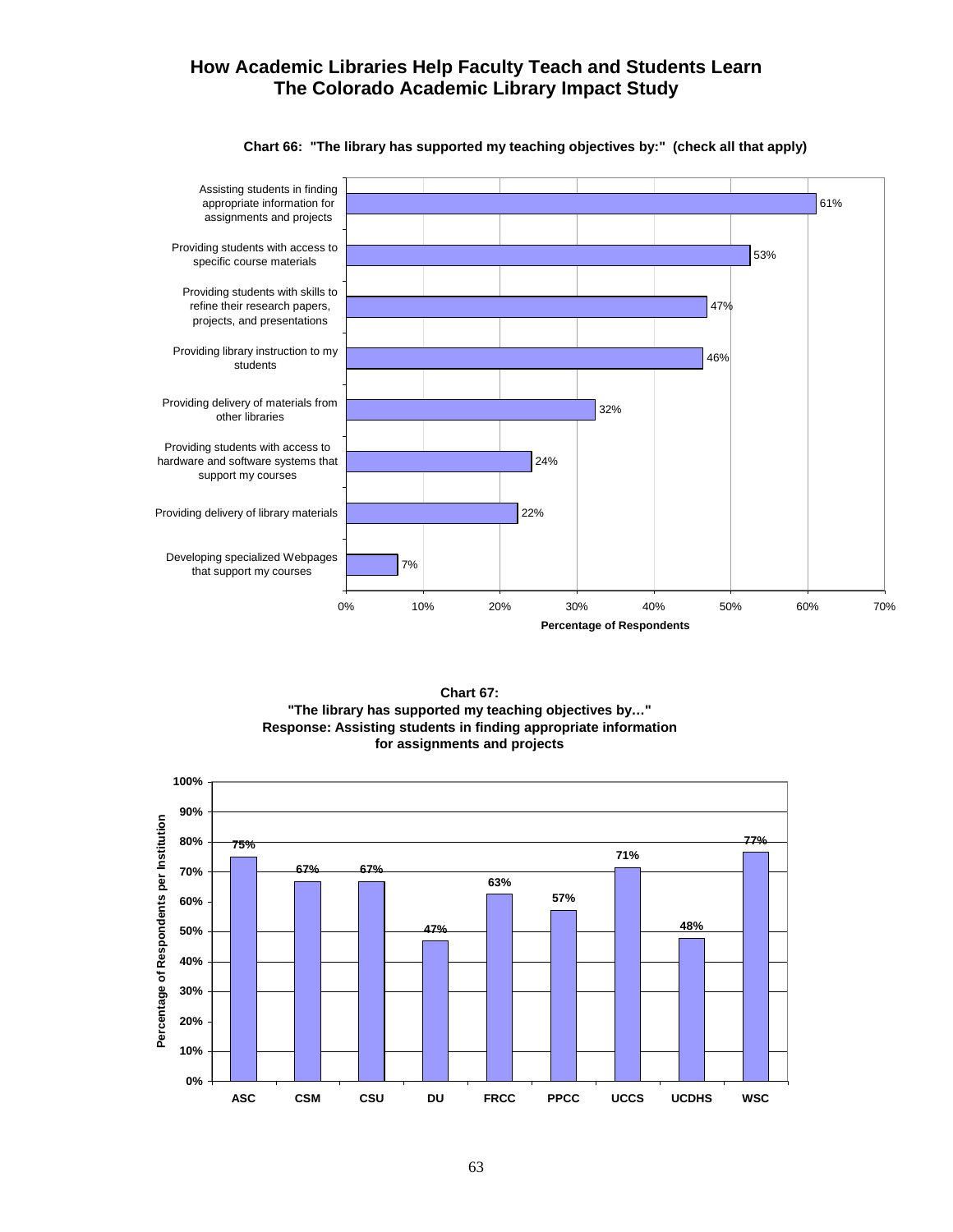# How Academic Libraries Help Faculty Teach and Students Learn
# The Colorado Academic Library Impact Study

**Chart 66: "The library has supported my teaching objectives by:" (check all that apply)**

| Response | Percentage of Respondents |
|---|---|
| Assisting students in finding appropriate information for assignments and projects | 61% |
| Providing students with access to specific course materials | 53% |
| Providing students with skills to refine their research papers, projects, and presentations | 47% |
| Providing library instruction to my students | 46% |
| Providing delivery of materials from other libraries | 32% |
| Providing students with access to hardware and software systems that support my courses | 24% |
| Providing delivery of library materials | 22% |
| Developing specialized Webpages that support my courses | 7% |

**Chart 67:**
**"The library has supported my teaching objectives by…"**
**Response: Assisting students in finding appropriate information for assignments and projects**

| Institution | Percentage of Respondents per Institution |
|---|---|
| ASC | 75% |
| CSM | 67% |
| CSU | 67% |
| DU | 47% |
| FRCC | 63% |
| PPCC | 57% |
| UCCS | 71% |
| UCDHS | 48% |
| WSC | 77% |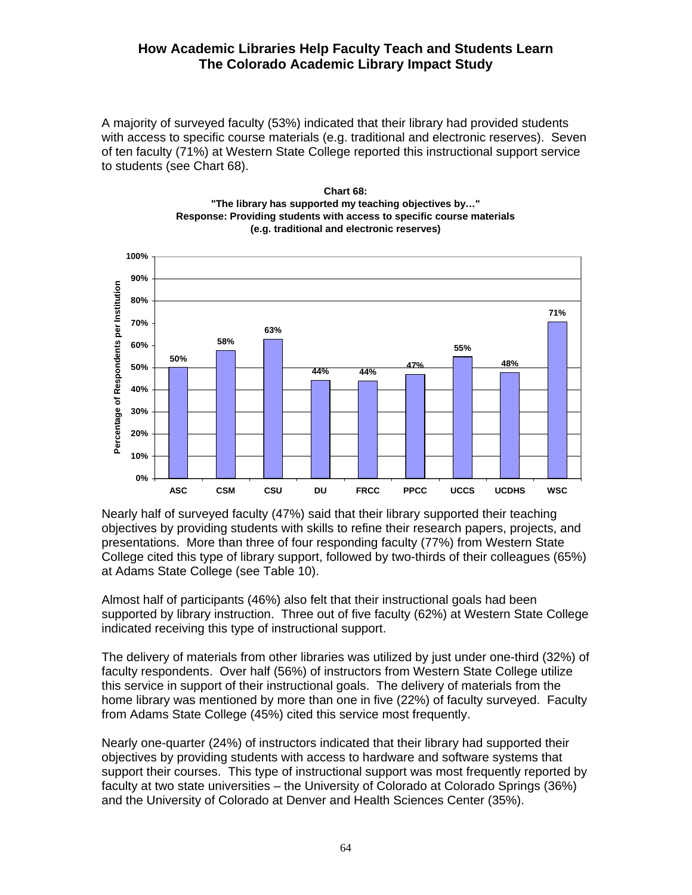A majority of surveyed faculty (53%) indicated that their library had provided students with access to specific course materials (e.g. traditional and electronic reserves). Seven of ten faculty (71%) at Western State College reported this instructional support service to students (see Chart 68).

**Chart 68:**
**"The library has supported my teaching objectives by…"**
**Response: Providing students with access to specific course materials (e.g. traditional and electronic reserves)**

| Institution | Percentage of Respondents per Institution |
|---|---|
| ASC | 50% |
| CSM | 58% |
| CSU | 63% |
| DU | 44% |
| FRCC | 44% |
| PPCC | 47% |
| UCCS | 55% |
| UCDHS | 48% |
| WSC | 71% |

Nearly half of surveyed faculty (47%) said that their library supported their teaching objectives by providing students with skills to refine their research papers, projects, and presentations. More than three of four responding faculty (77%) from Western State College cited this type of library support, followed by two-thirds of their colleagues (65%) at Adams State College (see Table 10).

Almost half of participants (46%) also felt that their instructional goals had been supported by library instruction. Three out of five faculty (62%) at Western State College indicated receiving this type of instructional support.

The delivery of materials from other libraries was utilized by just under one-third (32%) of faculty respondents. Over half (56%) of instructors from Western State College utilize this service in support of their instructional goals. The delivery of materials from the home library was mentioned by more than one in five (22%) of faculty surveyed. Faculty from Adams State College (45%) cited this service most frequently.

Nearly one-quarter (24%) of instructors indicated that their library had supported their objectives by providing students with access to hardware and software systems that support their courses. This type of instructional support was most frequently reported by faculty at two state universities – the University of Colorado at Colorado Springs (36%) and the University of Colorado at Denver and Health Sciences Center (35%).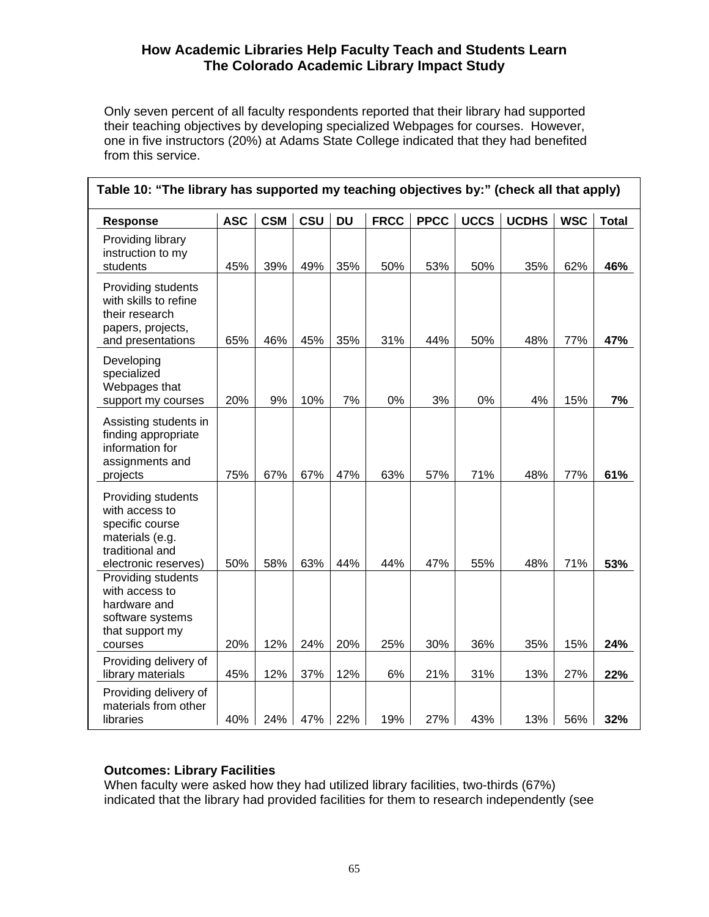Only seven percent of all faculty respondents reported that their library had supported their teaching objectives by developing specialized Webpages for courses. However, one in five instructors (20%) at Adams State College indicated that they had benefited from this service.

**Table 10: "The library has supported my teaching objectives by:" (check all that apply)**

| Response | ASC | CSM | CSU | DU | FRCC | PPCC | UCCS | UCDHS | WSC | Total |
|---|---|---|---|---|---|---|---|---|---|---|
| Providing library instruction to my students | 45% | 39% | 49% | 35% | 50% | 53% | 50% | 35% | 62% | **46%** |
| Providing students with skills to refine their research papers, projects, and presentations | 65% | 46% | 45% | 35% | 31% | 44% | 50% | 48% | 77% | **47%** |
| Developing specialized Webpages that support my courses | 20% | 9% | 10% | 7% | 0% | 3% | 0% | 4% | 15% | **7%** |
| Assisting students in finding appropriate information for assignments and projects | 75% | 67% | 67% | 47% | 63% | 57% | 71% | 48% | 77% | **61%** |
| Providing students with access to specific course materials (e.g. traditional and electronic reserves) | 50% | 58% | 63% | 44% | 44% | 47% | 55% | 48% | 71% | **53%** |
| Providing students with access to hardware and software systems that support my courses | 20% | 12% | 24% | 20% | 25% | 30% | 36% | 35% | 15% | **24%** |
| Providing delivery of library materials | 45% | 12% | 37% | 12% | 6% | 21% | 31% | 13% | 27% | **22%** |
| Providing delivery of materials from other libraries | 40% | 24% | 47% | 22% | 19% | 27% | 43% | 13% | 56% | **32%** |

**Outcomes: Library Facilities**

When faculty were asked how they had utilized library facilities, two-thirds (67%) indicated that the library had provided facilities for them to research independently (see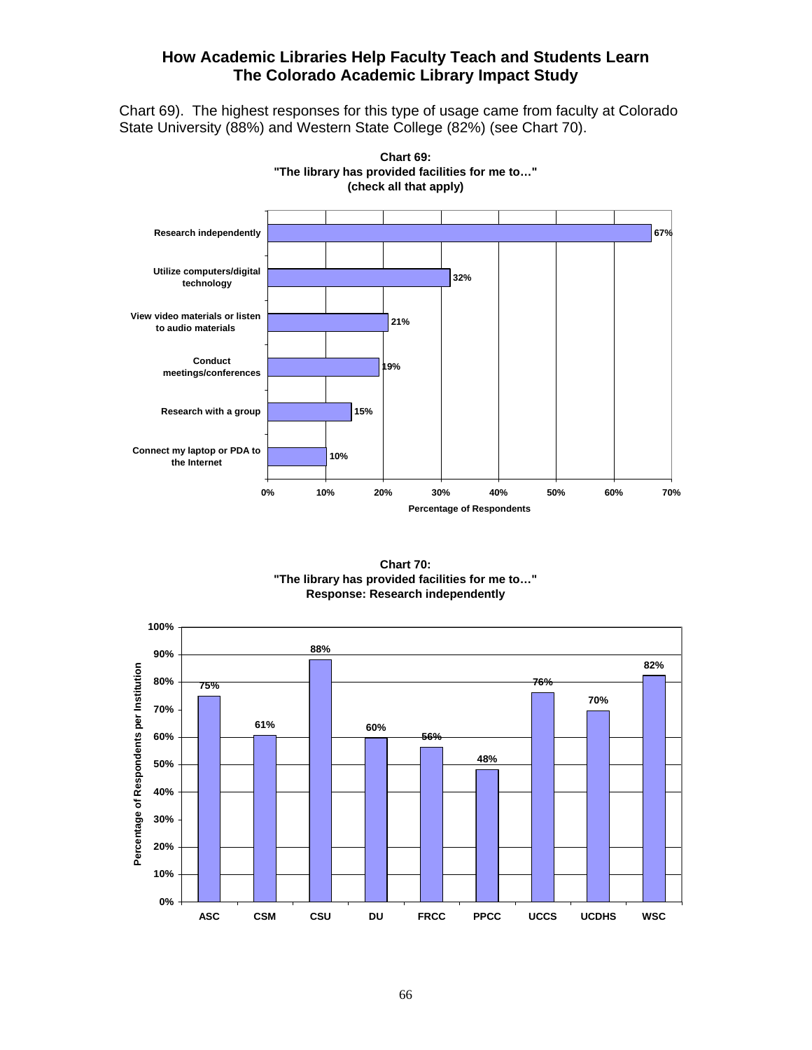Chart 69). The highest responses for this type of usage came from faculty at Colorado State University (88%) and Western State College (82%) (see Chart 70).

**Chart 69: "The library has provided facilities for me to…" (check all that apply)**

| Response | Percentage of Respondents |
|---|---|
| Research independently | 67% |
| Utilize computers/digital technology | 32% |
| View video materials or listen to audio materials | 21% |
| Conduct meetings/conferences | 19% |
| Research with a group | 15% |
| Connect my laptop or PDA to the Internet | 10% |

**Chart 70: "The library has provided facilities for me to…" Response: Research independently**

| Institution | Percentage of Respondents per Institution |
|---|---|
| ASC | 75% |
| CSM | 61% |
| CSU | 88% |
| DU | 60% |
| FRCC | 56% |
| PPCC | 48% |
| UCCS | 76% |
| UCDHS | 70% |
| WSC | 82% |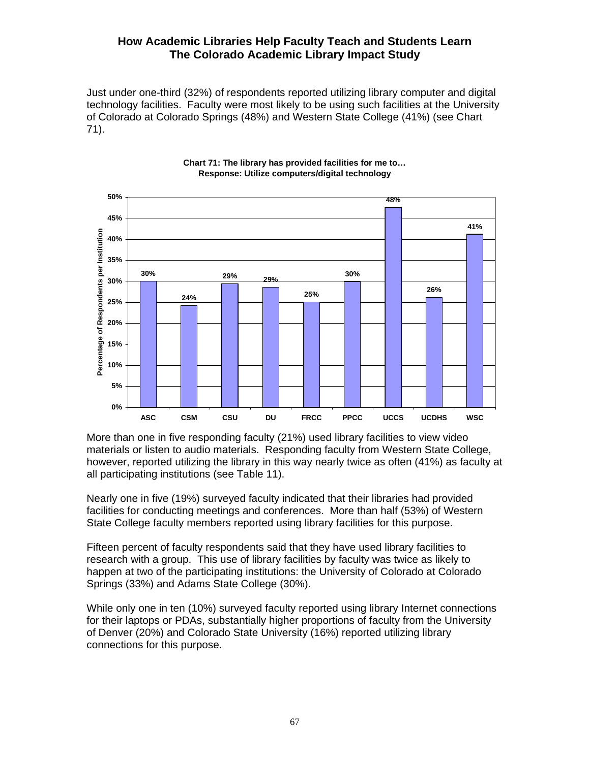Just under one-third (32%) of respondents reported utilizing library computer and digital technology facilities. Faculty were most likely to be using such facilities at the University of Colorado at Colorado Springs (48%) and Western State College (41%) (see Chart 71).

**Chart 71: The library has provided facilities for me to…**
**Response: Utilize computers/digital technology**

| Institution | Percentage of Respondents per Institution |
|---|---|
| ASC | 30% |
| CSM | 24% |
| CSU | 29% |
| DU | 29% |
| FRCC | 25% |
| PPCC | 30% |
| UCCS | 48% |
| UCDHS | 26% |
| WSC | 41% |

More than one in five responding faculty (21%) used library facilities to view video materials or listen to audio materials. Responding faculty from Western State College, however, reported utilizing the library in this way nearly twice as often (41%) as faculty at all participating institutions (see Table 11).

Nearly one in five (19%) surveyed faculty indicated that their libraries had provided facilities for conducting meetings and conferences. More than half (53%) of Western State College faculty members reported using library facilities for this purpose.

Fifteen percent of faculty respondents said that they have used library facilities to research with a group. This use of library facilities by faculty was twice as likely to happen at two of the participating institutions: the University of Colorado at Colorado Springs (33%) and Adams State College (30%).

While only one in ten (10%) surveyed faculty reported using library Internet connections for their laptops or PDAs, substantially higher proportions of faculty from the University of Denver (20%) and Colorado State University (16%) reported utilizing library connections for this purpose.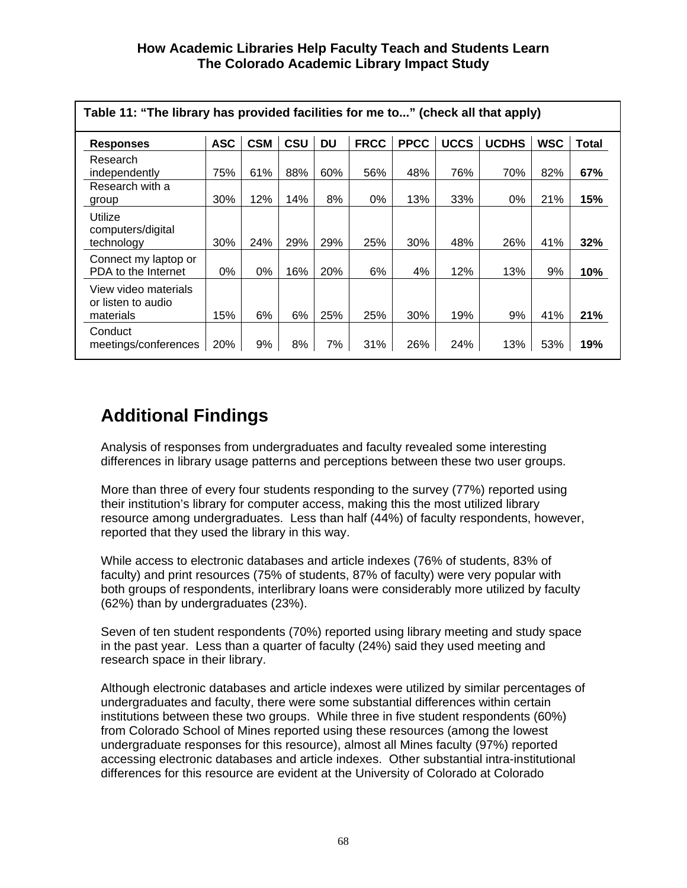**Table 11: "The library has provided facilities for me to..." (check all that apply)**

| Responses | ASC | CSM | CSU | DU | FRCC | PPCC | UCCS | UCDHS | WSC | Total |
|---|---|---|---|---|---|---|---|---|---|---|
| Research independently | 75% | 61% | 88% | 60% | 56% | 48% | 76% | 70% | 82% | **67%** |
| Research with a group | 30% | 12% | 14% | 8% | 0% | 13% | 33% | 0% | 21% | **15%** |
| Utilize computers/digital technology | 30% | 24% | 29% | 29% | 25% | 30% | 48% | 26% | 41% | **32%** |
| Connect my laptop or PDA to the Internet | 0% | 0% | 16% | 20% | 6% | 4% | 12% | 13% | 9% | **10%** |
| View video materials or listen to audio materials | 15% | 6% | 6% | 25% | 25% | 30% | 19% | 9% | 41% | **21%** |
| Conduct meetings/conferences | 20% | 9% | 8% | 7% | 31% | 26% | 24% | 13% | 53% | **19%** |

## Additional Findings

Analysis of responses from undergraduates and faculty revealed some interesting differences in library usage patterns and perceptions between these two user groups.

More than three of every four students responding to the survey (77%) reported using their institution's library for computer access, making this the most utilized library resource among undergraduates. Less than half (44%) of faculty respondents, however, reported that they used the library in this way.

While access to electronic databases and article indexes (76% of students, 83% of faculty) and print resources (75% of students, 87% of faculty) were very popular with both groups of respondents, interlibrary loans were considerably more utilized by faculty (62%) than by undergraduates (23%).

Seven of ten student respondents (70%) reported using library meeting and study space in the past year. Less than a quarter of faculty (24%) said they used meeting and research space in their library.

Although electronic databases and article indexes were utilized by similar percentages of undergraduates and faculty, there were some substantial differences within certain institutions between these two groups. While three in five student respondents (60%) from Colorado School of Mines reported using these resources (among the lowest undergraduate responses for this resource), almost all Mines faculty (97%) reported accessing electronic databases and article indexes. Other substantial intra-institutional differences for this resource are evident at the University of Colorado at Colorado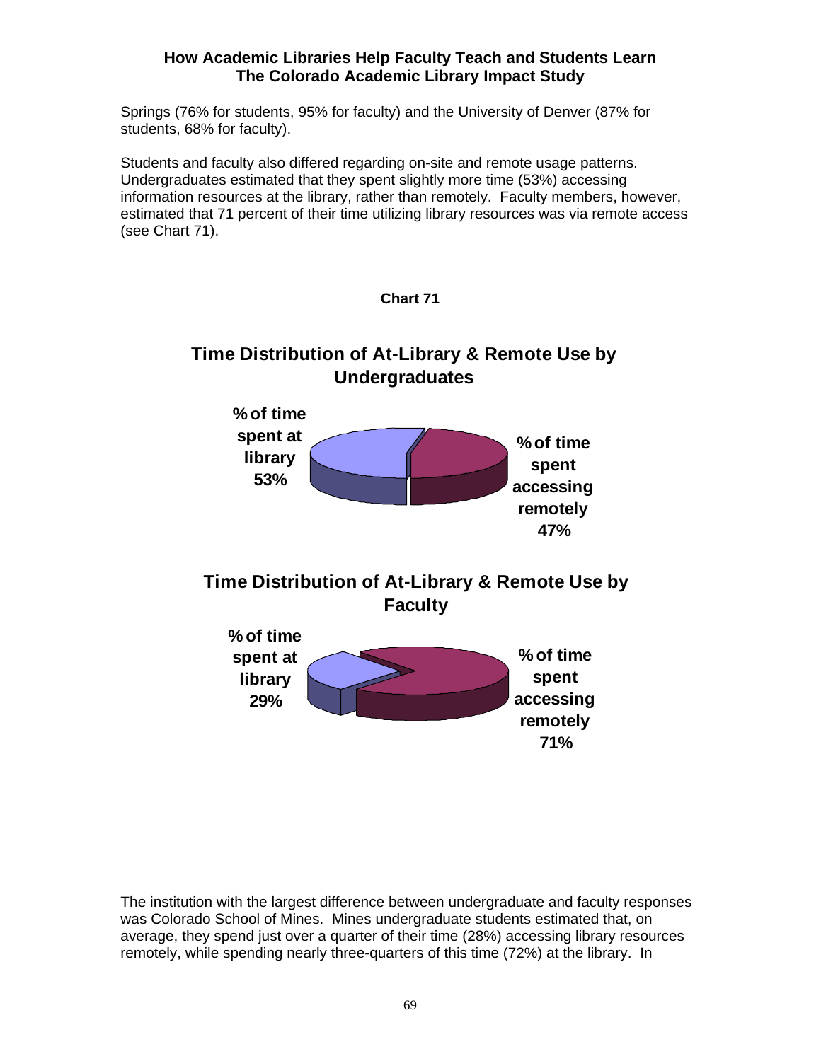Springs (76% for students, 95% for faculty) and the University of Denver (87% for students, 68% for faculty).

Students and faculty also differed regarding on-site and remote usage patterns. Undergraduates estimated that they spent slightly more time (53%) accessing information resources at the library, rather than remotely. Faculty members, however, estimated that 71 percent of their time utilizing library resources was via remote access (see Chart 71).

**Chart 71**

**Time Distribution of At-Library & Remote Use by Undergraduates**

% of time spent at library 53%

% of time spent accessing remotely 47%

**Time Distribution of At-Library & Remote Use by Faculty**

% of time spent at library 29%

% of time spent accessing remotely 71%

The institution with the largest difference between undergraduate and faculty responses was Colorado School of Mines. Mines undergraduate students estimated that, on average, they spend just over a quarter of their time (28%) accessing library resources remotely, while spending nearly three-quarters of this time (72%) at the library. In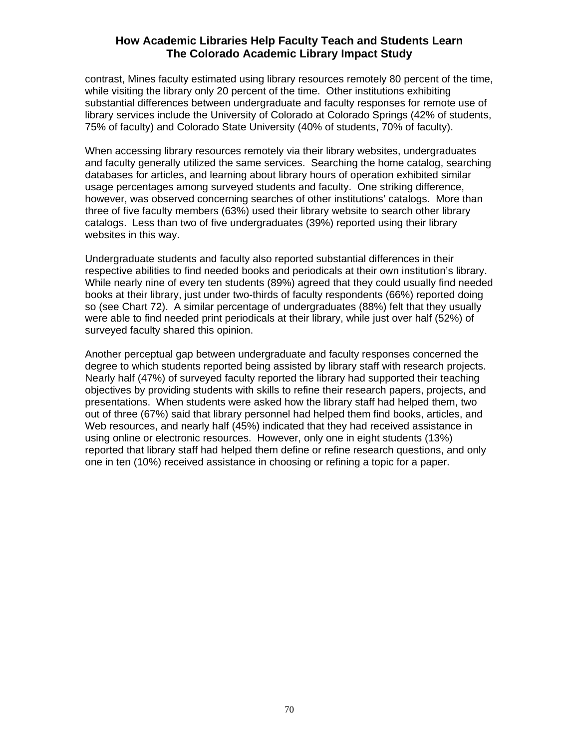contrast, Mines faculty estimated using library resources remotely 80 percent of the time, while visiting the library only 20 percent of the time. Other institutions exhibiting substantial differences between undergraduate and faculty responses for remote use of library services include the University of Colorado at Colorado Springs (42% of students, 75% of faculty) and Colorado State University (40% of students, 70% of faculty).

When accessing library resources remotely via their library websites, undergraduates and faculty generally utilized the same services. Searching the home catalog, searching databases for articles, and learning about library hours of operation exhibited similar usage percentages among surveyed students and faculty. One striking difference, however, was observed concerning searches of other institutions' catalogs. More than three of five faculty members (63%) used their library website to search other library catalogs. Less than two of five undergraduates (39%) reported using their library websites in this way.

Undergraduate students and faculty also reported substantial differences in their respective abilities to find needed books and periodicals at their own institution's library. While nearly nine of every ten students (89%) agreed that they could usually find needed books at their library, just under two-thirds of faculty respondents (66%) reported doing so (see Chart 72). A similar percentage of undergraduates (88%) felt that they usually were able to find needed print periodicals at their library, while just over half (52%) of surveyed faculty shared this opinion.

Another perceptual gap between undergraduate and faculty responses concerned the degree to which students reported being assisted by library staff with research projects. Nearly half (47%) of surveyed faculty reported the library had supported their teaching objectives by providing students with skills to refine their research papers, projects, and presentations. When students were asked how the library staff had helped them, two out of three (67%) said that library personnel had helped them find books, articles, and Web resources, and nearly half (45%) indicated that they had received assistance in using online or electronic resources. However, only one in eight students (13%) reported that library staff had helped them define or refine research questions, and only one in ten (10%) received assistance in choosing or refining a topic for a paper.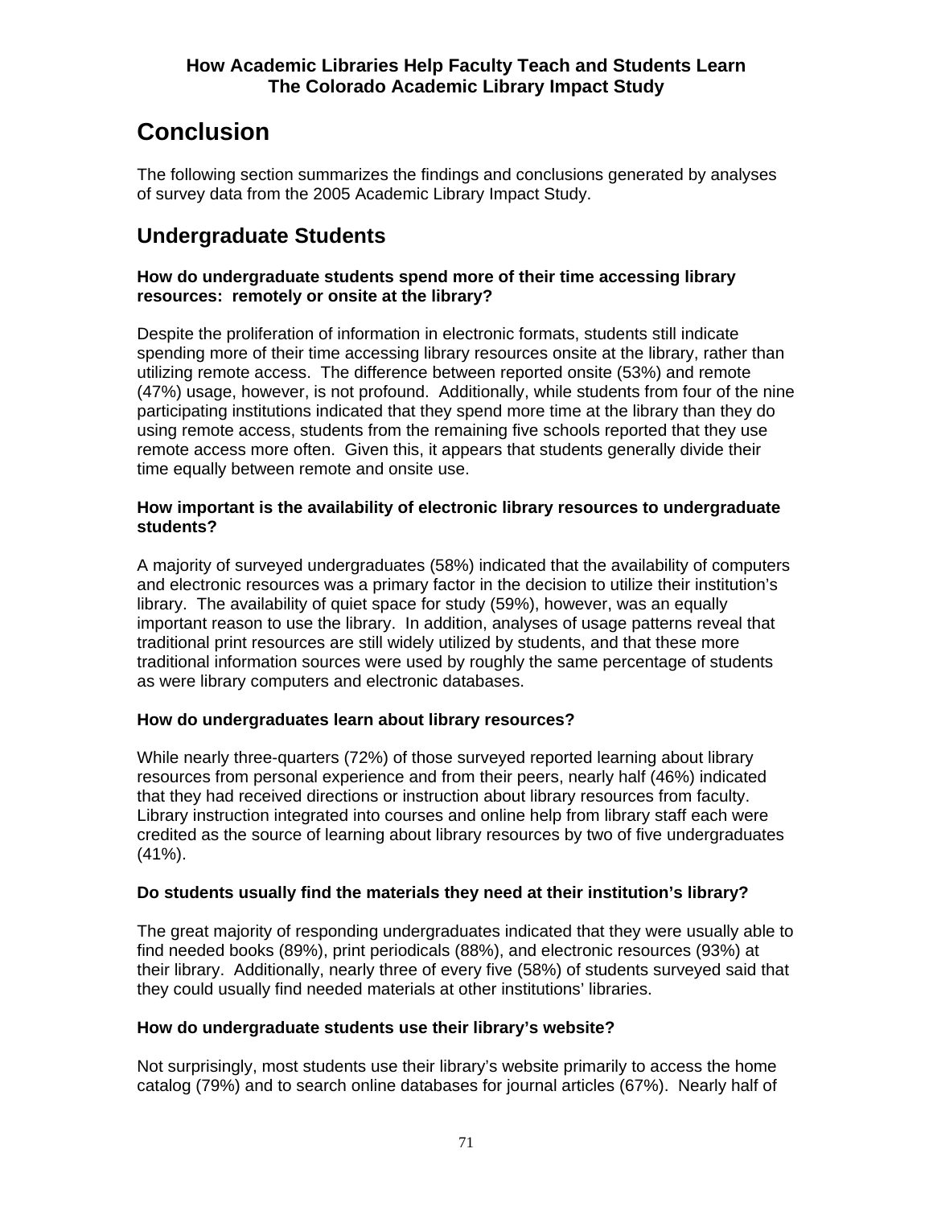# Conclusion

The following section summarizes the findings and conclusions generated by analyses of survey data from the 2005 Academic Library Impact Study.

## Undergraduate Students

**How do undergraduate students spend more of their time accessing library resources: remotely or onsite at the library?**

Despite the proliferation of information in electronic formats, students still indicate spending more of their time accessing library resources onsite at the library, rather than utilizing remote access. The difference between reported onsite (53%) and remote (47%) usage, however, is not profound. Additionally, while students from four of the nine participating institutions indicated that they spend more time at the library than they do using remote access, students from the remaining five schools reported that they use remote access more often. Given this, it appears that students generally divide their time equally between remote and onsite use.

**How important is the availability of electronic library resources to undergraduate students?**

A majority of surveyed undergraduates (58%) indicated that the availability of computers and electronic resources was a primary factor in the decision to utilize their institution's library. The availability of quiet space for study (59%), however, was an equally important reason to use the library. In addition, analyses of usage patterns reveal that traditional print resources are still widely utilized by students, and that these more traditional information sources were used by roughly the same percentage of students as were library computers and electronic databases.

**How do undergraduates learn about library resources?**

While nearly three-quarters (72%) of those surveyed reported learning about library resources from personal experience and from their peers, nearly half (46%) indicated that they had received directions or instruction about library resources from faculty. Library instruction integrated into courses and online help from library staff each were credited as the source of learning about library resources by two of five undergraduates (41%).

**Do students usually find the materials they need at their institution's library?**

The great majority of responding undergraduates indicated that they were usually able to find needed books (89%), print periodicals (88%), and electronic resources (93%) at their library. Additionally, nearly three of every five (58%) of students surveyed said that they could usually find needed materials at other institutions' libraries.

**How do undergraduate students use their library's website?**

Not surprisingly, most students use their library's website primarily to access the home catalog (79%) and to search online databases for journal articles (67%). Nearly half of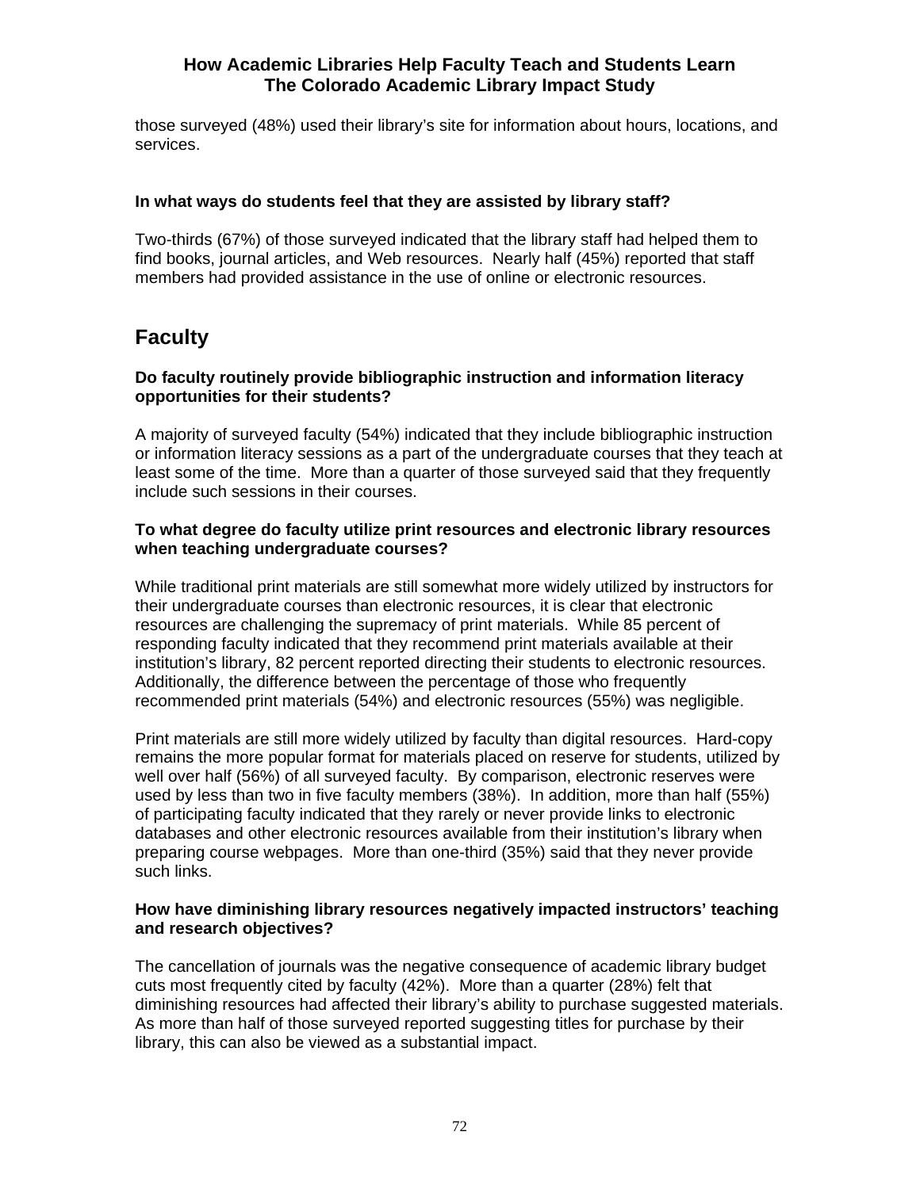those surveyed (48%) used their library's site for information about hours, locations, and services.

**In what ways do students feel that they are assisted by library staff?**

Two-thirds (67%) of those surveyed indicated that the library staff had helped them to find books, journal articles, and Web resources. Nearly half (45%) reported that staff members had provided assistance in the use of online or electronic resources.

## Faculty

**Do faculty routinely provide bibliographic instruction and information literacy opportunities for their students?**

A majority of surveyed faculty (54%) indicated that they include bibliographic instruction or information literacy sessions as a part of the undergraduate courses that they teach at least some of the time. More than a quarter of those surveyed said that they frequently include such sessions in their courses.

**To what degree do faculty utilize print resources and electronic library resources when teaching undergraduate courses?**

While traditional print materials are still somewhat more widely utilized by instructors for their undergraduate courses than electronic resources, it is clear that electronic resources are challenging the supremacy of print materials. While 85 percent of responding faculty indicated that they recommend print materials available at their institution's library, 82 percent reported directing their students to electronic resources. Additionally, the difference between the percentage of those who frequently recommended print materials (54%) and electronic resources (55%) was negligible.

Print materials are still more widely utilized by faculty than digital resources. Hard-copy remains the more popular format for materials placed on reserve for students, utilized by well over half (56%) of all surveyed faculty. By comparison, electronic reserves were used by less than two in five faculty members (38%). In addition, more than half (55%) of participating faculty indicated that they rarely or never provide links to electronic databases and other electronic resources available from their institution's library when preparing course webpages. More than one-third (35%) said that they never provide such links.

**How have diminishing library resources negatively impacted instructors' teaching and research objectives?**

The cancellation of journals was the negative consequence of academic library budget cuts most frequently cited by faculty (42%). More than a quarter (28%) felt that diminishing resources had affected their library's ability to purchase suggested materials. As more than half of those surveyed reported suggesting titles for purchase by their library, this can also be viewed as a substantial impact.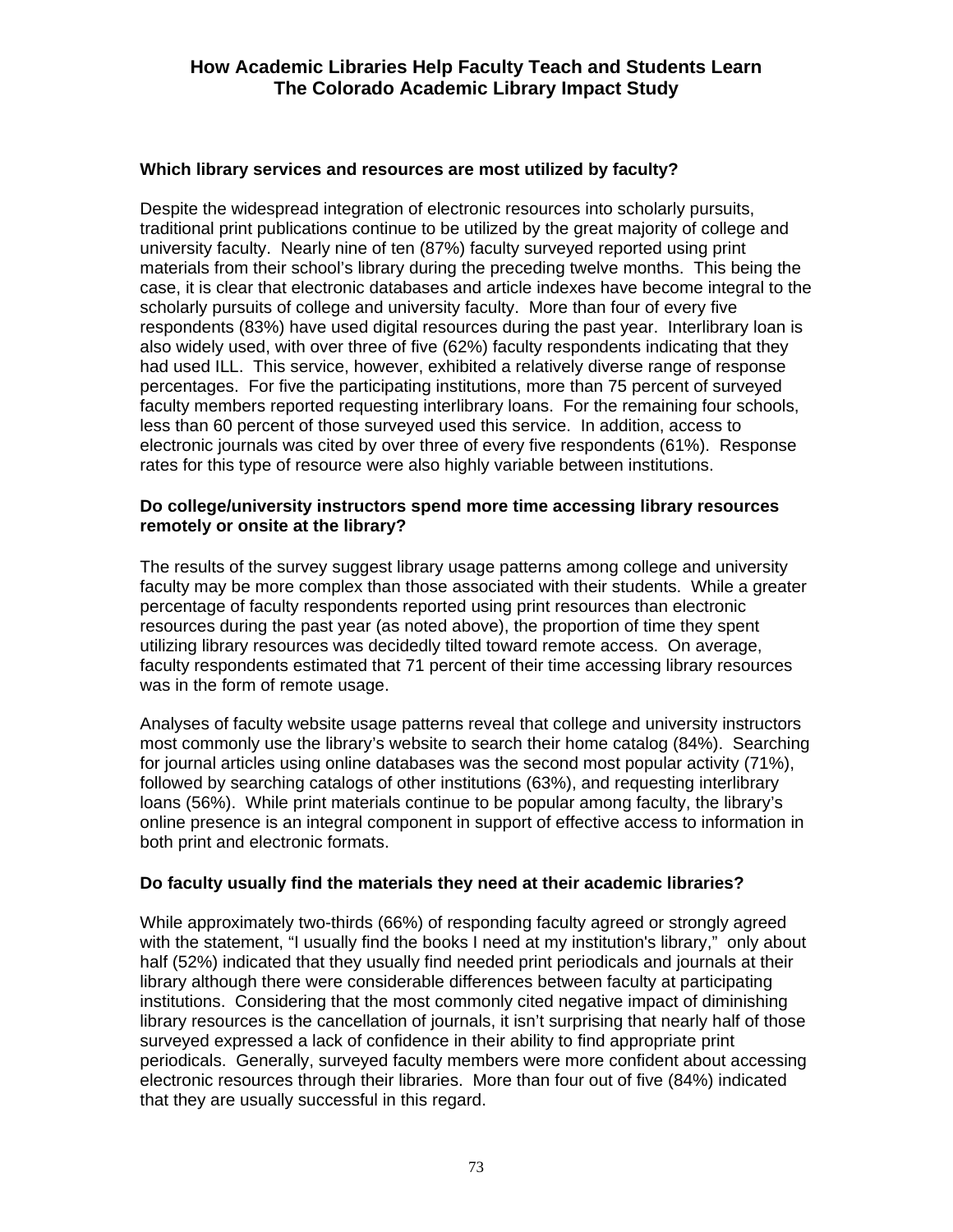**Which library services and resources are most utilized by faculty?**

Despite the widespread integration of electronic resources into scholarly pursuits, traditional print publications continue to be utilized by the great majority of college and university faculty. Nearly nine of ten (87%) faculty surveyed reported using print materials from their school's library during the preceding twelve months. This being the case, it is clear that electronic databases and article indexes have become integral to the scholarly pursuits of college and university faculty. More than four of every five respondents (83%) have used digital resources during the past year. Interlibrary loan is also widely used, with over three of five (62%) faculty respondents indicating that they had used ILL. This service, however, exhibited a relatively diverse range of response percentages. For five the participating institutions, more than 75 percent of surveyed faculty members reported requesting interlibrary loans. For the remaining four schools, less than 60 percent of those surveyed used this service. In addition, access to electronic journals was cited by over three of every five respondents (61%). Response rates for this type of resource were also highly variable between institutions.

**Do college/university instructors spend more time accessing library resources remotely or onsite at the library?**

The results of the survey suggest library usage patterns among college and university faculty may be more complex than those associated with their students. While a greater percentage of faculty respondents reported using print resources than electronic resources during the past year (as noted above), the proportion of time they spent utilizing library resources was decidedly tilted toward remote access. On average, faculty respondents estimated that 71 percent of their time accessing library resources was in the form of remote usage.

Analyses of faculty website usage patterns reveal that college and university instructors most commonly use the library's website to search their home catalog (84%). Searching for journal articles using online databases was the second most popular activity (71%), followed by searching catalogs of other institutions (63%), and requesting interlibrary loans (56%). While print materials continue to be popular among faculty, the library's online presence is an integral component in support of effective access to information in both print and electronic formats.

**Do faculty usually find the materials they need at their academic libraries?**

While approximately two-thirds (66%) of responding faculty agreed or strongly agreed with the statement, "I usually find the books I need at my institution's library," only about half (52%) indicated that they usually find needed print periodicals and journals at their library although there were considerable differences between faculty at participating institutions. Considering that the most commonly cited negative impact of diminishing library resources is the cancellation of journals, it isn't surprising that nearly half of those surveyed expressed a lack of confidence in their ability to find appropriate print periodicals. Generally, surveyed faculty members were more confident about accessing electronic resources through their libraries. More than four out of five (84%) indicated that they are usually successful in this regard.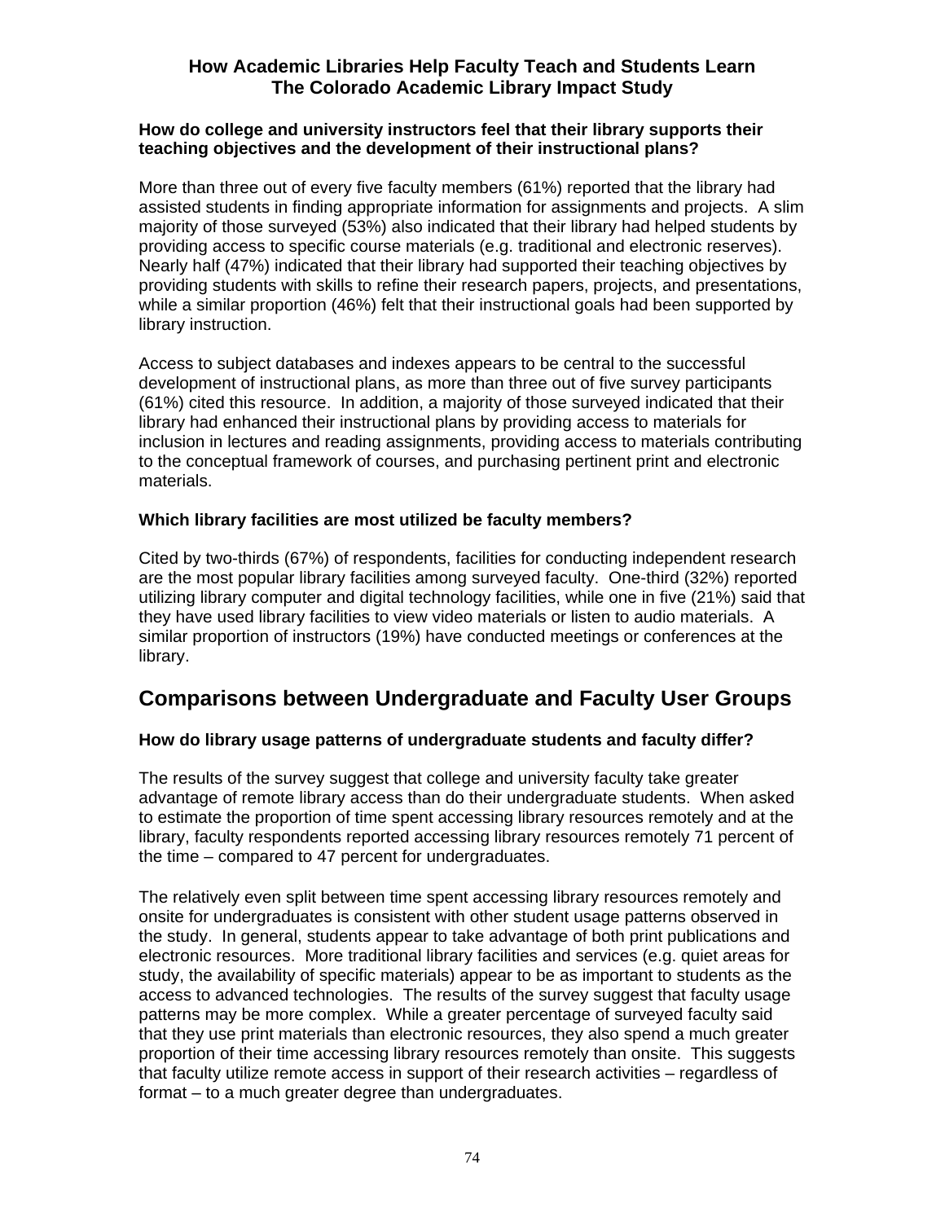**How Academic Libraries Help Faculty Teach and Students Learn**
**The Colorado Academic Library Impact Study**

### How do college and university instructors feel that their library supports their teaching objectives and the development of their instructional plans?

More than three out of every five faculty members (61%) reported that the library had assisted students in finding appropriate information for assignments and projects. A slim majority of those surveyed (53%) also indicated that their library had helped students by providing access to specific course materials (e.g. traditional and electronic reserves). Nearly half (47%) indicated that their library had supported their teaching objectives by providing students with skills to refine their research papers, projects, and presentations, while a similar proportion (46%) felt that their instructional goals had been supported by library instruction.

Access to subject databases and indexes appears to be central to the successful development of instructional plans, as more than three out of five survey participants (61%) cited this resource. In addition, a majority of those surveyed indicated that their library had enhanced their instructional plans by providing access to materials for inclusion in lectures and reading assignments, providing access to materials contributing to the conceptual framework of courses, and purchasing pertinent print and electronic materials.

### Which library facilities are most utilized be faculty members?

Cited by two-thirds (67%) of respondents, facilities for conducting independent research are the most popular library facilities among surveyed faculty. One-third (32%) reported utilizing library computer and digital technology facilities, while one in five (21%) said that they have used library facilities to view video materials or listen to audio materials. A similar proportion of instructors (19%) have conducted meetings or conferences at the library.

## Comparisons between Undergraduate and Faculty User Groups

### How do library usage patterns of undergraduate students and faculty differ?

The results of the survey suggest that college and university faculty take greater advantage of remote library access than do their undergraduate students. When asked to estimate the proportion of time spent accessing library resources remotely and at the library, faculty respondents reported accessing library resources remotely 71 percent of the time – compared to 47 percent for undergraduates.

The relatively even split between time spent accessing library resources remotely and onsite for undergraduates is consistent with other student usage patterns observed in the study. In general, students appear to take advantage of both print publications and electronic resources. More traditional library facilities and services (e.g. quiet areas for study, the availability of specific materials) appear to be as important to students as the access to advanced technologies. The results of the survey suggest that faculty usage patterns may be more complex. While a greater percentage of surveyed faculty said that they use print materials than electronic resources, they also spend a much greater proportion of their time accessing library resources remotely than onsite. This suggests that faculty utilize remote access in support of their research activities – regardless of format – to a much greater degree than undergraduates.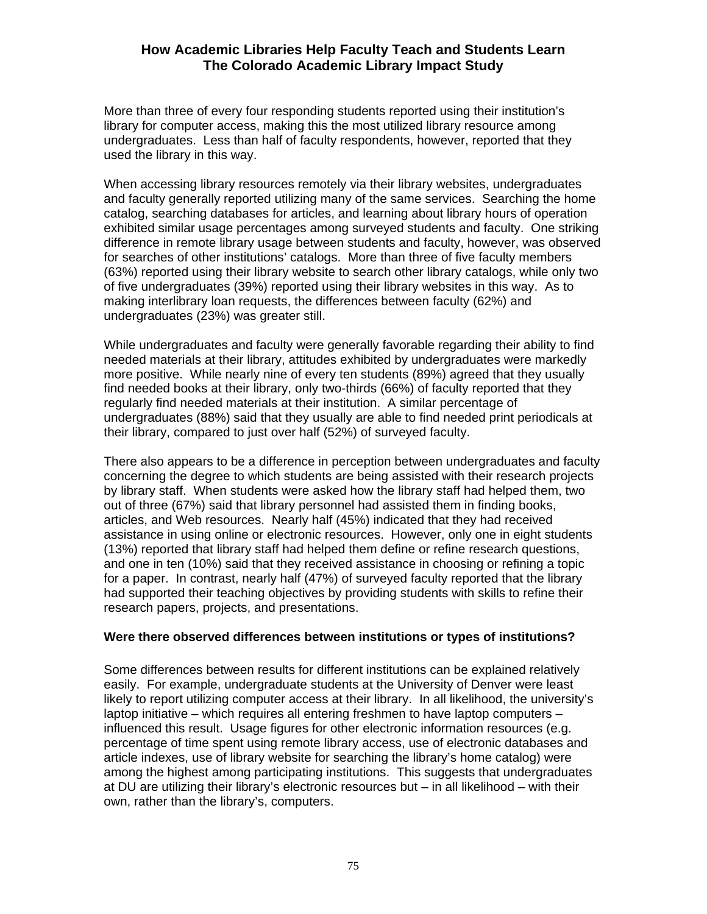More than three of every four responding students reported using their institution's library for computer access, making this the most utilized library resource among undergraduates. Less than half of faculty respondents, however, reported that they used the library in this way.

When accessing library resources remotely via their library websites, undergraduates and faculty generally reported utilizing many of the same services. Searching the home catalog, searching databases for articles, and learning about library hours of operation exhibited similar usage percentages among surveyed students and faculty. One striking difference in remote library usage between students and faculty, however, was observed for searches of other institutions' catalogs. More than three of five faculty members (63%) reported using their library website to search other library catalogs, while only two of five undergraduates (39%) reported using their library websites in this way. As to making interlibrary loan requests, the differences between faculty (62%) and undergraduates (23%) was greater still.

While undergraduates and faculty were generally favorable regarding their ability to find needed materials at their library, attitudes exhibited by undergraduates were markedly more positive. While nearly nine of every ten students (89%) agreed that they usually find needed books at their library, only two-thirds (66%) of faculty reported that they regularly find needed materials at their institution. A similar percentage of undergraduates (88%) said that they usually are able to find needed print periodicals at their library, compared to just over half (52%) of surveyed faculty.

There also appears to be a difference in perception between undergraduates and faculty concerning the degree to which students are being assisted with their research projects by library staff. When students were asked how the library staff had helped them, two out of three (67%) said that library personnel had assisted them in finding books, articles, and Web resources. Nearly half (45%) indicated that they had received assistance in using online or electronic resources. However, only one in eight students (13%) reported that library staff had helped them define or refine research questions, and one in ten (10%) said that they received assistance in choosing or refining a topic for a paper. In contrast, nearly half (47%) of surveyed faculty reported that the library had supported their teaching objectives by providing students with skills to refine their research papers, projects, and presentations.

**Were there observed differences between institutions or types of institutions?**

Some differences between results for different institutions can be explained relatively easily. For example, undergraduate students at the University of Denver were least likely to report utilizing computer access at their library. In all likelihood, the university's laptop initiative – which requires all entering freshmen to have laptop computers – influenced this result. Usage figures for other electronic information resources (e.g. percentage of time spent using remote library access, use of electronic databases and article indexes, use of library website for searching the library's home catalog) were among the highest among participating institutions. This suggests that undergraduates at DU are utilizing their library's electronic resources but – in all likelihood – with their own, rather than the library's, computers.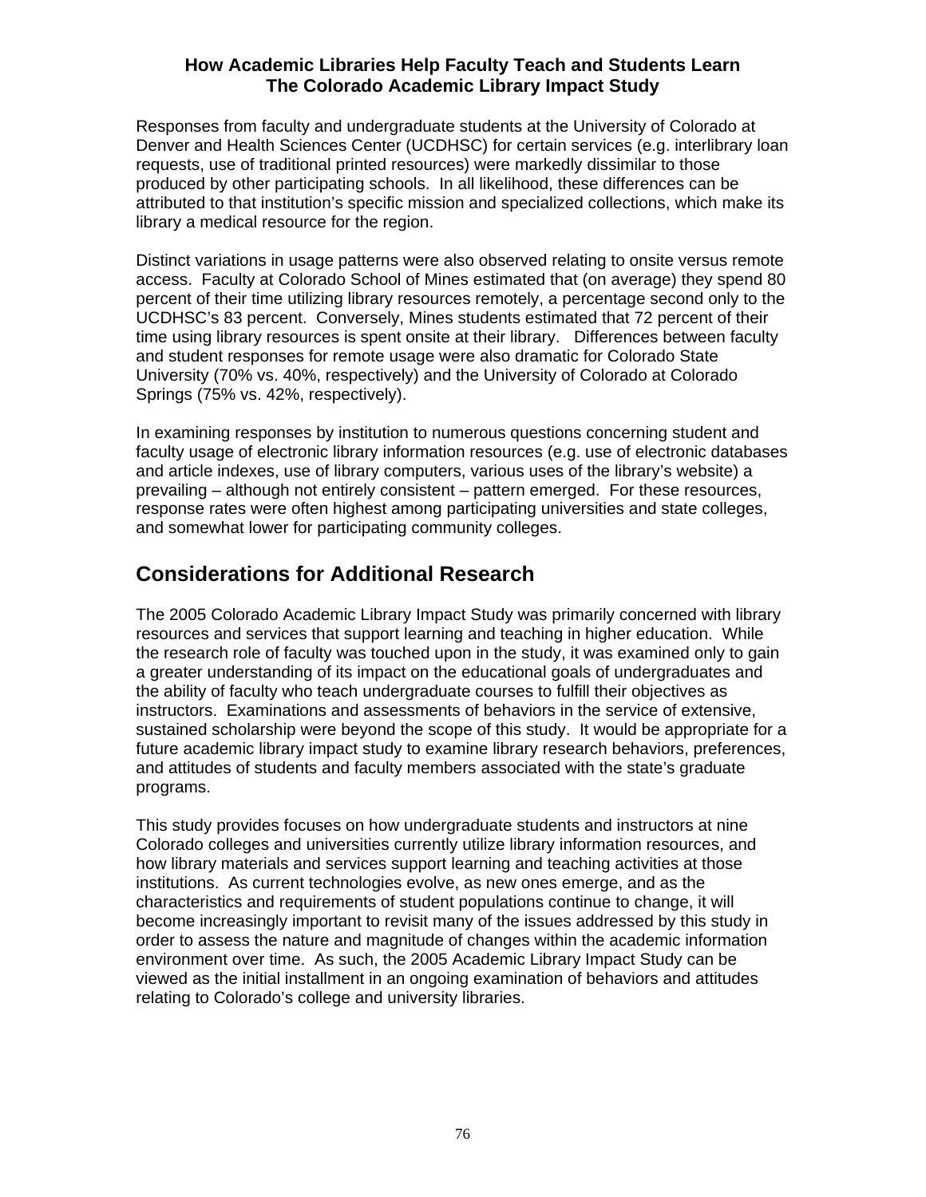Responses from faculty and undergraduate students at the University of Colorado at Denver and Health Sciences Center (UCDHSC) for certain services (e.g. interlibrary loan requests, use of traditional printed resources) were markedly dissimilar to those produced by other participating schools. In all likelihood, these differences can be attributed to that institution's specific mission and specialized collections, which make its library a medical resource for the region.

Distinct variations in usage patterns were also observed relating to onsite versus remote access. Faculty at Colorado School of Mines estimated that (on average) they spend 80 percent of their time utilizing library resources remotely, a percentage second only to the UCDHSC's 83 percent. Conversely, Mines students estimated that 72 percent of their time using library resources is spent onsite at their library. Differences between faculty and student responses for remote usage were also dramatic for Colorado State University (70% vs. 40%, respectively) and the University of Colorado at Colorado Springs (75% vs. 42%, respectively).

In examining responses by institution to numerous questions concerning student and faculty usage of electronic library information resources (e.g. use of electronic databases and article indexes, use of library computers, various uses of the library's website) a prevailing – although not entirely consistent – pattern emerged. For these resources, response rates were often highest among participating universities and state colleges, and somewhat lower for participating community colleges.

## Considerations for Additional Research

The 2005 Colorado Academic Library Impact Study was primarily concerned with library resources and services that support learning and teaching in higher education. While the research role of faculty was touched upon in the study, it was examined only to gain a greater understanding of its impact on the educational goals of undergraduates and the ability of faculty who teach undergraduate courses to fulfill their objectives as instructors. Examinations and assessments of behaviors in the service of extensive, sustained scholarship were beyond the scope of this study. It would be appropriate for a future academic library impact study to examine library research behaviors, preferences, and attitudes of students and faculty members associated with the state's graduate programs.

This study provides focuses on how undergraduate students and instructors at nine Colorado colleges and universities currently utilize library information resources, and how library materials and services support learning and teaching activities at those institutions. As current technologies evolve, as new ones emerge, and as the characteristics and requirements of student populations continue to change, it will become increasingly important to revisit many of the issues addressed by this study in order to assess the nature and magnitude of changes within the academic information environment over time. As such, the 2005 Academic Library Impact Study can be viewed as the initial installment in an ongoing examination of behaviors and attitudes relating to Colorado's college and university libraries.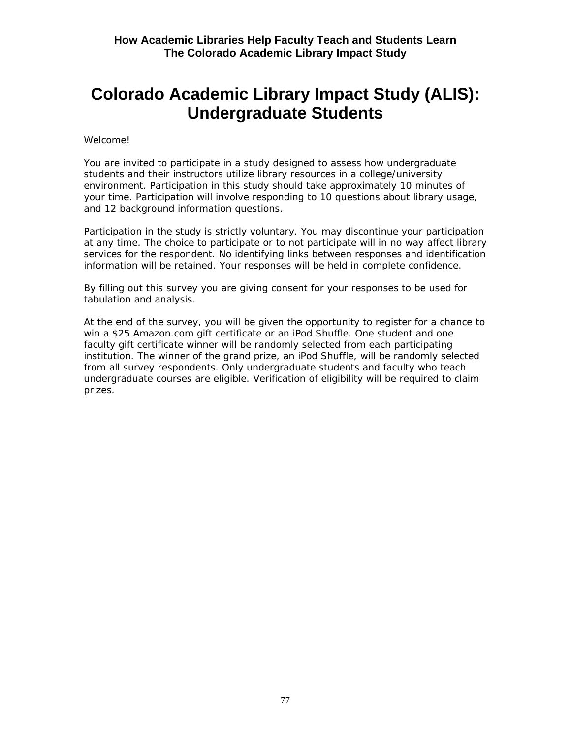# Colorado Academic Library Impact Study (ALIS): Undergraduate Students

Welcome!

You are invited to participate in a study designed to assess how undergraduate students and their instructors utilize library resources in a college/university environment. Participation in this study should take approximately 10 minutes of your time. Participation will involve responding to 10 questions about library usage, and 12 background information questions.

Participation in the study is strictly voluntary. You may discontinue your participation at any time. The choice to participate or to not participate will in no way affect library services for the respondent. No identifying links between responses and identification information will be retained. Your responses will be held in complete confidence.

By filling out this survey you are giving consent for your responses to be used for tabulation and analysis.

At the end of the survey, you will be given the opportunity to register for a chance to win a $25 Amazon.com gift certificate or an iPod Shuffle. One student and one faculty gift certificate winner will be randomly selected from each participating institution. The winner of the grand prize, an iPod Shuffle, will be randomly selected from all survey respondents. Only undergraduate students and faculty who teach undergraduate courses are eligible. Verification of eligibility will be required to claim prizes.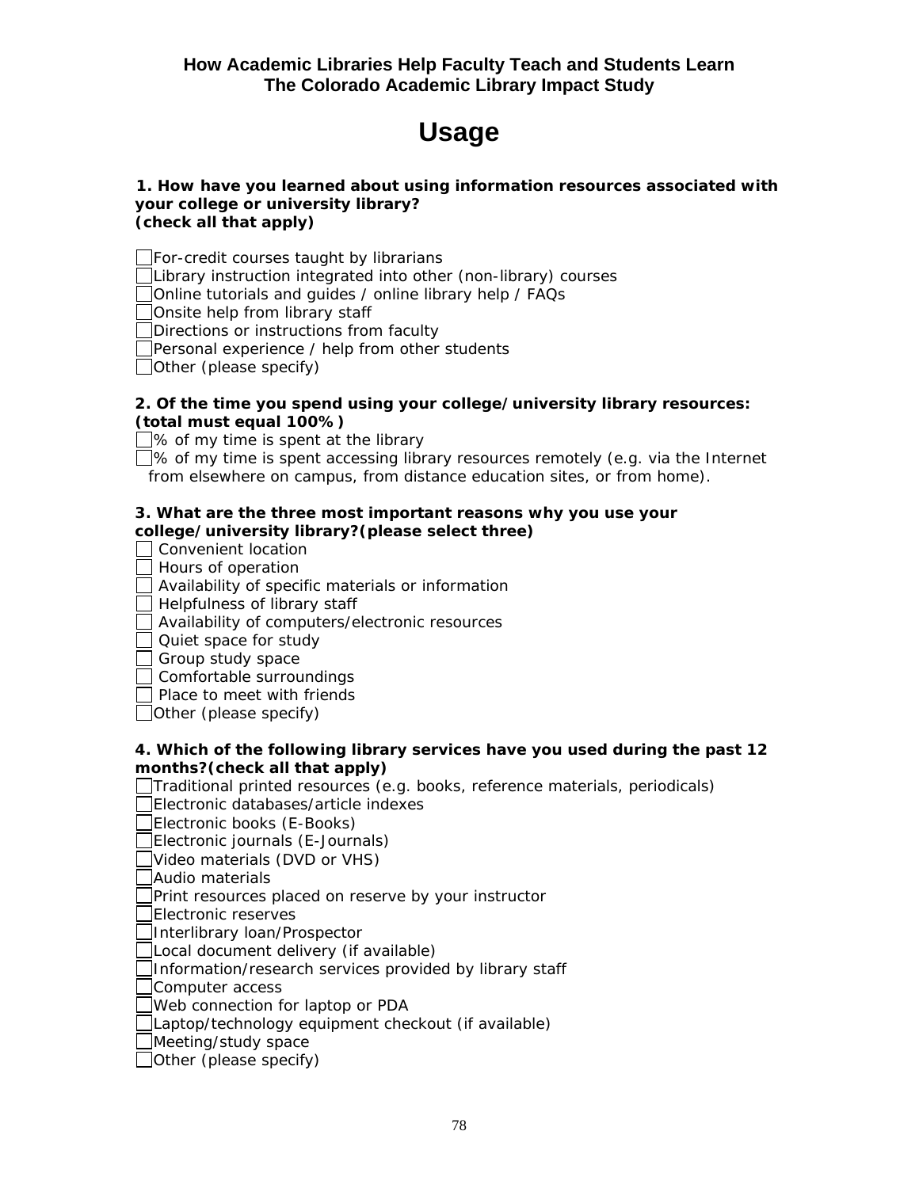**How Academic Libraries Help Faculty Teach and Students Learn**
**The Colorado Academic Library Impact Study**

# Usage

**1. How have you learned about using information resources associated with your college or university library?**
**(check all that apply)**

- ☐ For-credit courses taught by librarians
- ☐ Library instruction integrated into other (non-library) courses
- ☐ Online tutorials and guides / online library help / FAQs
- ☐ Onsite help from library staff
- ☐ Directions or instructions from faculty
- ☐ Personal experience / help from other students
- ☐ Other (please specify)

**2. Of the time you spend using your college/university library resources: (total must equal 100%)**

- ☐ % of my time is spent at the library
- ☐ % of my time is spent accessing library resources remotely (e.g. via the Internet from elsewhere on campus, from distance education sites, or from home).

**3. What are the three most important reasons why you use your college/university library?(please select three)**

- ☐ Convenient location
- ☐ Hours of operation
- ☐ Availability of specific materials or information
- ☐ Helpfulness of library staff
- ☐ Availability of computers/electronic resources
- ☐ Quiet space for study
- ☐ Group study space
- ☐ Comfortable surroundings
- ☐ Place to meet with friends
- ☐ Other (please specify)

**4. Which of the following library services have you used during the past 12 months?(check all that apply)**

- ☐ Traditional printed resources (e.g. books, reference materials, periodicals)
- ☐ Electronic databases/article indexes
- ☐ Electronic books (E-Books)
- ☐ Electronic journals (E-Journals)
- ☐ Video materials (DVD or VHS)
- ☐ Audio materials
- ☐ Print resources placed on reserve by your instructor
- ☐ Electronic reserves
- ☐ Interlibrary loan/Prospector
- ☐ Local document delivery (if available)
- ☐ Information/research services provided by library staff
- ☐ Computer access
- ☐ Web connection for laptop or PDA
- ☐ Laptop/technology equipment checkout (if available)
- ☐ Meeting/study space
- ☐ Other (please specify)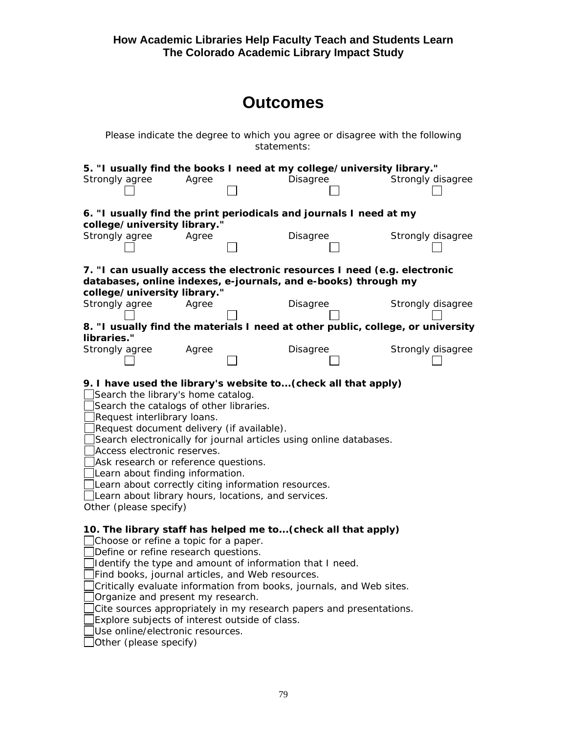**How Academic Libraries Help Faculty Teach and Students Learn**
**The Colorado Academic Library Impact Study**

# Outcomes

Please indicate the degree to which you agree or disagree with the following statements:

**5. "I usually find the books I need at my college/university library."**

Strongly agree ☐ Agree ☐ Disagree ☐ Strongly disagree ☐

**6. "I usually find the print periodicals and journals I need at my college/university library."**

Strongly agree ☐ Agree ☐ Disagree ☐ Strongly disagree ☐

**7. "I can usually access the electronic resources I need (e.g. electronic databases, online indexes, e-journals, and e-books) through my college/university library."**

Strongly agree ☐ Agree ☐ Disagree ☐ Strongly disagree ☐

**8. "I usually find the materials I need at other public, college, or university libraries."**

Strongly agree ☐ Agree ☐ Disagree ☐ Strongly disagree ☐

**9. I have used the library's website to...(check all that apply)**

☐ Search the library's home catalog.
☐ Search the catalogs of other libraries.
☐ Request interlibrary loans.
☐ Request document delivery (if available).
☐ Search electronically for journal articles using online databases.
☐ Access electronic reserves.
☐ Ask research or reference questions.
☐ Learn about finding information.
☐ Learn about correctly citing information resources.
☐ Learn about library hours, locations, and services.
Other (please specify)

**10. The library staff has helped me to...(check all that apply)**

☐ Choose or refine a topic for a paper.
☐ Define or refine research questions.
☐ Identify the type and amount of information that I need.
☐ Find books, journal articles, and Web resources.
☐ Critically evaluate information from books, journals, and Web sites.
☐ Organize and present my research.
☐ Cite sources appropriately in my research papers and presentations.
☐ Explore subjects of interest outside of class.
☐ Use online/electronic resources.
☐ Other (please specify)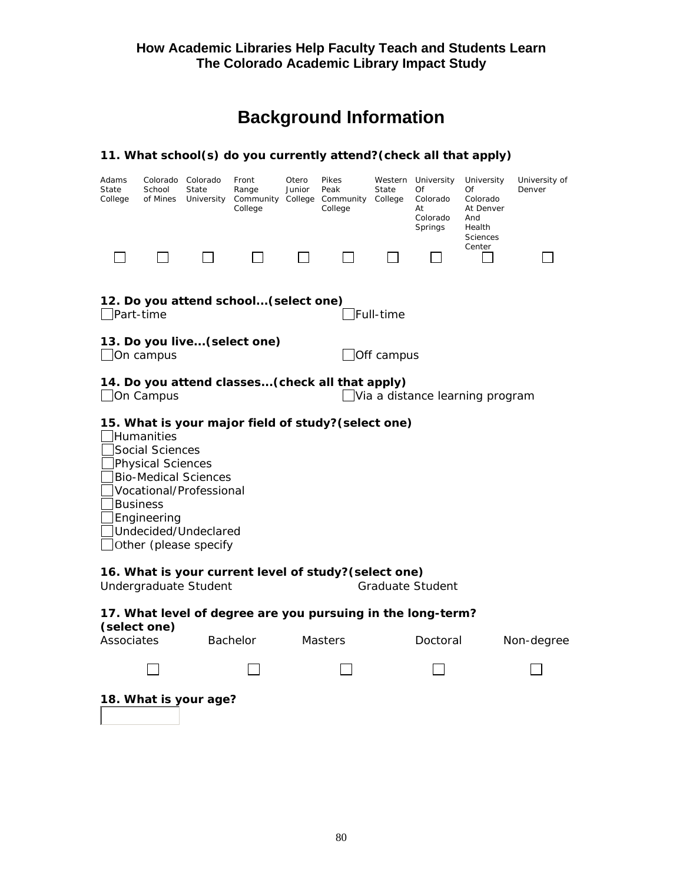## Background Information

**11. What school(s) do you currently attend?(check all that apply)**

| Adams State College | Colorado School of Mines | Colorado State University | Front Range Community College | Otero Junior College | Pikes Peak Community College | Western State College | University Of Colorado At Colorado Springs | University Of Colorado At Denver And Health Sciences Center | University of Denver |
|---|---|---|---|---|---|---|---|---|---|
| ☐ | ☐ | ☐ | ☐ | ☐ | ☐ | ☐ | ☐ | ☐ | ☐ |

**12. Do you attend school...(select one)**

☐ Part-time ☐ Full-time

**13. Do you live...(select one)**

☐ On campus ☐ Off campus

**14. Do you attend classes...(check all that apply)**

☐ On Campus ☐ Via a distance learning program

**15. What is your major field of study?(select one)**

☐ Humanities
☐ Social Sciences
☐ Physical Sciences
☐ Bio-Medical Sciences
☐ Vocational/Professional
☐ Business
☐ Engineering
☐ Undecided/Undeclared
☐ Other (please specify

**16. What is your current level of study?(select one)**

Undergraduate Student Graduate Student

**17. What level of degree are you pursuing in the long-term? (select one)**

| Associates | Bachelor | Masters | Doctoral | Non-degree |
|---|---|---|---|---|
| ☐ | ☐ | ☐ | ☐ | ☐ |

**18. What is your age?**

☐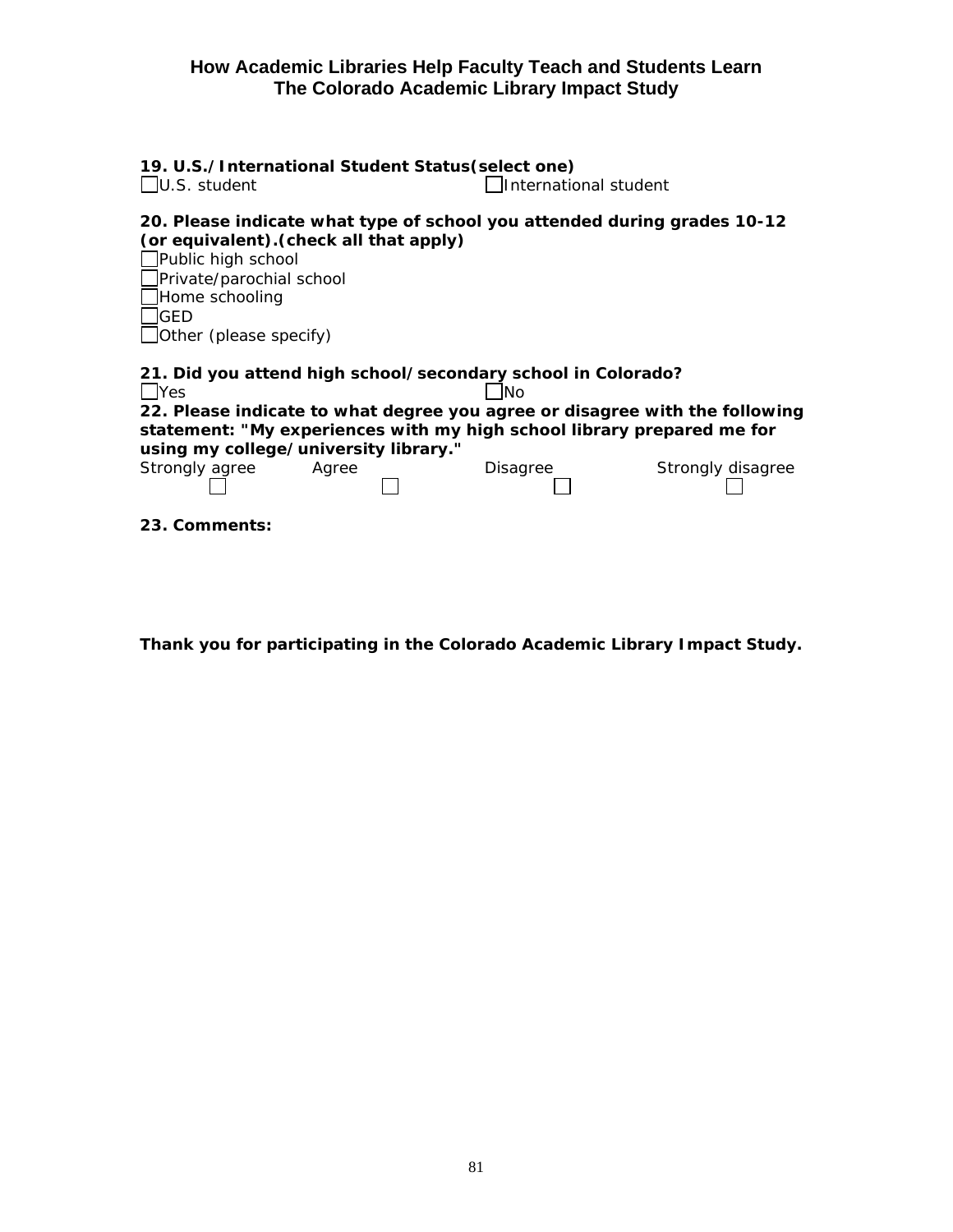**19. U.S./International Student Status(select one)**

☐U.S. student ☐International student

**20. Please indicate what type of school you attended during grades 10-12 (or equivalent).(check all that apply)**

☐Public high school
☐Private/parochial school
☐Home schooling
☐GED
☐Other (please specify)

**21. Did you attend high school/secondary school in Colorado?**

☐Yes ☐No

**22. Please indicate to what degree you agree or disagree with the following statement: "My experiences with my high school library prepared me for using my college/university library."**

| Strongly agree | Agree | Disagree | Strongly disagree |
| --- | --- | --- | --- |
| ☐ | ☐ | ☐ | ☐ |

**23. Comments:**

**Thank you for participating in the Colorado Academic Library Impact Study.**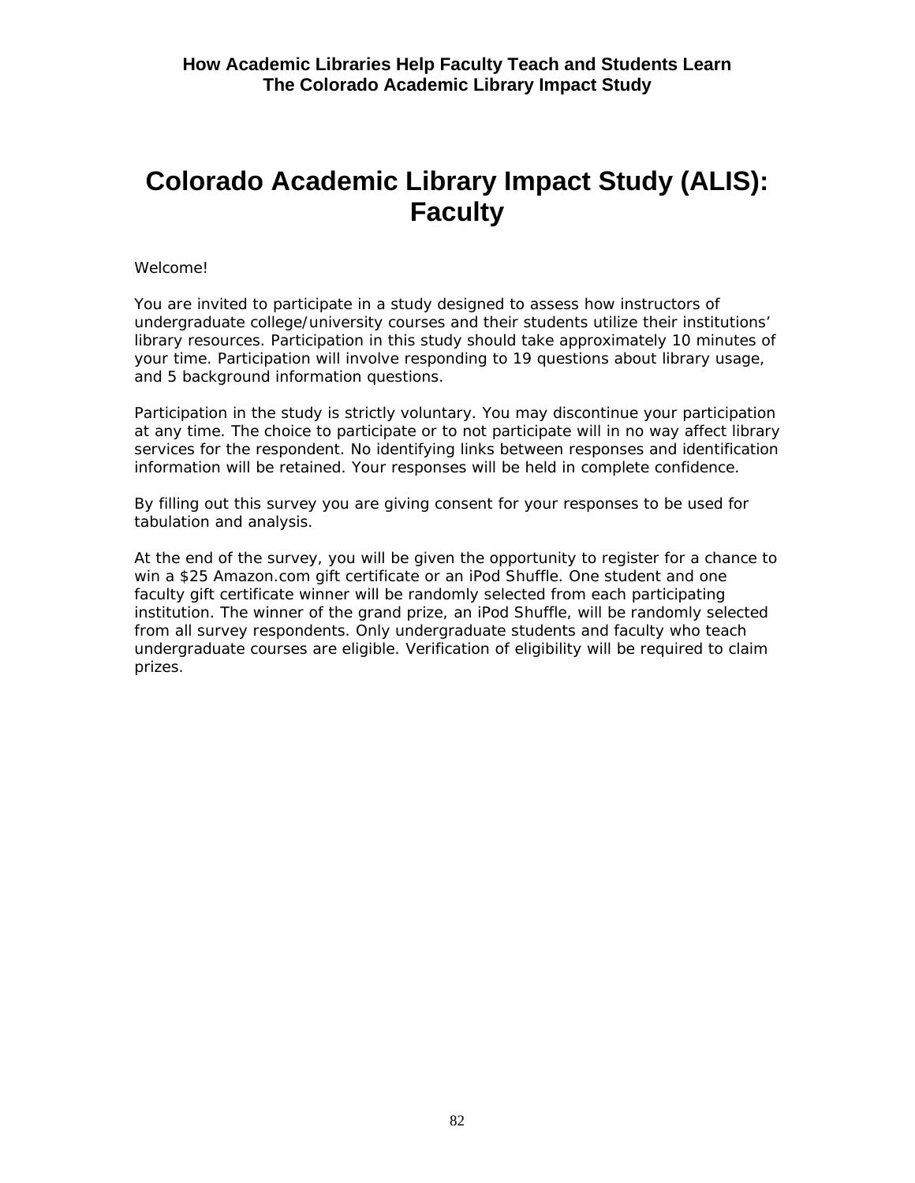# Colorado Academic Library Impact Study (ALIS): Faculty

Welcome!

You are invited to participate in a study designed to assess how instructors of undergraduate college/university courses and their students utilize their institutions' library resources. Participation in this study should take approximately 10 minutes of your time. Participation will involve responding to 19 questions about library usage, and 5 background information questions.

Participation in the study is strictly voluntary. You may discontinue your participation at any time. The choice to participate or to not participate will in no way affect library services for the respondent. No identifying links between responses and identification information will be retained. Your responses will be held in complete confidence.

By filling out this survey you are giving consent for your responses to be used for tabulation and analysis.

At the end of the survey, you will be given the opportunity to register for a chance to win a $25 Amazon.com gift certificate or an iPod Shuffle. One student and one faculty gift certificate winner will be randomly selected from each participating institution. The winner of the grand prize, an iPod Shuffle, will be randomly selected from all survey respondents. Only undergraduate students and faculty who teach undergraduate courses are eligible. Verification of eligibility will be required to claim prizes.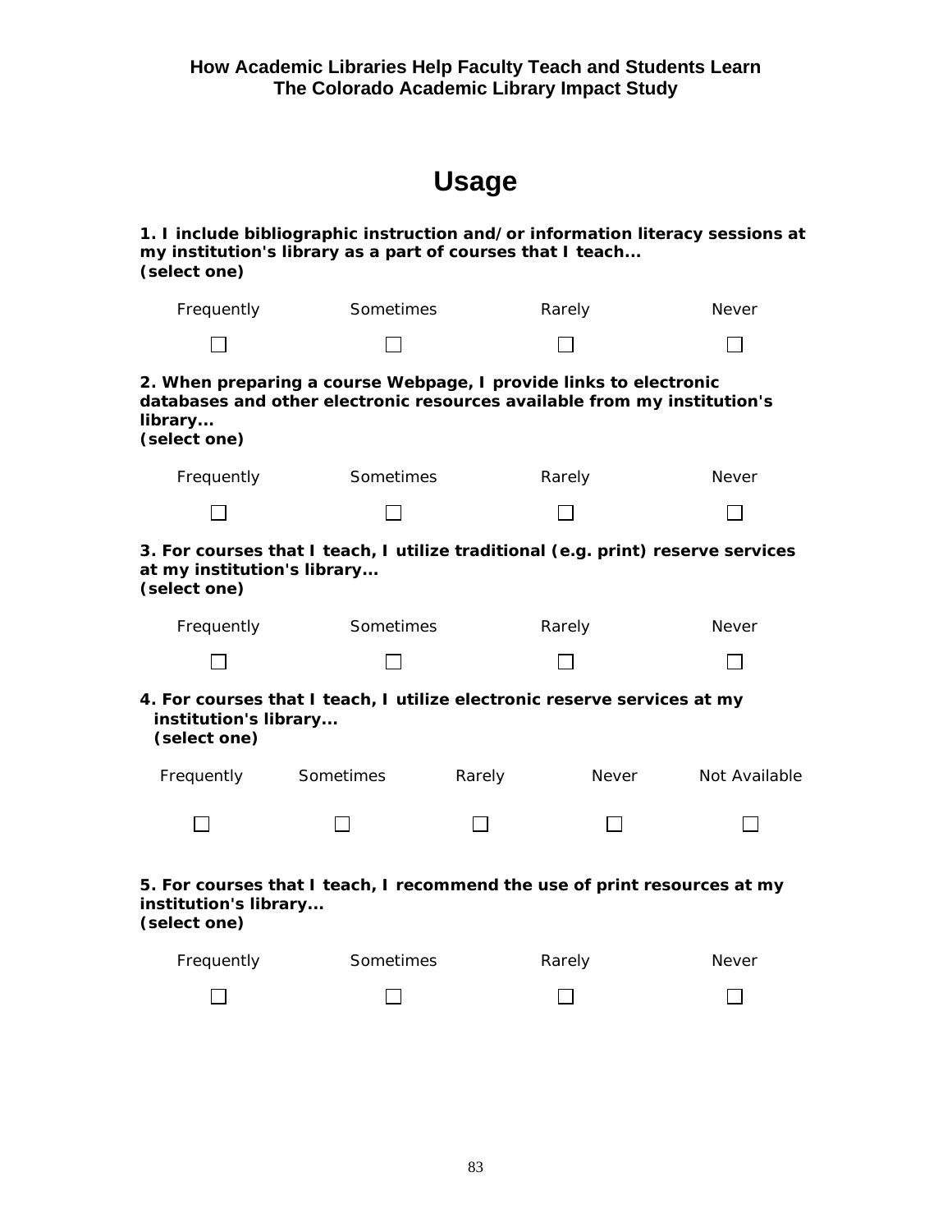# Usage

**1. I include bibliographic instruction and/or information literacy sessions at my institution's library as a part of courses that I teach...**
**(select one)**

| Frequently | Sometimes | Rarely | Never |
|---|---|---|---|
| ☐ | ☐ | ☐ | ☐ |

**2. When preparing a course Webpage, I provide links to electronic databases and other electronic resources available from my institution's library...**
**(select one)**

| Frequently | Sometimes | Rarely | Never |
|---|---|---|---|
| ☐ | ☐ | ☐ | ☐ |

**3. For courses that I teach, I utilize traditional (e.g. print) reserve services at my institution's library...**
**(select one)**

| Frequently | Sometimes | Rarely | Never |
|---|---|---|---|
| ☐ | ☐ | ☐ | ☐ |

**4. For courses that I teach, I utilize electronic reserve services at my institution's library...**
**(select one)**

| Frequently | Sometimes | Rarely | Never | Not Available |
|---|---|---|---|---|
| ☐ | ☐ | ☐ | ☐ | ☐ |

**5. For courses that I teach, I recommend the use of print resources at my institution's library...**
**(select one)**

| Frequently | Sometimes | Rarely | Never |
|---|---|---|---|
| ☐ | ☐ | ☐ | ☐ |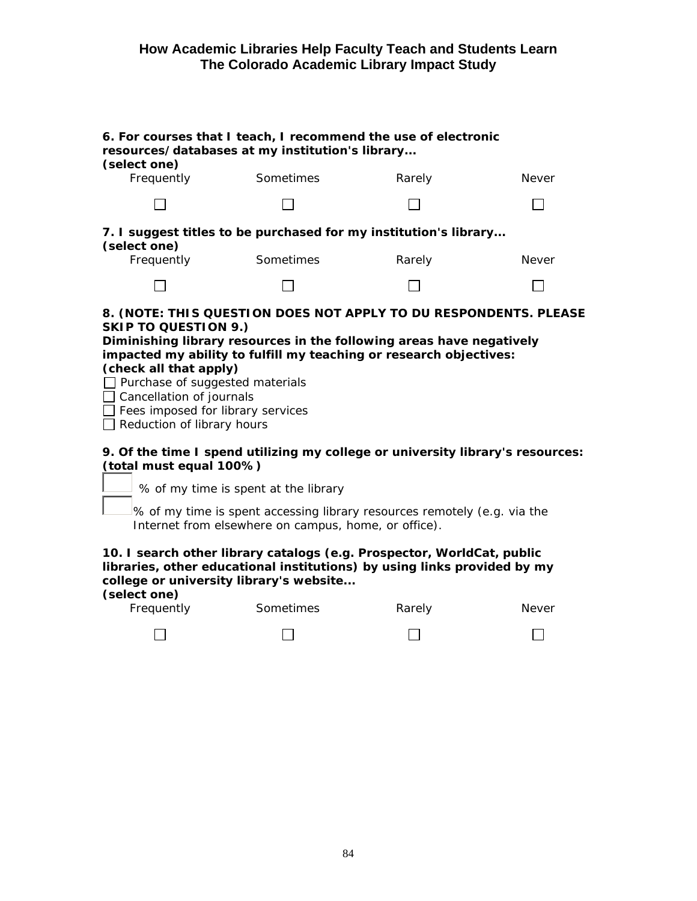**6. For courses that I teach, I recommend the use of electronic resources/databases at my institution's library...**
**(select one)**

| Frequently | Sometimes | Rarely | Never |
|---|---|---|---|
| ☐ | ☐ | ☐ | ☐ |

**7. I suggest titles to be purchased for my institution's library...**
**(select one)**

| Frequently | Sometimes | Rarely | Never |
|---|---|---|---|
| ☐ | ☐ | ☐ | ☐ |

**8. (NOTE: THIS QUESTION DOES NOT APPLY TO DU RESPONDENTS. PLEASE SKIP TO QUESTION 9.)**
**Diminishing library resources in the following areas have negatively impacted my ability to fulfill my teaching or research objectives:**
**(check all that apply)**

☐ Purchase of suggested materials
☐ Cancellation of journals
☐ Fees imposed for library services
☐ Reduction of library hours

**9. Of the time I spend utilizing my college or university library's resources:**
**(total must equal 100%)**

☐ % of my time is spent at the library

☐ % of my time is spent accessing library resources remotely (e.g. via the Internet from elsewhere on campus, home, or office).

**10. I search other library catalogs (e.g. Prospector, WorldCat, public libraries, other educational institutions) by using links provided by my college or university library's website...**
**(select one)**

| Frequently | Sometimes | Rarely | Never |
|---|---|---|---|
| ☐ | ☐ | ☐ | ☐ |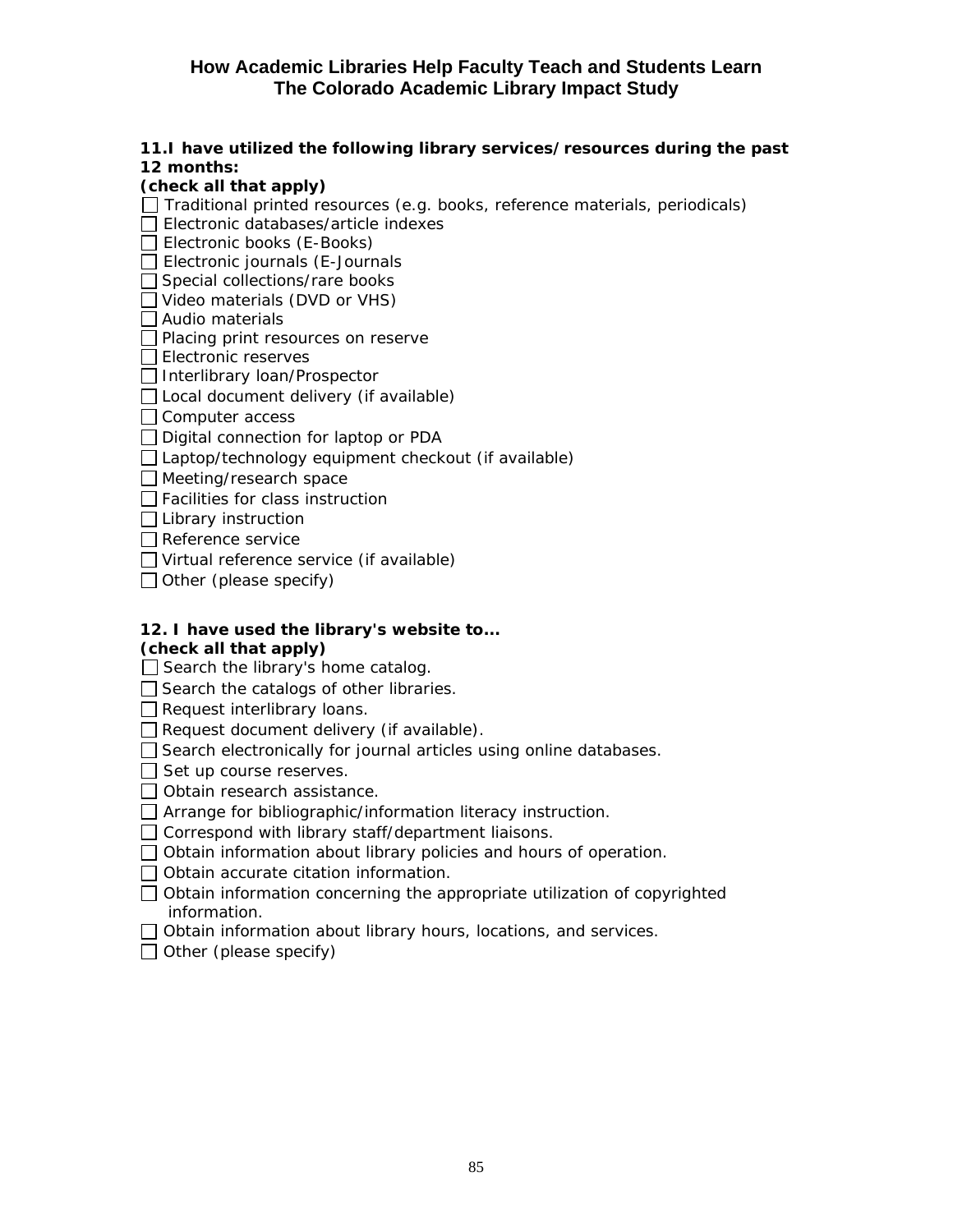**11.I have utilized the following library services/resources during the past 12 months:**
**(check all that apply)**

- ☐ Traditional printed resources (e.g. books, reference materials, periodicals)
- ☐ Electronic databases/article indexes
- ☐ Electronic books (E-Books)
- ☐ Electronic journals (E-Journals
- ☐ Special collections/rare books
- ☐ Video materials (DVD or VHS)
- ☐ Audio materials
- ☐ Placing print resources on reserve
- ☐ Electronic reserves
- ☐ Interlibrary loan/Prospector
- ☐ Local document delivery (if available)
- ☐ Computer access
- ☐ Digital connection for laptop or PDA
- ☐ Laptop/technology equipment checkout (if available)
- ☐ Meeting/research space
- ☐ Facilities for class instruction
- ☐ Library instruction
- ☐ Reference service
- ☐ Virtual reference service (if available)
- ☐ Other (please specify)

**12. I have used the library's website to...**
**(check all that apply)**

- ☐ Search the library's home catalog.
- ☐ Search the catalogs of other libraries.
- ☐ Request interlibrary loans.
- ☐ Request document delivery (if available).
- ☐ Search electronically for journal articles using online databases.
- ☐ Set up course reserves.
- ☐ Obtain research assistance.
- ☐ Arrange for bibliographic/information literacy instruction.
- ☐ Correspond with library staff/department liaisons.
- ☐ Obtain information about library policies and hours of operation.
- ☐ Obtain accurate citation information.
- ☐ Obtain information concerning the appropriate utilization of copyrighted information.
- ☐ Obtain information about library hours, locations, and services.
- ☐ Other (please specify)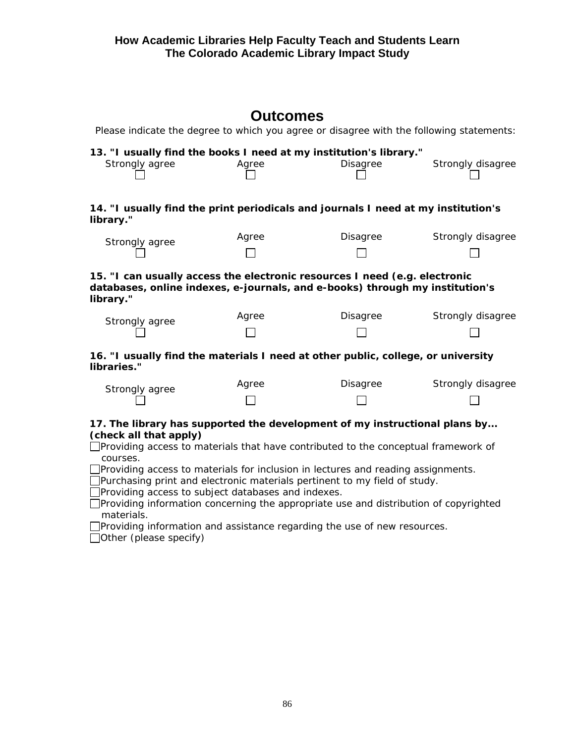## Outcomes

Please indicate the degree to which you agree or disagree with the following statements:

**13. "I usually find the books I need at my institution's library."**

| Strongly agree | Agree | Disagree | Strongly disagree |
|---|---|---|---|
| ☐ | ☐ | ☐ | ☐ |

**14. "I usually find the print periodicals and journals I need at my institution's library."**

| Strongly agree | Agree | Disagree | Strongly disagree |
|---|---|---|---|
| ☐ | ☐ | ☐ | ☐ |

**15. "I can usually access the electronic resources I need (e.g. electronic databases, online indexes, e-journals, and e-books) through my institution's library."**

| Strongly agree | Agree | Disagree | Strongly disagree |
|---|---|---|---|
| ☐ | ☐ | ☐ | ☐ |

**16. "I usually find the materials I need at other public, college, or university libraries."**

| Strongly agree | Agree | Disagree | Strongly disagree |
|---|---|---|---|
| ☐ | ☐ | ☐ | ☐ |

**17. The library has supported the development of my instructional plans by... (check all that apply)**

- ☐ Providing access to materials that have contributed to the conceptual framework of courses.
- ☐ Providing access to materials for inclusion in lectures and reading assignments.
- ☐ Purchasing print and electronic materials pertinent to my field of study.
- ☐ Providing access to subject databases and indexes.
- ☐ Providing information concerning the appropriate use and distribution of copyrighted materials.
- ☐ Providing information and assistance regarding the use of new resources.
- ☐ Other (please specify)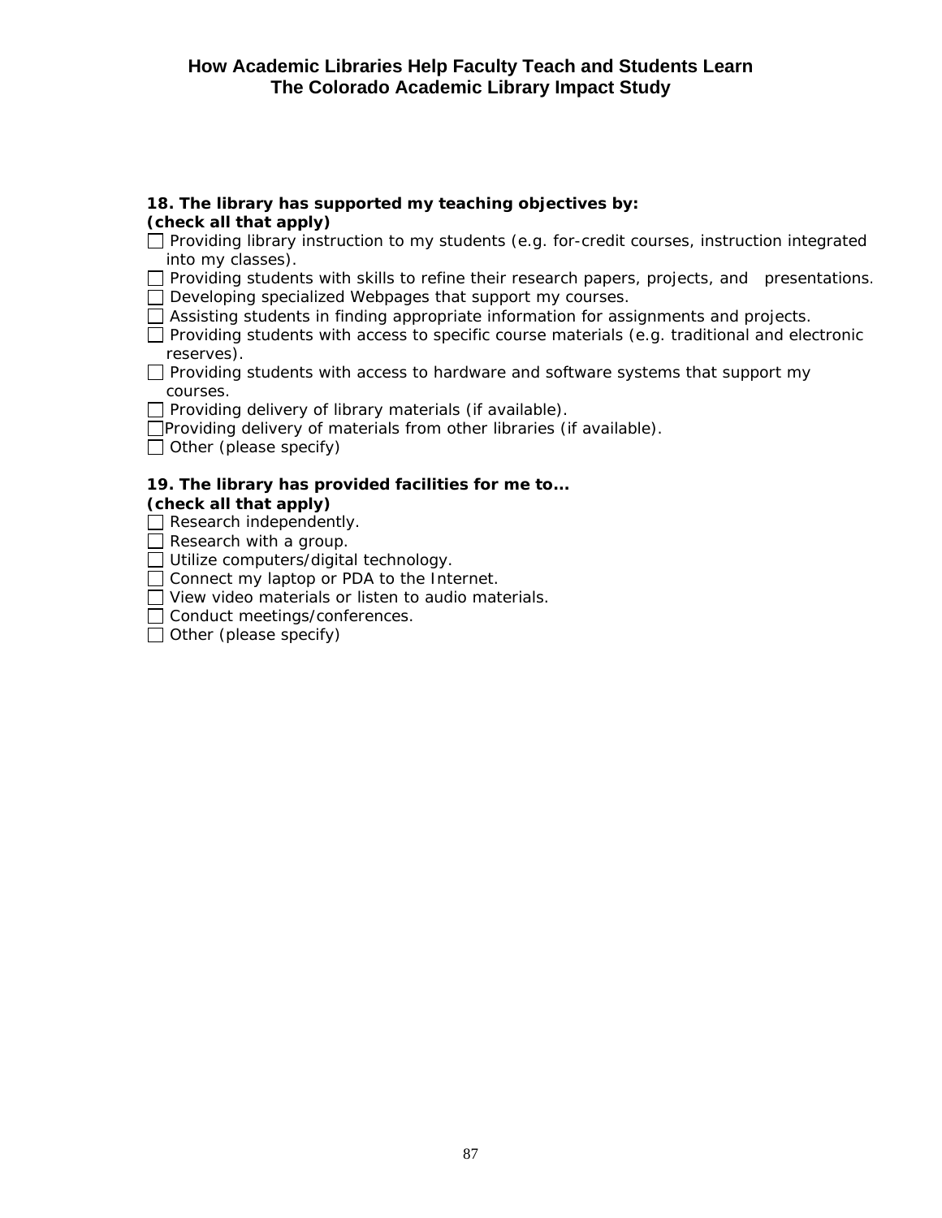**18. The library has supported my teaching objectives by:**
**(check all that apply)**

- ☐ Providing library instruction to my students (e.g. for-credit courses, instruction integrated into my classes).
- ☐ Providing students with skills to refine their research papers, projects, and presentations.
- ☐ Developing specialized Webpages that support my courses.
- ☐ Assisting students in finding appropriate information for assignments and projects.
- ☐ Providing students with access to specific course materials (e.g. traditional and electronic reserves).
- ☐ Providing students with access to hardware and software systems that support my courses.
- ☐ Providing delivery of library materials (if available).
- ☐ Providing delivery of materials from other libraries (if available).
- ☐ Other (please specify)

**19. The library has provided facilities for me to...**
**(check all that apply)**

- ☐ Research independently.
- ☐ Research with a group.
- ☐ Utilize computers/digital technology.
- ☐ Connect my laptop or PDA to the Internet.
- ☐ View video materials or listen to audio materials.
- ☐ Conduct meetings/conferences.
- ☐ Other (please specify)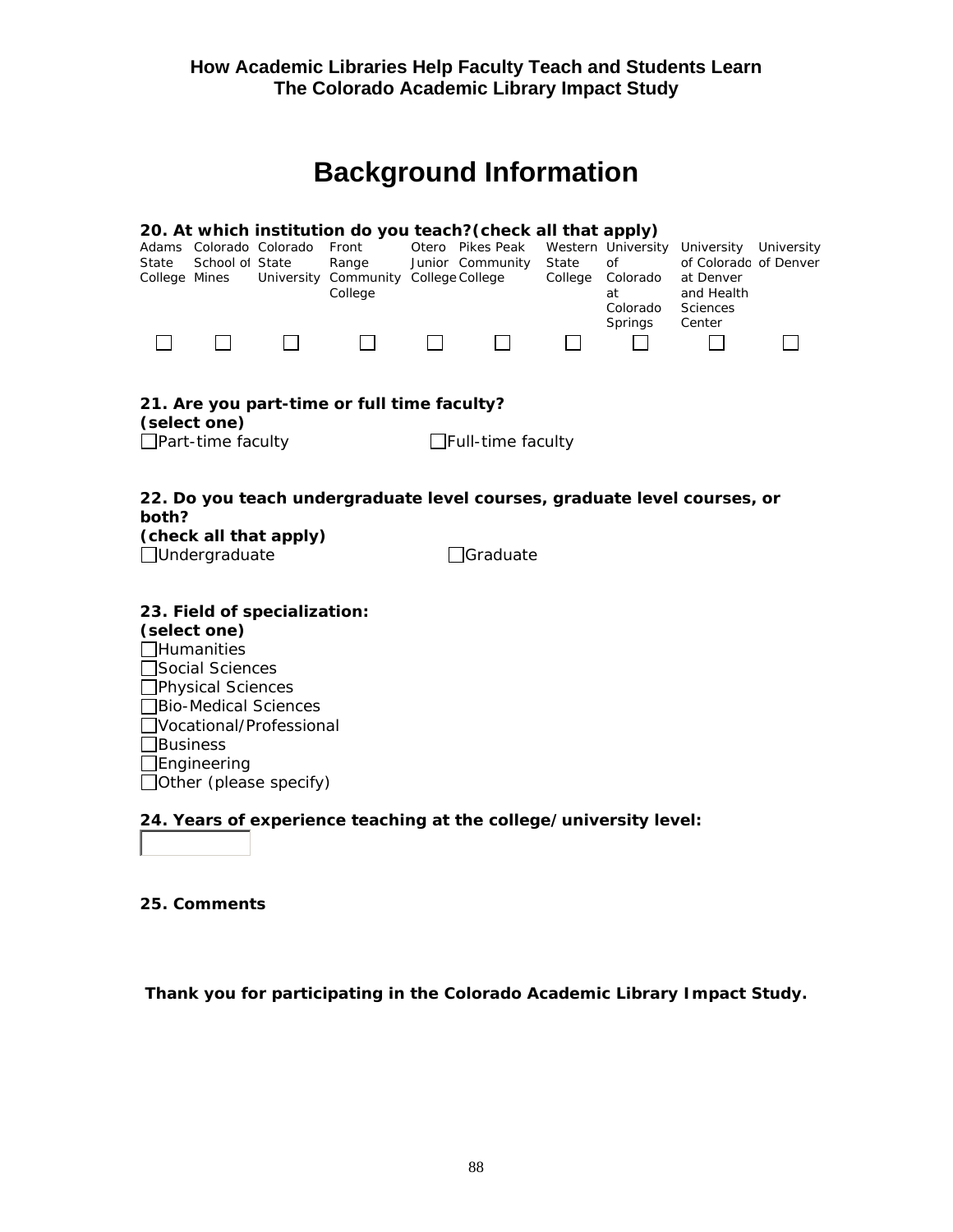## How Academic Libraries Help Faculty Teach and Students Learn
## The Colorado Academic Library Impact Study

# Background Information

**20. At which institution do you teach?(check all that apply)**

| Adams State College | Colorado School of Mines | Colorado State University | Front Range Community College | Otero Junior College | Pikes Peak Community College | Western State College | University of Colorado at Colorado Springs | University of Colorado at Denver and Health Sciences Center | University of Denver |
|---|---|---|---|---|---|---|---|---|---|
| ☐ | ☐ | ☐ | ☐ | ☐ | ☐ | ☐ | ☐ | ☐ | ☐ |

**21. Are you part-time or full time faculty?**
**(select one)**

☐Part-time faculty ☐Full-time faculty

**22. Do you teach undergraduate level courses, graduate level courses, or both?**
**(check all that apply)**

☐Undergraduate ☐Graduate

**23. Field of specialization:**
**(select one)**

☐Humanities
☐Social Sciences
☐Physical Sciences
☐Bio-Medical Sciences
☐Vocational/Professional
☐Business
☐Engineering
☐Other (please specify)

**24. Years of experience teaching at the college/university level:**

**25. Comments**

**Thank you for participating in the Colorado Academic Library Impact Study.**